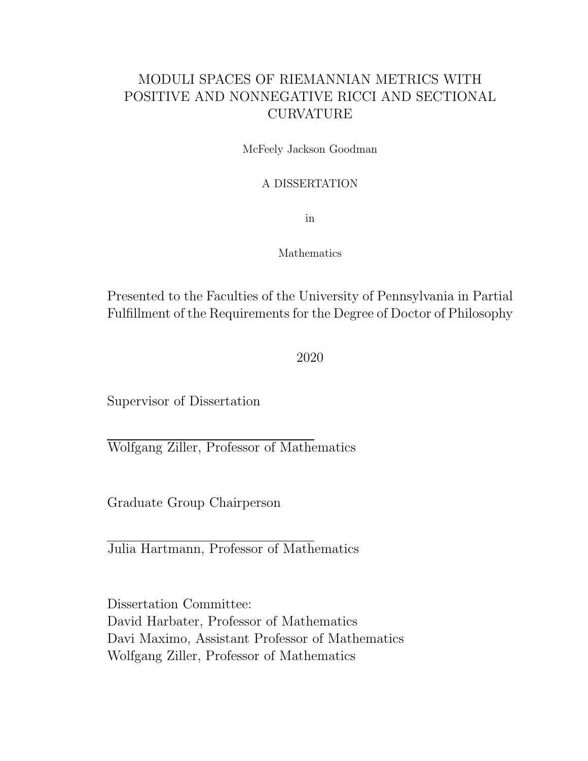# MODULI SPACES OF RIEMANNIAN METRICS WITH POSITIVE AND NONNEGATIVE RICCI AND SECTIONAL CURVATURE

McFeely Jackson Goodman

A DISSERTATION

in

Mathematics

Presented to the Faculties of the University of Pennsylvania in Partial Fulfillment of the Requirements for the Degree of Doctor of Philosophy

2020

Supervisor of Dissertation

Wolfgang Ziller, Professor of Mathematics

Graduate Group Chairperson

Julia Hartmann, Professor of Mathematics

Dissertation Committee:
David Harbater, Professor of Mathematics
Davi Maximo, Assistant Professor of Mathematics
Wolfgang Ziller, Professor of Mathematics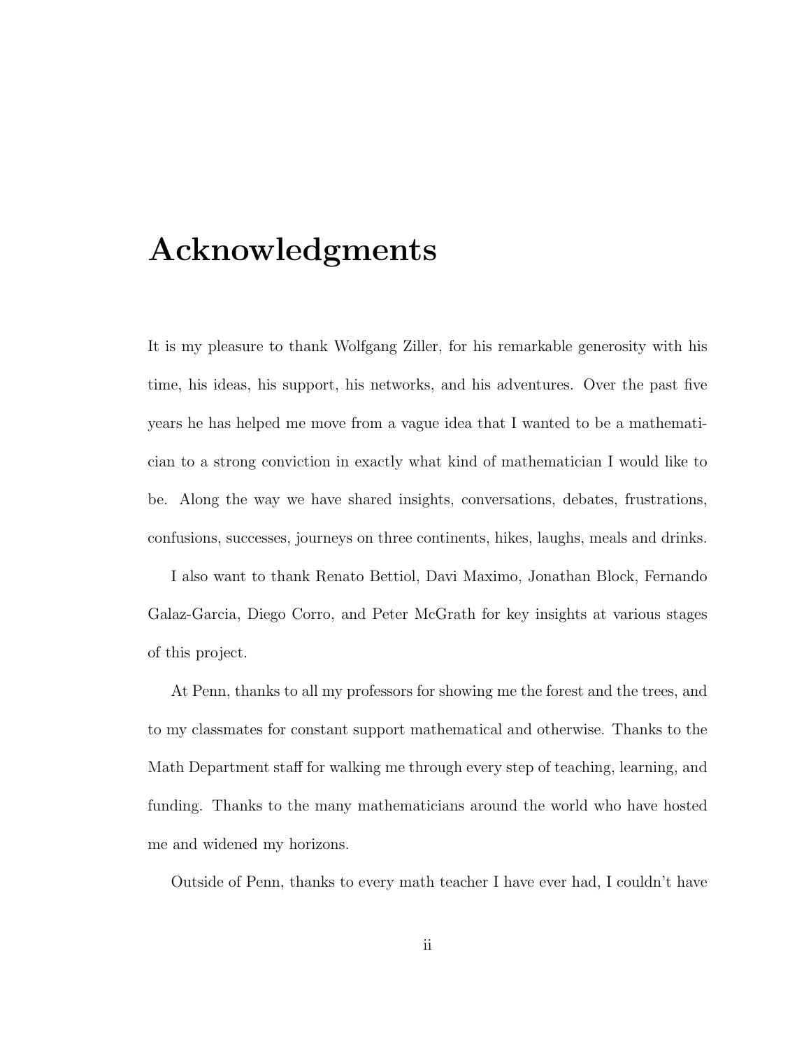# Acknowledgments

It is my pleasure to thank Wolfgang Ziller, for his remarkable generosity with his time, his ideas, his support, his networks, and his adventures. Over the past five years he has helped me move from a vague idea that I wanted to be a mathematician to a strong conviction in exactly what kind of mathematician I would like to be. Along the way we have shared insights, conversations, debates, frustrations, confusions, successes, journeys on three continents, hikes, laughs, meals and drinks.

I also want to thank Renato Bettiol, Davi Maximo, Jonathan Block, Fernando Galaz-Garcia, Diego Corro, and Peter McGrath for key insights at various stages of this project.

At Penn, thanks to all my professors for showing me the forest and the trees, and to my classmates for constant support mathematical and otherwise. Thanks to the Math Department staff for walking me through every step of teaching, learning, and funding. Thanks to the many mathematicians around the world who have hosted me and widened my horizons.

Outside of Penn, thanks to every math teacher I have ever had, I couldn't have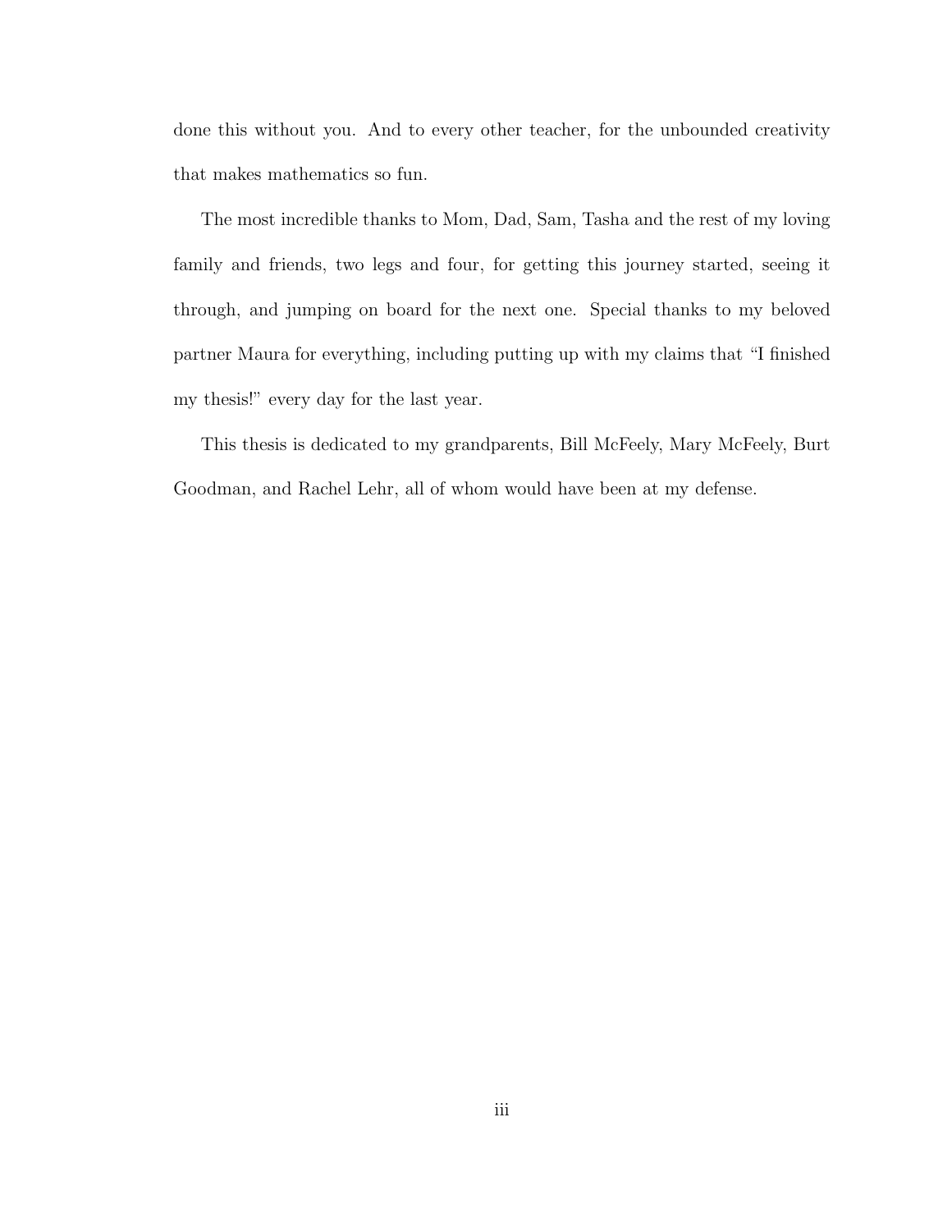done this without you. And to every other teacher, for the unbounded creativity that makes mathematics so fun.

The most incredible thanks to Mom, Dad, Sam, Tasha and the rest of my loving family and friends, two legs and four, for getting this journey started, seeing it through, and jumping on board for the next one. Special thanks to my beloved partner Maura for everything, including putting up with my claims that "I finished my thesis!" every day for the last year.

This thesis is dedicated to my grandparents, Bill McFeely, Mary McFeely, Burt Goodman, and Rachel Lehr, all of whom would have been at my defense.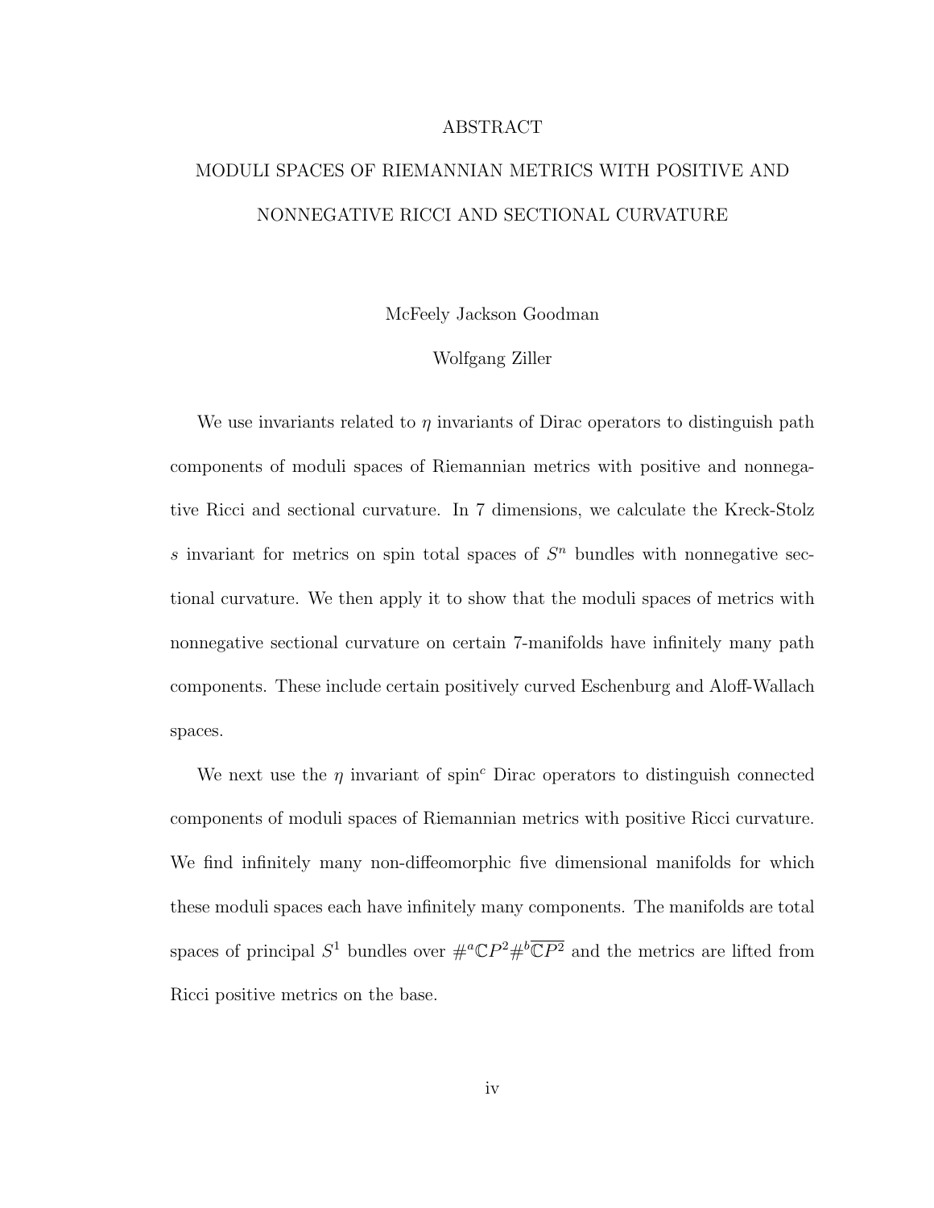# ABSTRACT

## MODULI SPACES OF RIEMANNIAN METRICS WITH POSITIVE AND NONNEGATIVE RICCI AND SECTIONAL CURVATURE

McFeely Jackson Goodman

Wolfgang Ziller

We use invariants related to $\eta$ invariants of Dirac operators to distinguish path components of moduli spaces of Riemannian metrics with positive and nonnegative Ricci and sectional curvature. In 7 dimensions, we calculate the Kreck-Stolz $s$ invariant for metrics on spin total spaces of $S^n$ bundles with nonnegative sectional curvature. We then apply it to show that the moduli spaces of metrics with nonnegative sectional curvature on certain 7-manifolds have infinitely many path components. These include certain positively curved Eschenburg and Aloff-Wallach spaces.

We next use the $\eta$ invariant of spin$^c$ Dirac operators to distinguish connected components of moduli spaces of Riemannian metrics with positive Ricci curvature. We find infinitely many non-diffeomorphic five dimensional manifolds for which these moduli spaces each have infinitely many components. The manifolds are total spaces of principal $S^1$ bundles over $\#^a\mathbb{C}P^2\#^b\overline{\mathbb{C}P^2}$ and the metrics are lifted from Ricci positive metrics on the base.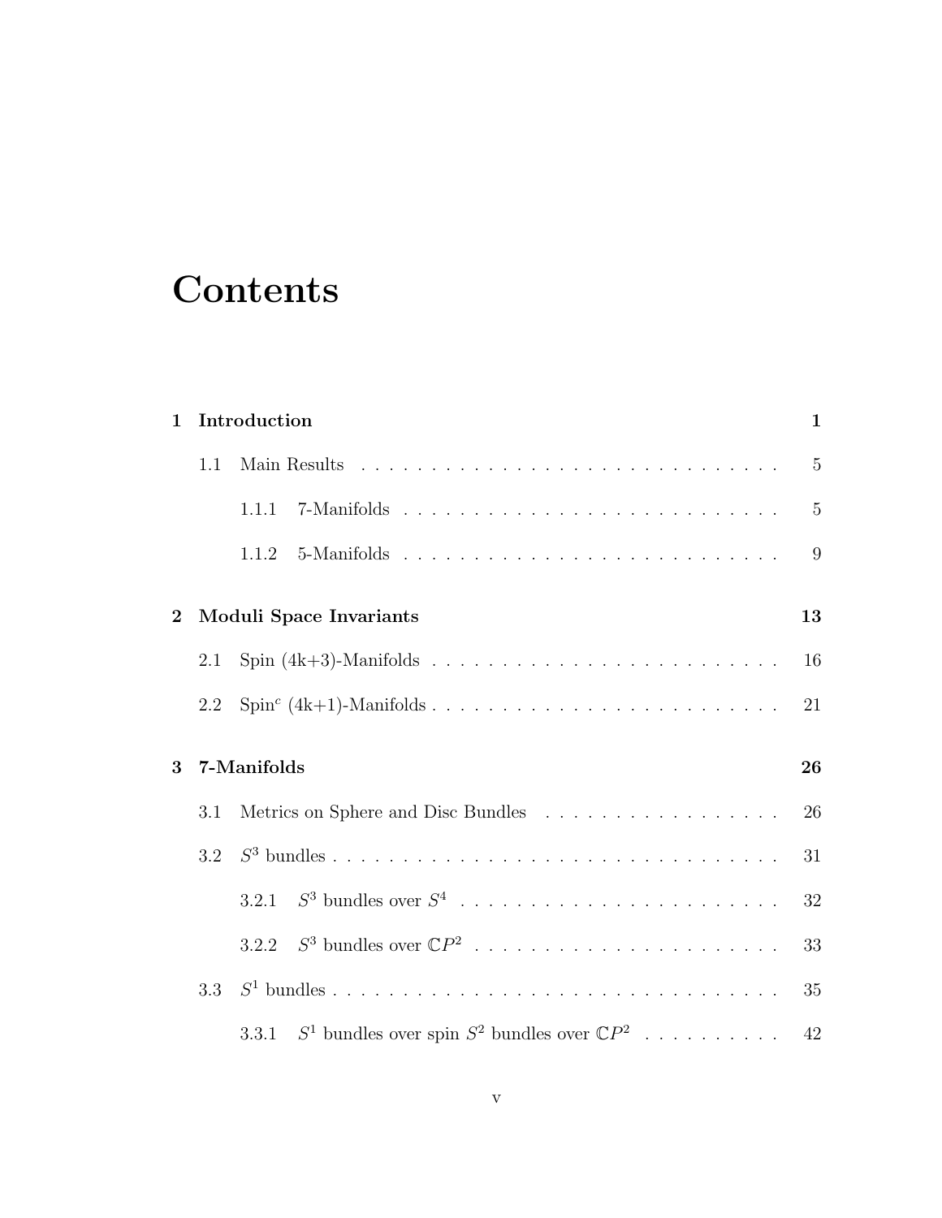# Contents

**1 Introduction** **1**

1.1 Main Results . . . . . . . . . . . . . . . . . . . . . . . . . . . . . . 5

1.1.1 7-Manifolds . . . . . . . . . . . . . . . . . . . . . . . . . . 5

1.1.2 5-Manifolds . . . . . . . . . . . . . . . . . . . . . . . . . . 9

**2 Moduli Space Invariants** **13**

2.1 Spin (4k+3)-Manifolds . . . . . . . . . . . . . . . . . . . . . . . . . 16

2.2 Spin$^c$ (4k+1)-Manifolds . . . . . . . . . . . . . . . . . . . . . . . . 21

**3 7-Manifolds** **26**

3.1 Metrics on Sphere and Disc Bundles . . . . . . . . . . . . . . . . . 26

3.2 $S^3$ bundles . . . . . . . . . . . . . . . . . . . . . . . . . . . . . . . 31

3.2.1 $S^3$ bundles over $S^4$ . . . . . . . . . . . . . . . . . . . . . . 32

3.2.2 $S^3$ bundles over $\mathbb{C}P^2$ . . . . . . . . . . . . . . . . . . . . . 33

3.3 $S^1$ bundles . . . . . . . . . . . . . . . . . . . . . . . . . . . . . . . 35

3.3.1 $S^1$ bundles over spin $S^2$ bundles over $\mathbb{C}P^2$ . . . . . . . . . . 42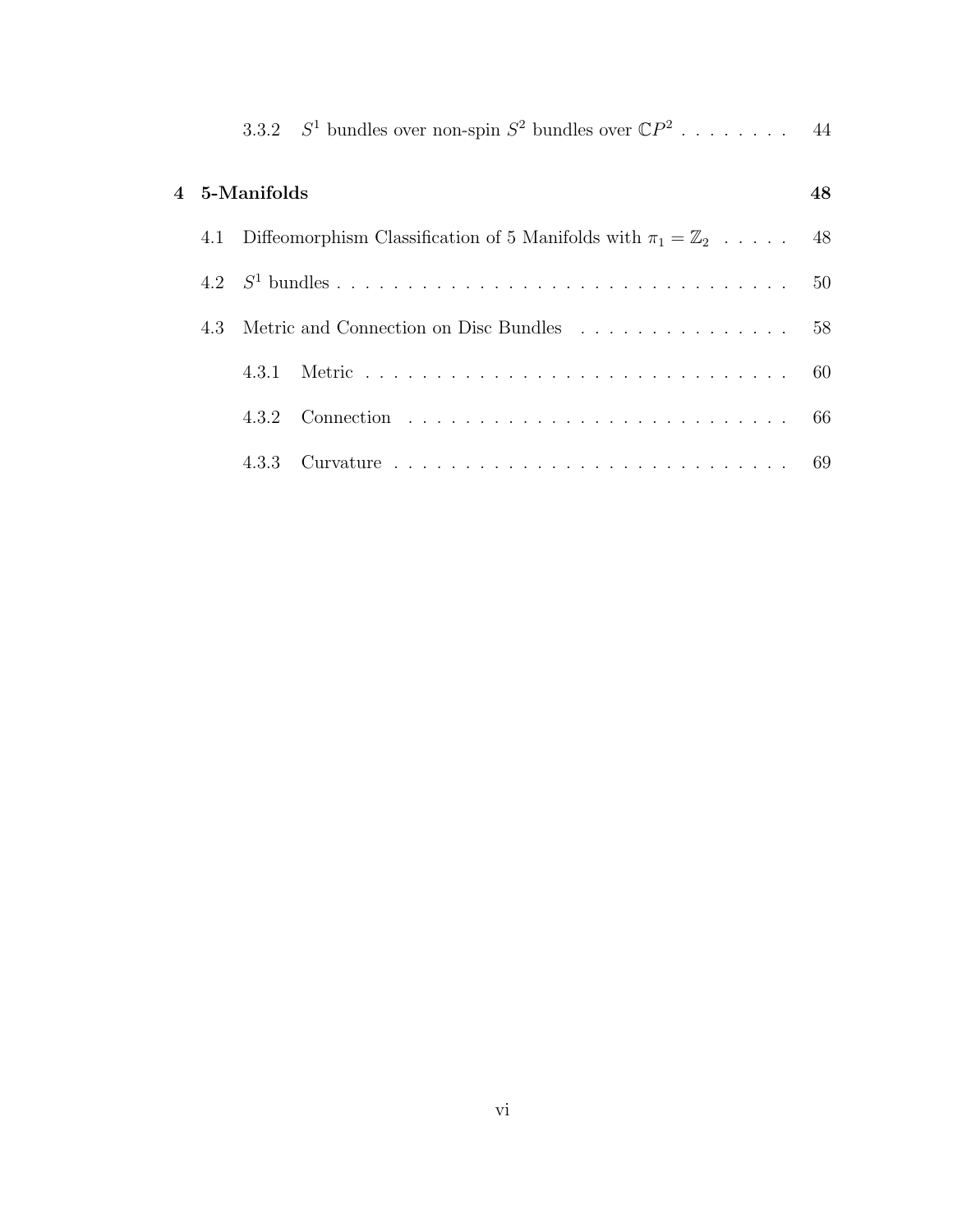3.3.2 $S^1$ bundles over non-spin $S^2$ bundles over $\mathbb{C}P^2$ . . . . . . . . 44

**4 5-Manifolds** **48**

4.1 Diffeomorphism Classification of 5 Manifolds with $\pi_1 = \mathbb{Z}_2$ . . . . . 48

4.2 $S^1$ bundles . . . . . . . . . . . . . . . . . . . . . . . . . . . . . . . . . 50

4.3 Metric and Connection on Disc Bundles . . . . . . . . . . . . . . . . 58

4.3.1 Metric . . . . . . . . . . . . . . . . . . . . . . . . . . . . . . . 60

4.3.2 Connection . . . . . . . . . . . . . . . . . . . . . . . . . . . . 66

4.3.3 Curvature . . . . . . . . . . . . . . . . . . . . . . . . . . . . . 69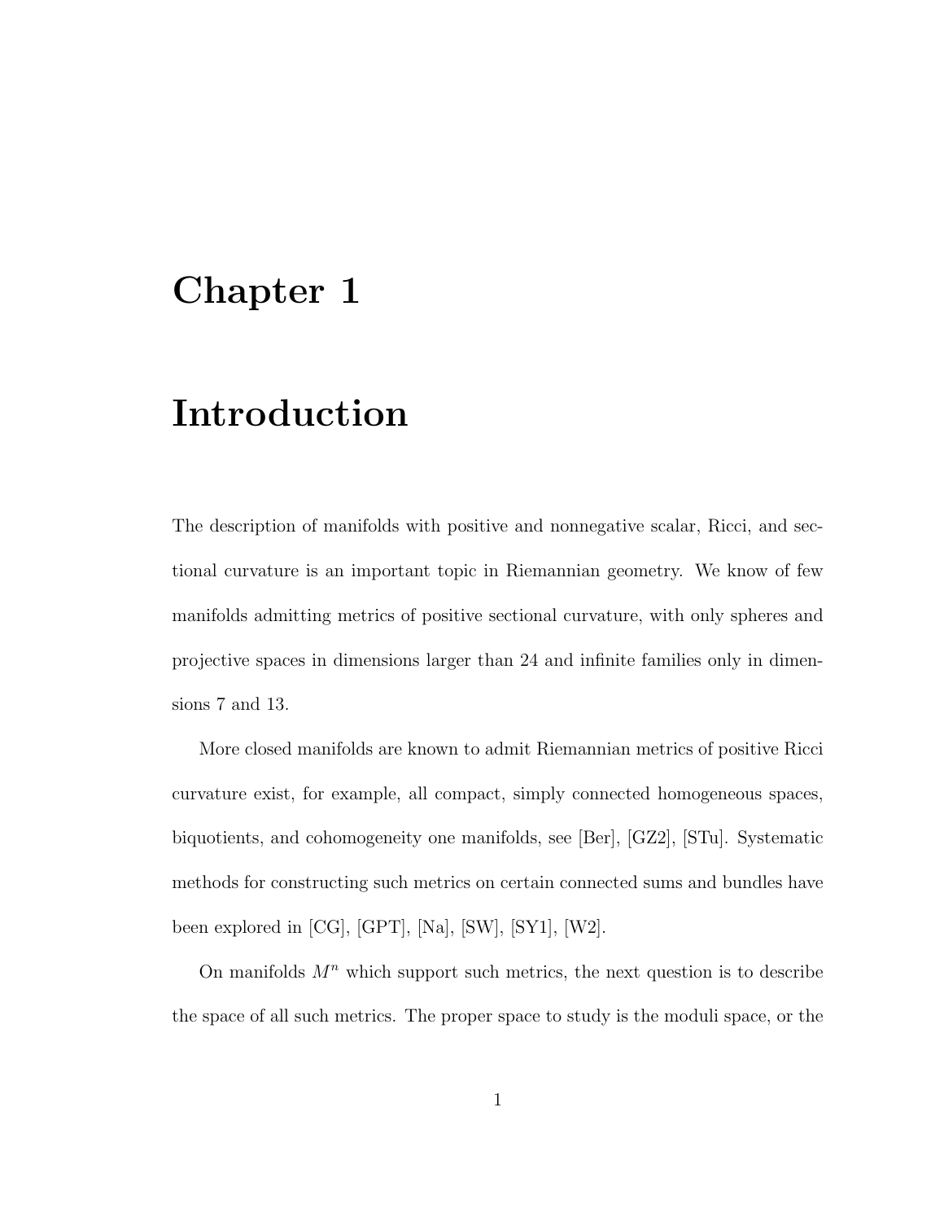# Chapter 1

# Introduction

The description of manifolds with positive and nonnegative scalar, Ricci, and sectional curvature is an important topic in Riemannian geometry. We know of few manifolds admitting metrics of positive sectional curvature, with only spheres and projective spaces in dimensions larger than 24 and infinite families only in dimensions 7 and 13.

More closed manifolds are known to admit Riemannian metrics of positive Ricci curvature exist, for example, all compact, simply connected homogeneous spaces, biquotients, and cohomogeneity one manifolds, see [Ber], [GZ2], [STu]. Systematic methods for constructing such metrics on certain connected sums and bundles have been explored in [CG], [GPT], [Na], [SW], [SY1], [W2].

On manifolds $M^n$ which support such metrics, the next question is to describe the space of all such metrics. The proper space to study is the moduli space, or the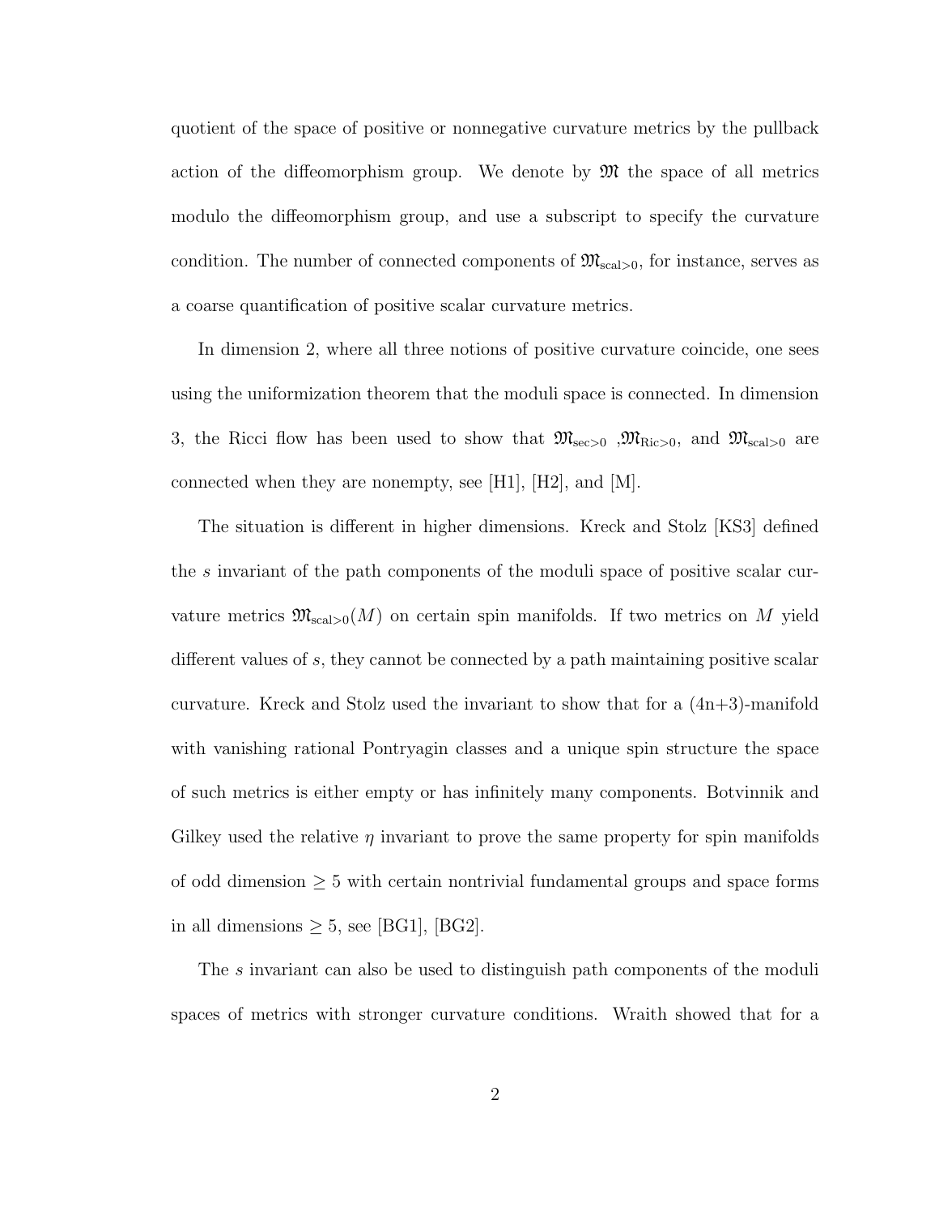quotient of the space of positive or nonnegative curvature metrics by the pullback action of the diffeomorphism group. We denote by $\mathfrak{M}$ the space of all metrics modulo the diffeomorphism group, and use a subscript to specify the curvature condition. The number of connected components of $\mathfrak{M}_{\text{scal}>0}$, for instance, serves as a coarse quantification of positive scalar curvature metrics.

In dimension 2, where all three notions of positive curvature coincide, one sees using the uniformization theorem that the moduli space is connected. In dimension 3, the Ricci flow has been used to show that $\mathfrak{M}_{\text{sec}>0}$ ,$\mathfrak{M}_{\text{Ric}>0}$, and $\mathfrak{M}_{\text{scal}>0}$ are connected when they are nonempty, see [H1], [H2], and [M].

The situation is different in higher dimensions. Kreck and Stolz [KS3] defined the $s$ invariant of the path components of the moduli space of positive scalar curvature metrics $\mathfrak{M}_{\text{scal}>0}(M)$ on certain spin manifolds. If two metrics on $M$ yield different values of $s$, they cannot be connected by a path maintaining positive scalar curvature. Kreck and Stolz used the invariant to show that for a (4n+3)-manifold with vanishing rational Pontryagin classes and a unique spin structure the space of such metrics is either empty or has infinitely many components. Botvinnik and Gilkey used the relative $\eta$ invariant to prove the same property for spin manifolds of odd dimension $\geq 5$ with certain nontrivial fundamental groups and space forms in all dimensions $\geq 5$, see [BG1], [BG2].

The $s$ invariant can also be used to distinguish path components of the moduli spaces of metrics with stronger curvature conditions. Wraith showed that for a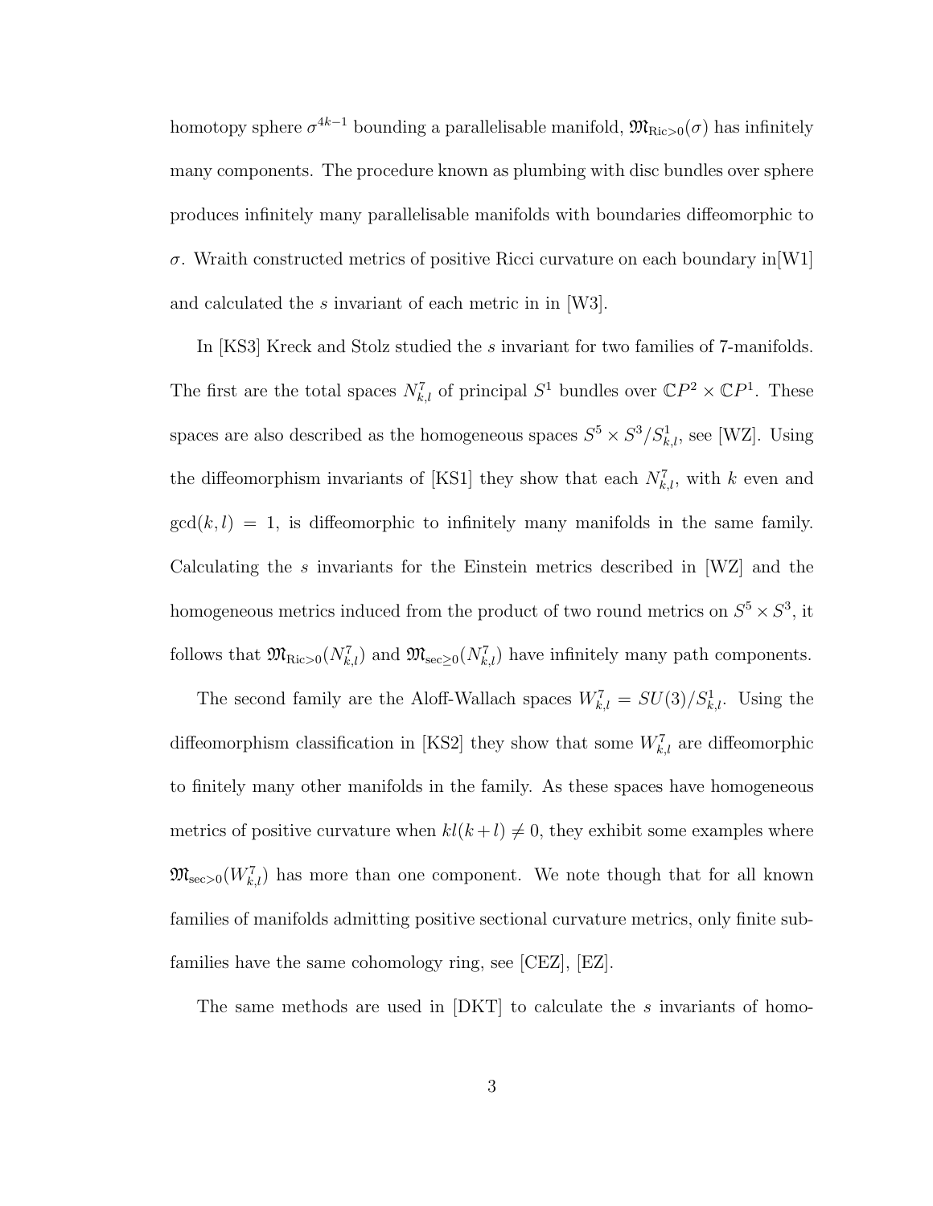homotopy sphere $\sigma^{4k-1}$ bounding a parallelisable manifold, $\mathfrak{M}_{\mathrm{Ric}>0}(\sigma)$ has infinitely many components. The procedure known as plumbing with disc bundles over sphere produces infinitely many parallelisable manifolds with boundaries diffeomorphic to $\sigma$. Wraith constructed metrics of positive Ricci curvature on each boundary in[W1] and calculated the $s$ invariant of each metric in in [W3].

In [KS3] Kreck and Stolz studied the $s$ invariant for two families of 7-manifolds. The first are the total spaces $N^7_{k,l}$ of principal $S^1$ bundles over $\mathbb{C}P^2 \times \mathbb{C}P^1$. These spaces are also described as the homogeneous spaces $S^5 \times S^3/S^1_{k,l}$, see [WZ]. Using the diffeomorphism invariants of [KS1] they show that each $N^7_{k,l}$, with $k$ even and $\gcd(k,l) = 1$, is diffeomorphic to infinitely many manifolds in the same family. Calculating the $s$ invariants for the Einstein metrics described in [WZ] and the homogeneous metrics induced from the product of two round metrics on $S^5 \times S^3$, it follows that $\mathfrak{M}_{\mathrm{Ric}>0}(N^7_{k,l})$ and $\mathfrak{M}_{\mathrm{sec}\geq 0}(N^7_{k,l})$ have infinitely many path components.

The second family are the Aloff-Wallach spaces $W^7_{k,l} = SU(3)/S^1_{k,l}$. Using the diffeomorphism classification in [KS2] they show that some $W^7_{k,l}$ are diffeomorphic to finitely many other manifolds in the family. As these spaces have homogeneous metrics of positive curvature when $kl(k+l) \neq 0$, they exhibit some examples where $\mathfrak{M}_{\mathrm{sec}>0}(W^7_{k,l})$ has more than one component. We note though that for all known families of manifolds admitting positive sectional curvature metrics, only finite subfamilies have the same cohomology ring, see [CEZ], [EZ].

The same methods are used in [DKT] to calculate the $s$ invariants of homo-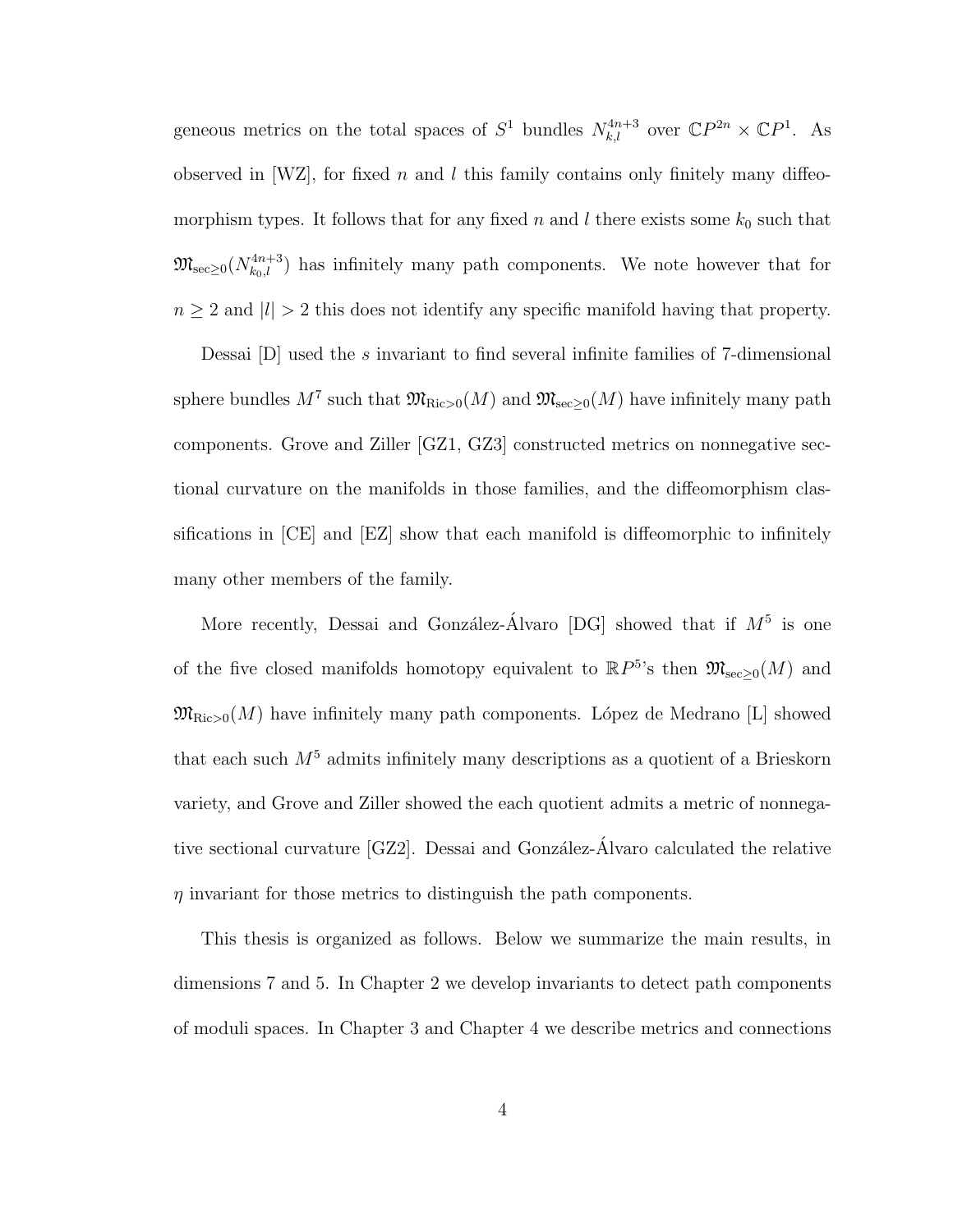geneous metrics on the total spaces of $S^1$ bundles $N^{4n+3}_{k,l}$ over $\mathbb{C}P^{2n} \times \mathbb{C}P^1$. As observed in [WZ], for fixed $n$ and $l$ this family contains only finitely many diffeomorphism types. It follows that for any fixed $n$ and $l$ there exists some $k_0$ such that $\mathfrak{M}_{\sec\geq 0}(N^{4n+3}_{k_0,l})$ has infinitely many path components. We note however that for $n \geq 2$ and $|l| > 2$ this does not identify any specific manifold having that property.

Dessai [D] used the $s$ invariant to find several infinite families of 7-dimensional sphere bundles $M^7$ such that $\mathfrak{M}_{\mathrm{Ric}>0}(M)$ and $\mathfrak{M}_{\sec\geq 0}(M)$ have infinitely many path components. Grove and Ziller [GZ1, GZ3] constructed metrics on nonnegative sectional curvature on the manifolds in those families, and the diffeomorphism classifications in [CE] and [EZ] show that each manifold is diffeomorphic to infinitely many other members of the family.

More recently, Dessai and González-Álvaro [DG] showed that if $M^5$ is one of the five closed manifolds homotopy equivalent to $\mathbb{R}P^5$'s then $\mathfrak{M}_{\sec\geq 0}(M)$ and $\mathfrak{M}_{\mathrm{Ric}>0}(M)$ have infinitely many path components. López de Medrano [L] showed that each such $M^5$ admits infinitely many descriptions as a quotient of a Brieskorn variety, and Grove and Ziller showed the each quotient admits a metric of nonnegative sectional curvature [GZ2]. Dessai and González-Álvaro calculated the relative $\eta$ invariant for those metrics to distinguish the path components.

This thesis is organized as follows. Below we summarize the main results, in dimensions 7 and 5. In Chapter 2 we develop invariants to detect path components of moduli spaces. In Chapter 3 and Chapter 4 we describe metrics and connections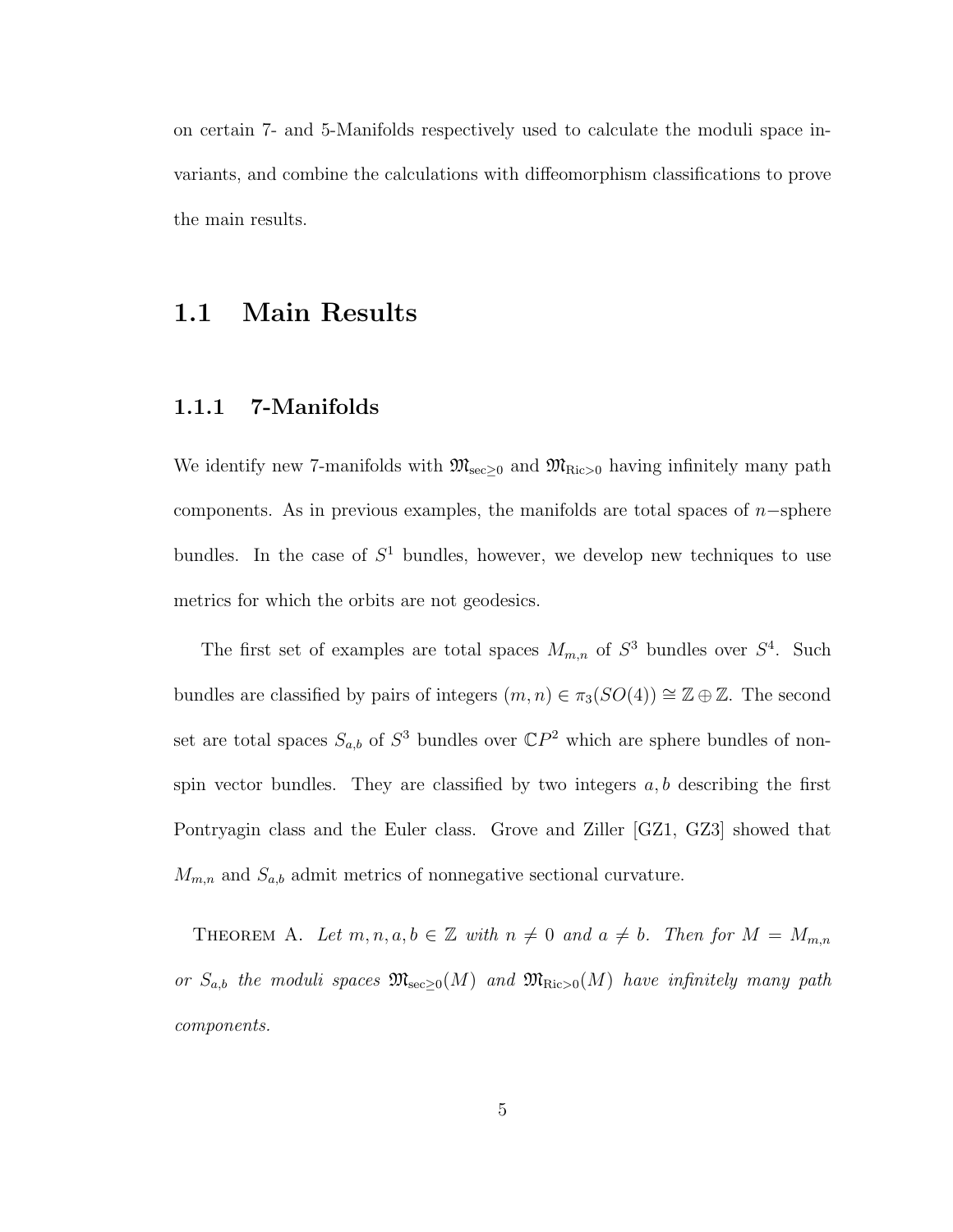on certain 7- and 5-Manifolds respectively used to calculate the moduli space invariants, and combine the calculations with diffeomorphism classifications to prove the main results.

## 1.1 Main Results

### 1.1.1 7-Manifolds

We identify new 7-manifolds with $\mathfrak{M}_{\sec\geq 0}$ and $\mathfrak{M}_{\mathrm{Ric}>0}$ having infinitely many path components. As in previous examples, the manifolds are total spaces of $n-$sphere bundles. In the case of $S^1$ bundles, however, we develop new techniques to use metrics for which the orbits are not geodesics.

The first set of examples are total spaces $M_{m,n}$ of $S^3$ bundles over $S^4$. Such bundles are classified by pairs of integers $(m, n) \in \pi_3(SO(4)) \cong \mathbb{Z} \oplus \mathbb{Z}$. The second set are total spaces $S_{a,b}$ of $S^3$ bundles over $\mathbb{C}P^2$ which are sphere bundles of non-spin vector bundles. They are classified by two integers $a, b$ describing the first Pontryagin class and the Euler class. Grove and Ziller [GZ1, GZ3] showed that $M_{m,n}$ and $S_{a,b}$ admit metrics of nonnegative sectional curvature.

Theorem A. *Let $m, n, a, b \in \mathbb{Z}$ with $n \neq 0$ and $a \neq b$. Then for $M = M_{m,n}$ or $S_{a,b}$ the moduli spaces $\mathfrak{M}_{\sec\geq 0}(M)$ and $\mathfrak{M}_{\mathrm{Ric}>0}(M)$ have infinitely many path components.*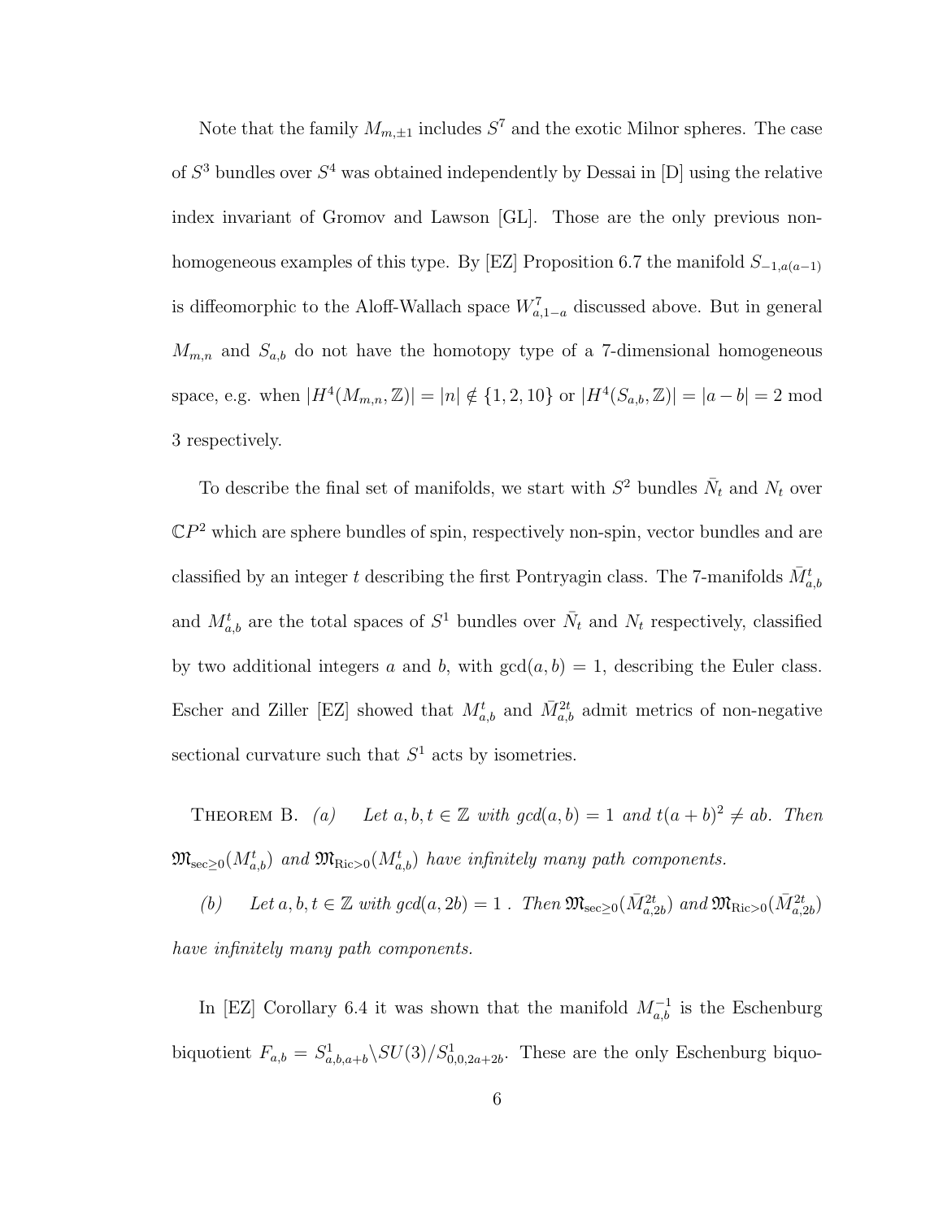Note that the family $M_{m,\pm1}$ includes $S^7$ and the exotic Milnor spheres. The case of $S^3$ bundles over $S^4$ was obtained independently by Dessai in [D] using the relative index invariant of Gromov and Lawson [GL]. Those are the only previous non-homogeneous examples of this type. By [EZ] Proposition 6.7 the manifold $S_{-1,a(a-1)}$ is diffeomorphic to the Aloff-Wallach space $W^7_{a,1-a}$ discussed above. But in general $M_{m,n}$ and $S_{a,b}$ do not have the homotopy type of a 7-dimensional homogeneous space, e.g. when $|H^4(M_{m,n},\mathbb{Z})| = |n| \notin \{1, 2, 10\}$ or $|H^4(S_{a,b},\mathbb{Z})| = |a-b| = 2 \bmod 3$ respectively.

To describe the final set of manifolds, we start with $S^2$ bundles $\bar{N}_t$ and $N_t$ over $\mathbb{C}P^2$ which are sphere bundles of spin, respectively non-spin, vector bundles and are classified by an integer $t$ describing the first Pontryagin class. The 7-manifolds $\bar{M}^t_{a,b}$ and $M^t_{a,b}$ are the total spaces of $S^1$ bundles over $\bar{N}_t$ and $N_t$ respectively, classified by two additional integers $a$ and $b$, with $\gcd(a,b) = 1$, describing the Euler class. Escher and Ziller [EZ] showed that $M^t_{a,b}$ and $\bar{M}^{2t}_{a,b}$ admit metrics of non-negative sectional curvature such that $S^1$ acts by isometries.

Theorem B. *(a) Let $a, b, t \in \mathbb{Z}$ with $gcd(a,b) = 1$ and $t(a+b)^2 \neq ab$. Then $\mathfrak{M}_{\sec\geq 0}(M^t_{a,b})$ and $\mathfrak{M}_{\mathrm{Ric}>0}(M^t_{a,b})$ have infinitely many path components.*

*(b) Let $a, b, t \in \mathbb{Z}$ with $gcd(a, 2b) = 1$ . Then $\mathfrak{M}_{\sec\geq 0}(\bar{M}^{2t}_{a,2b})$ and $\mathfrak{M}_{\mathrm{Ric}>0}(\bar{M}^{2t}_{a,2b})$ have infinitely many path components.*

In [EZ] Corollary 6.4 it was shown that the manifold $M^{-1}_{a,b}$ is the Eschenburg biquotient $F_{a,b} = S^1_{a,b,a+b}\backslash SU(3)/S^1_{0,0,2a+2b}$. These are the only Eschenburg biquo-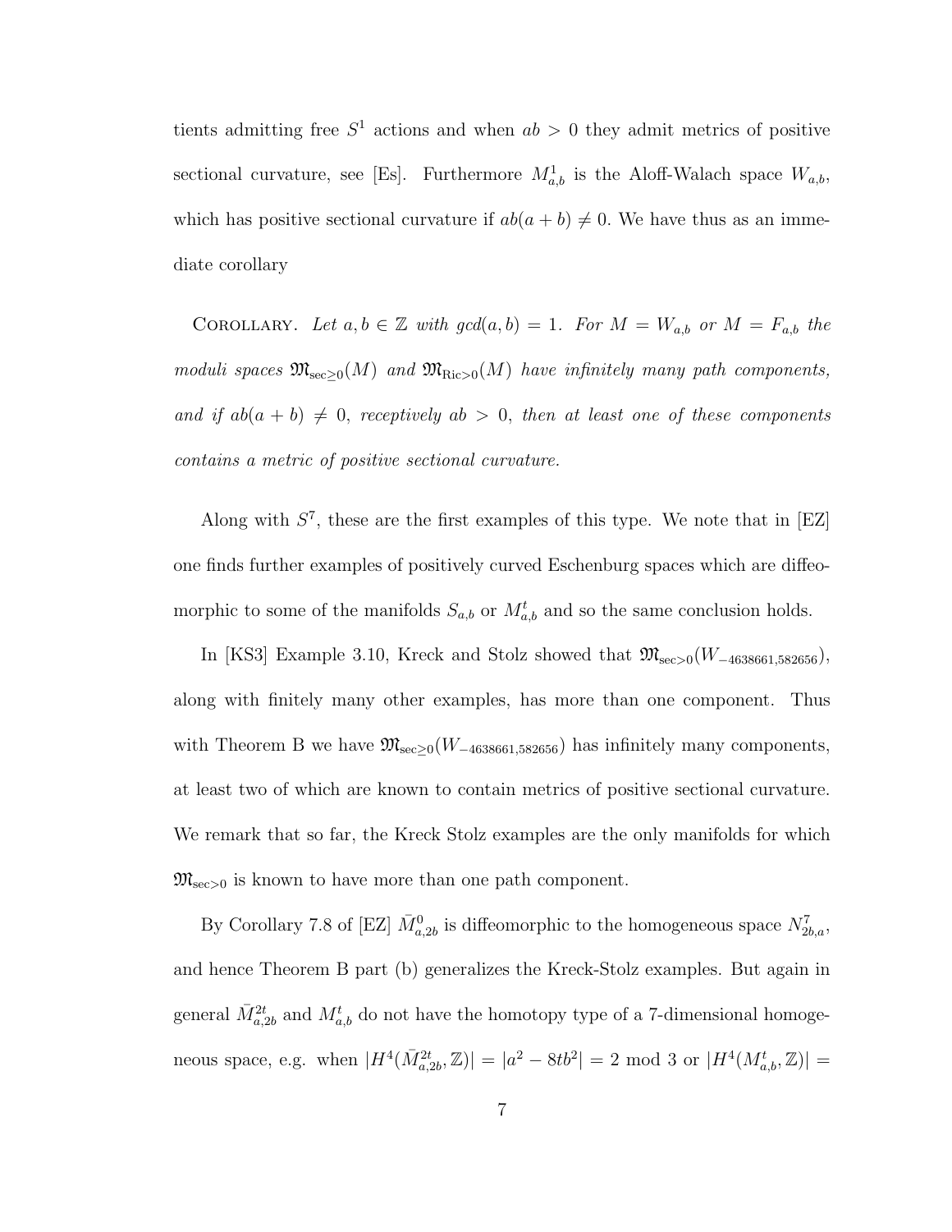tients admitting free $S^1$ actions and when $ab > 0$ they admit metrics of positive sectional curvature, see [Es]. Furthermore $M^1_{a,b}$ is the Aloff-Walach space $W_{a,b}$, which has positive sectional curvature if $ab(a+b) \neq 0$. We have thus as an immediate corollary

Corollary. *Let $a, b \in \mathbb{Z}$ with $gcd(a,b) = 1$. For $M = W_{a,b}$ or $M = F_{a,b}$ the moduli spaces $\mathfrak{M}_{\sec\geq 0}(M)$ and $\mathfrak{M}_{\mathrm{Ric}>0}(M)$ have infinitely many path components, and if $ab(a+b) \neq 0$, receptively $ab > 0$, then at least one of these components contains a metric of positive sectional curvature.*

Along with $S^7$, these are the first examples of this type. We note that in [EZ] one finds further examples of positively curved Eschenburg spaces which are diffeomorphic to some of the manifolds $S_{a,b}$ or $M^t_{a,b}$ and so the same conclusion holds.

In [KS3] Example 3.10, Kreck and Stolz showed that $\mathfrak{M}_{\sec>0}(W_{-4638661,582656})$, along with finitely many other examples, has more than one component. Thus with Theorem B we have $\mathfrak{M}_{\sec\geq 0}(W_{-4638661,582656})$ has infinitely many components, at least two of which are known to contain metrics of positive sectional curvature. We remark that so far, the Kreck Stolz examples are the only manifolds for which $\mathfrak{M}_{\sec>0}$ is known to have more than one path component.

By Corollary 7.8 of [EZ] $\bar{M}^0_{a,2b}$ is diffeomorphic to the homogeneous space $N^7_{2b,a}$, and hence Theorem B part (b) generalizes the Kreck-Stolz examples. But again in general $\bar{M}^{2t}_{a,2b}$ and $M^t_{a,b}$ do not have the homotopy type of a 7-dimensional homogeneous space, e.g. when $|H^4(\bar{M}^{2t}_{a,2b}, \mathbb{Z})| = |a^2 - 8tb^2| = 2 \bmod 3$ or $|H^4(M^t_{a,b}, \mathbb{Z})| =$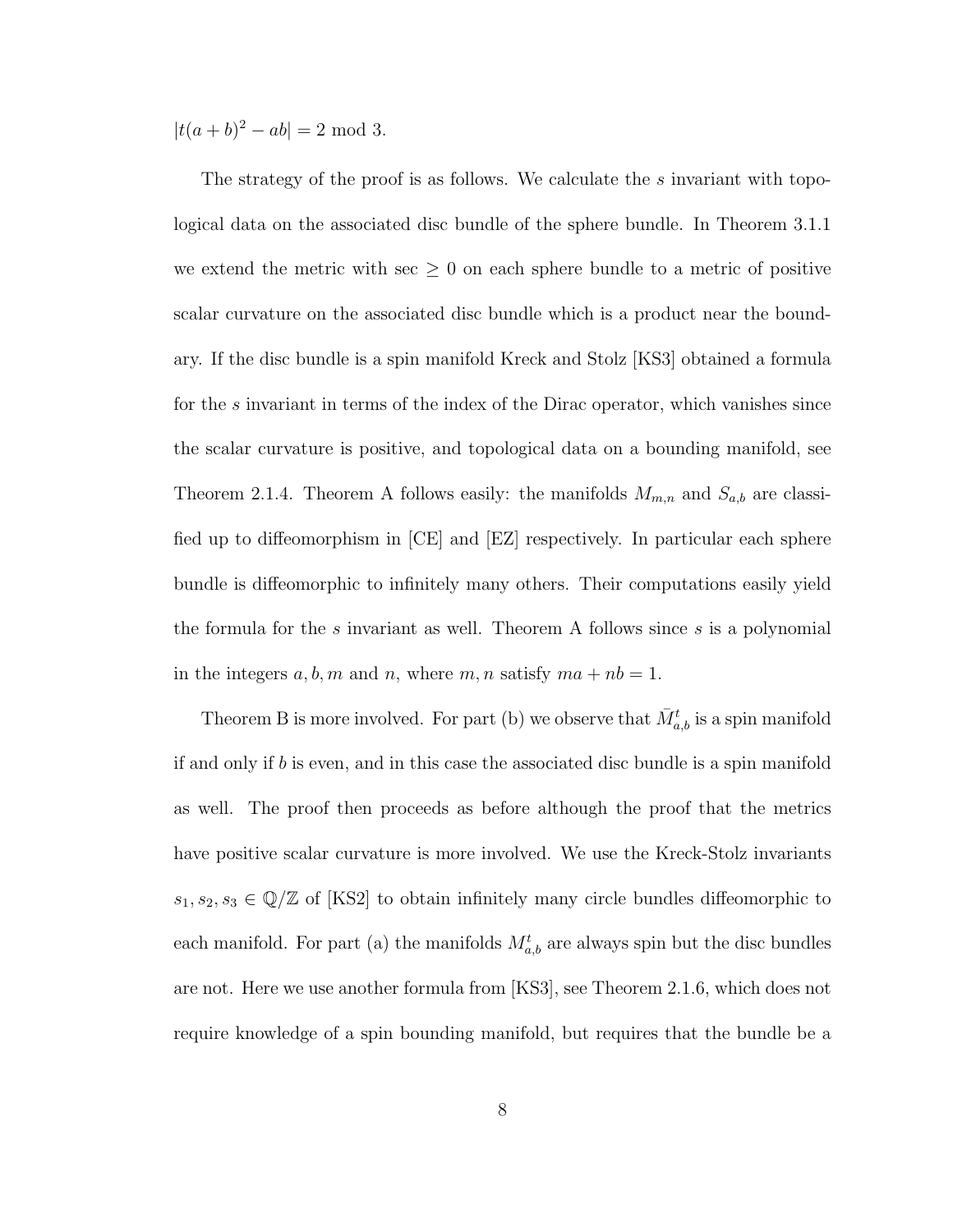$|t(a+b)^2 - ab| = 2 \bmod 3$.

The strategy of the proof is as follows. We calculate the $s$ invariant with topological data on the associated disc bundle of the sphere bundle. In Theorem 3.1.1 we extend the metric with sec $\geq 0$ on each sphere bundle to a metric of positive scalar curvature on the associated disc bundle which is a product near the boundary. If the disc bundle is a spin manifold Kreck and Stolz [KS3] obtained a formula for the $s$ invariant in terms of the index of the Dirac operator, which vanishes since the scalar curvature is positive, and topological data on a bounding manifold, see Theorem 2.1.4. Theorem A follows easily: the manifolds $M_{m,n}$ and $S_{a,b}$ are classified up to diffeomorphism in [CE] and [EZ] respectively. In particular each sphere bundle is diffeomorphic to infinitely many others. Their computations easily yield the formula for the $s$ invariant as well. Theorem A follows since $s$ is a polynomial in the integers $a, b, m$ and $n$, where $m, n$ satisfy $ma + nb = 1$.

Theorem B is more involved. For part (b) we observe that $\bar{M}^t_{a,b}$ is a spin manifold if and only if $b$ is even, and in this case the associated disc bundle is a spin manifold as well. The proof then proceeds as before although the proof that the metrics have positive scalar curvature is more involved. We use the Kreck-Stolz invariants $s_1, s_2, s_3 \in \mathbb{Q}/\mathbb{Z}$ of [KS2] to obtain infinitely many circle bundles diffeomorphic to each manifold. For part (a) the manifolds $M^t_{a,b}$ are always spin but the disc bundles are not. Here we use another formula from [KS3], see Theorem 2.1.6, which does not require knowledge of a spin bounding manifold, but requires that the bundle be a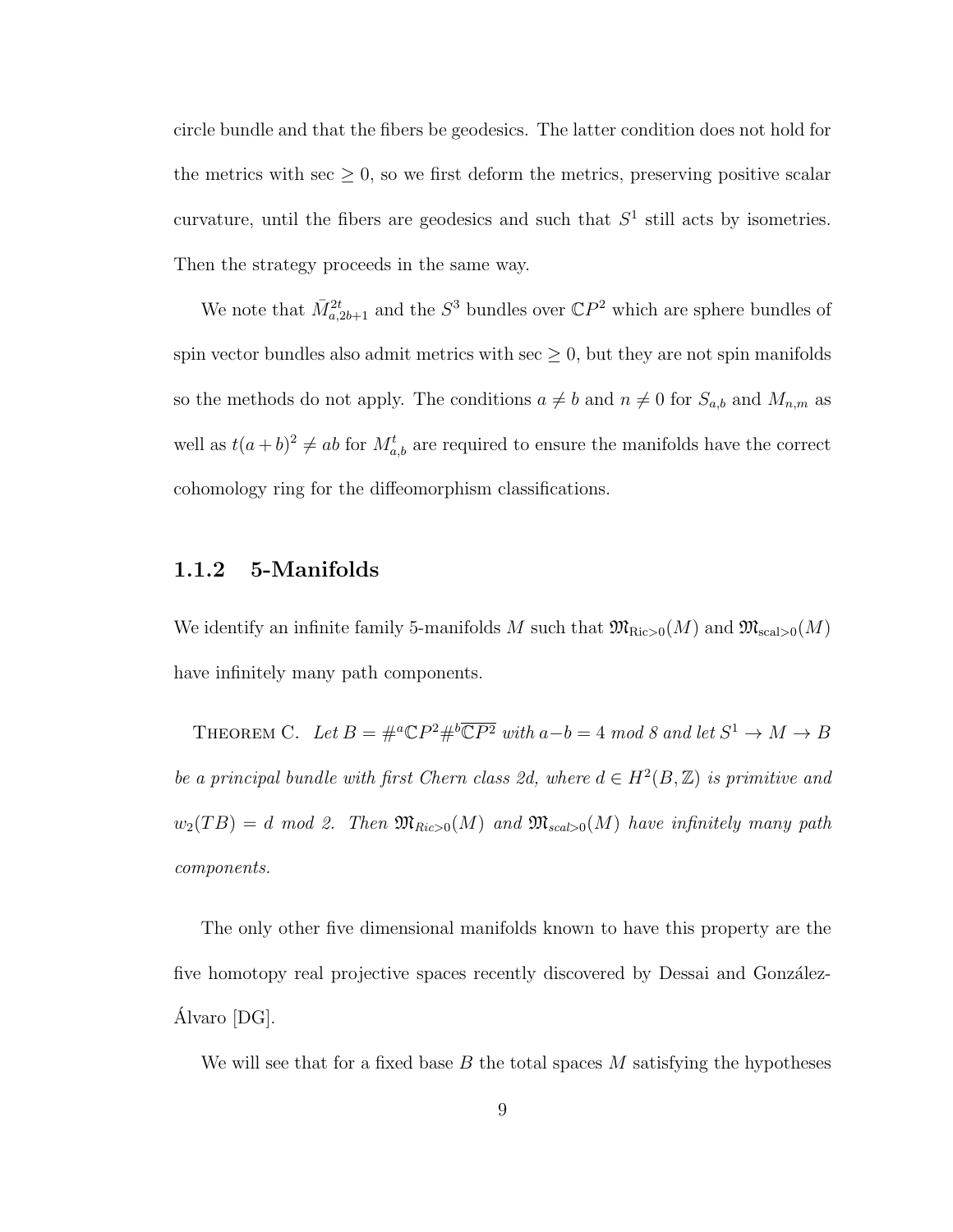circle bundle and that the fibers be geodesics. The latter condition does not hold for the metrics with sec $\geq 0$, so we first deform the metrics, preserving positive scalar curvature, until the fibers are geodesics and such that $S^1$ still acts by isometries. Then the strategy proceeds in the same way.

We note that $\bar{M}^{2t}_{a,2b+1}$ and the $S^3$ bundles over $\mathbb{C}P^2$ which are sphere bundles of spin vector bundles also admit metrics with sec $\geq 0$, but they are not spin manifolds so the methods do not apply. The conditions $a \neq b$ and $n \neq 0$ for $S_{a,b}$ and $M_{n,m}$ as well as $t(a+b)^2 \neq ab$ for $M^t_{a,b}$ are required to ensure the manifolds have the correct cohomology ring for the diffeomorphism classifications.

### 1.1.2 5-Manifolds

We identify an infinite family 5-manifolds $M$ such that $\mathfrak{M}_{\mathrm{Ric}>0}(M)$ and $\mathfrak{M}_{\mathrm{scal}>0}(M)$ have infinitely many path components.

Theorem C. *Let $B = \#^a\mathbb{C}P^2\#^b\overline{\mathbb{C}P^2}$ with $a-b = 4$ mod 8 and let $S^1 \to M \to B$ be a principal bundle with first Chern class $2d$, where $d \in H^2(B,\mathbb{Z})$ is primitive and $w_2(TB) = d$ mod 2. Then $\mathfrak{M}_{Ric>0}(M)$ and $\mathfrak{M}_{scal>0}(M)$ have infinitely many path components.*

The only other five dimensional manifolds known to have this property are the five homotopy real projective spaces recently discovered by Dessai and González-Álvaro [DG].

We will see that for a fixed base $B$ the total spaces $M$ satisfying the hypotheses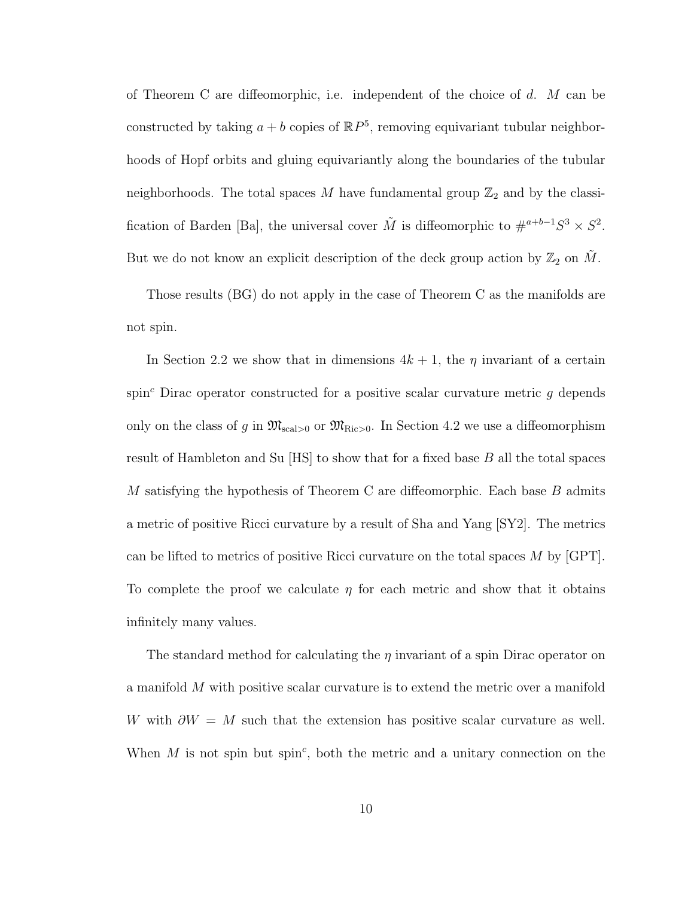of Theorem C are diffeomorphic, i.e. independent of the choice of $d$. $M$ can be constructed by taking $a+b$ copies of $\mathbb{R}P^5$, removing equivariant tubular neighborhoods of Hopf orbits and gluing equivariantly along the boundaries of the tubular neighborhoods. The total spaces $M$ have fundamental group $\mathbb{Z}_2$ and by the classification of Barden [Ba], the universal cover $\tilde{M}$ is diffeomorphic to $\#^{a+b-1} S^3 \times S^2$. But we do not know an explicit description of the deck group action by $\mathbb{Z}_2$ on $\tilde{M}$.

Those results (BG) do not apply in the case of Theorem C as the manifolds are not spin.

In Section 2.2 we show that in dimensions $4k+1$, the $\eta$ invariant of a certain spin$^c$ Dirac operator constructed for a positive scalar curvature metric $g$ depends only on the class of $g$ in $\mathfrak{M}_{\mathrm{scal}>0}$ or $\mathfrak{M}_{\mathrm{Ric}>0}$. In Section 4.2 we use a diffeomorphism result of Hambleton and Su [HS] to show that for a fixed base $B$ all the total spaces $M$ satisfying the hypothesis of Theorem C are diffeomorphic. Each base $B$ admits a metric of positive Ricci curvature by a result of Sha and Yang [SY2]. The metrics can be lifted to metrics of positive Ricci curvature on the total spaces $M$ by [GPT]. To complete the proof we calculate $\eta$ for each metric and show that it obtains infinitely many values.

The standard method for calculating the $\eta$ invariant of a spin Dirac operator on a manifold $M$ with positive scalar curvature is to extend the metric over a manifold $W$ with $\partial W = M$ such that the extension has positive scalar curvature as well. When $M$ is not spin but spin$^c$, both the metric and a unitary connection on the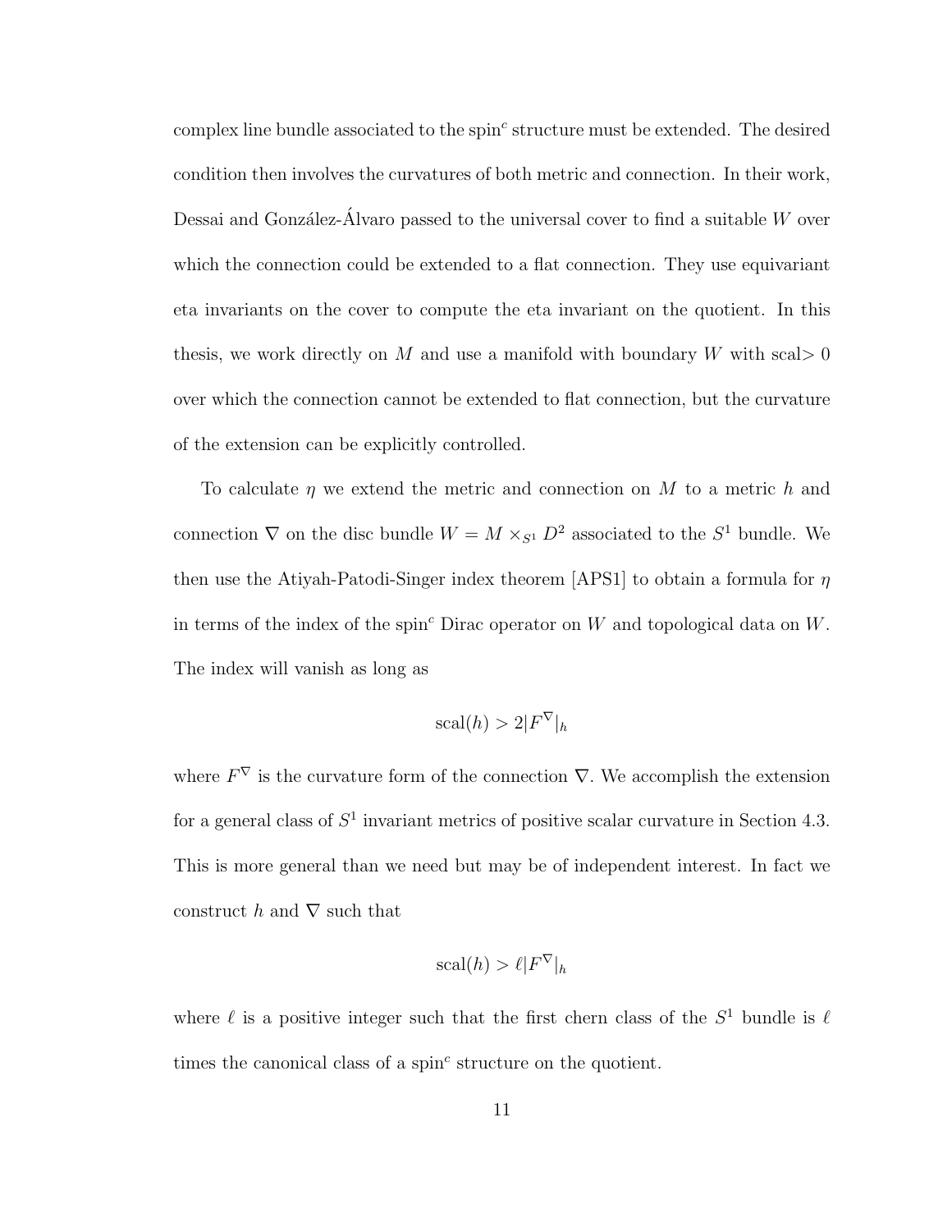complex line bundle associated to the spin$^c$ structure must be extended. The desired condition then involves the curvatures of both metric and connection. In their work, Dessai and González-Álvaro passed to the universal cover to find a suitable $W$ over which the connection could be extended to a flat connection. They use equivariant eta invariants on the cover to compute the eta invariant on the quotient. In this thesis, we work directly on $M$ and use a manifold with boundary $W$ with scal$> 0$ over which the connection cannot be extended to flat connection, but the curvature of the extension can be explicitly controlled.

To calculate $\eta$ we extend the metric and connection on $M$ to a metric $h$ and connection $\nabla$ on the disc bundle $W = M \times_{S^1} D^2$ associated to the $S^1$ bundle. We then use the Atiyah-Patodi-Singer index theorem [APS1] to obtain a formula for $\eta$ in terms of the index of the spin$^c$ Dirac operator on $W$ and topological data on $W$. The index will vanish as long as

$$\mathrm{scal}(h) > 2|F^{\nabla}|_h$$

where $F^{\nabla}$ is the curvature form of the connection $\nabla$. We accomplish the extension for a general class of $S^1$ invariant metrics of positive scalar curvature in Section 4.3. This is more general than we need but may be of independent interest. In fact we construct $h$ and $\nabla$ such that

$$\mathrm{scal}(h) > \ell|F^{\nabla}|_h$$

where $\ell$ is a positive integer such that the first chern class of the $S^1$ bundle is $\ell$ times the canonical class of a spin$^c$ structure on the quotient.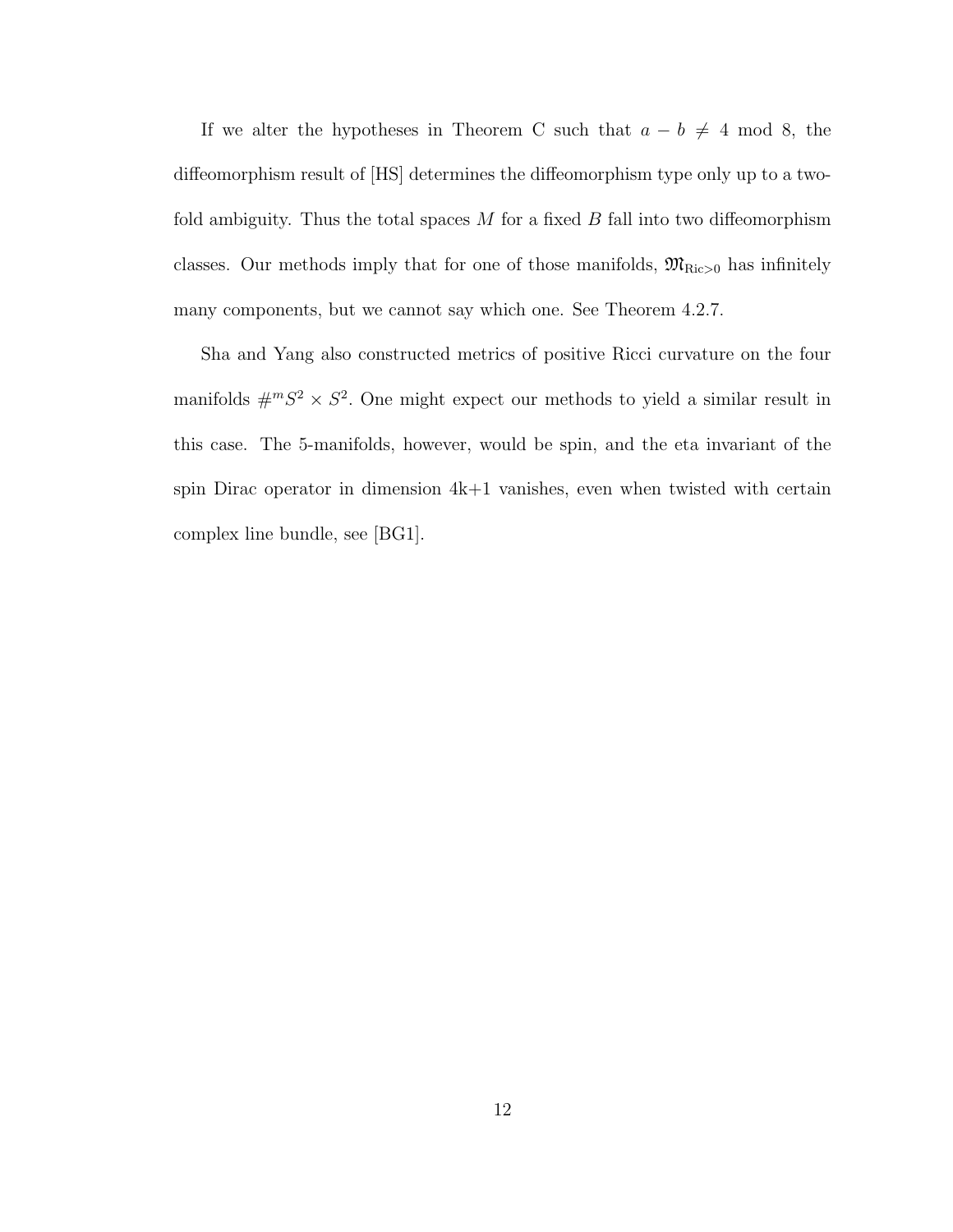If we alter the hypotheses in Theorem C such that $a - b \neq 4 \bmod 8$, the diffeomorphism result of [HS] determines the diffeomorphism type only up to a two-fold ambiguity. Thus the total spaces $M$ for a fixed $B$ fall into two diffeomorphism classes. Our methods imply that for one of those manifolds, $\mathfrak{M}_{\mathrm{Ric}>0}$ has infinitely many components, but we cannot say which one. See Theorem 4.2.7.

Sha and Yang also constructed metrics of positive Ricci curvature on the four manifolds $\#^m S^2 \times S^2$. One might expect our methods to yield a similar result in this case. The 5-manifolds, however, would be spin, and the eta invariant of the spin Dirac operator in dimension 4k+1 vanishes, even when twisted with certain complex line bundle, see [BG1].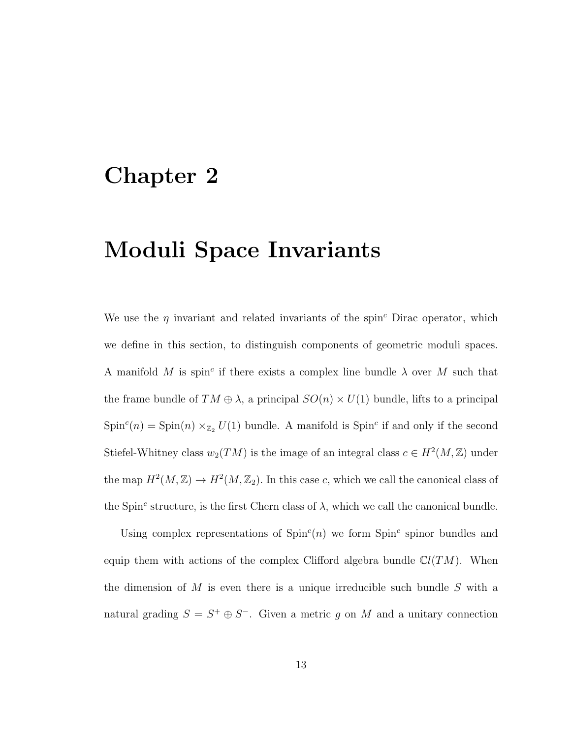# Chapter 2

# Moduli Space Invariants

We use the $\eta$ invariant and related invariants of the spin$^c$ Dirac operator, which we define in this section, to distinguish components of geometric moduli spaces. A manifold $M$ is spin$^c$ if there exists a complex line bundle $\lambda$ over $M$ such that the frame bundle of $TM \oplus \lambda$, a principal $SO(n) \times U(1)$ bundle, lifts to a principal $\mathrm{Spin}^c(n) = \mathrm{Spin}(n) \times_{\mathbb{Z}_2} U(1)$ bundle. A manifold is Spin$^c$ if and only if the second Stiefel-Whitney class $w_2(TM)$ is the image of an integral class $c \in H^2(M, \mathbb{Z})$ under the map $H^2(M, \mathbb{Z}) \to H^2(M, \mathbb{Z}_2)$. In this case $c$, which we call the canonical class of the Spin$^c$ structure, is the first Chern class of $\lambda$, which we call the canonical bundle.

Using complex representations of $\mathrm{Spin}^c(n)$ we form Spin$^c$ spinor bundles and equip them with actions of the complex Clifford algebra bundle $\mathbb{C}l(TM)$. When the dimension of $M$ is even there is a unique irreducible such bundle $S$ with a natural grading $S = S^+ \oplus S^-$. Given a metric $g$ on $M$ and a unitary connection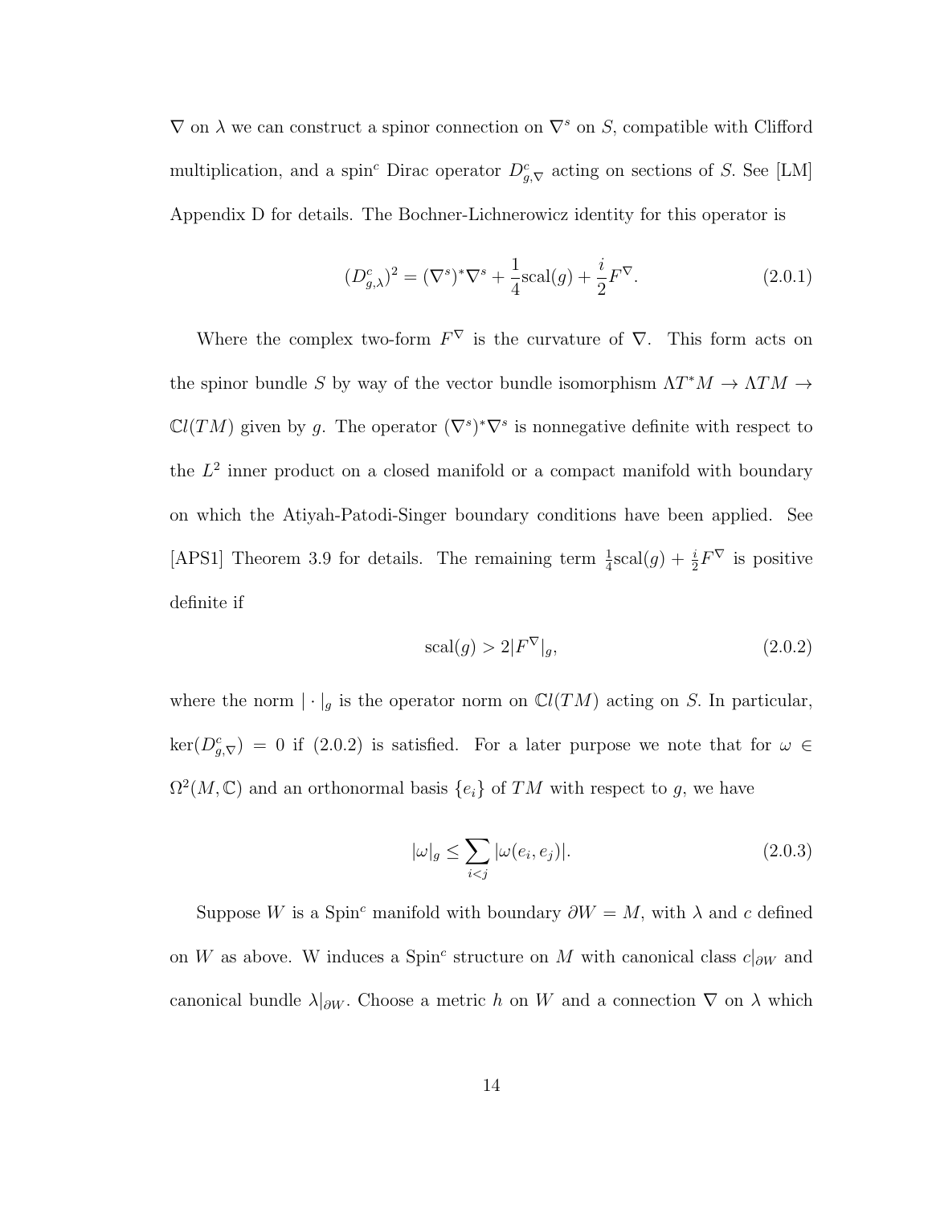$\nabla$ on $\lambda$ we can construct a spinor connection on $\nabla^s$ on $S$, compatible with Clifford multiplication, and a spin$^c$ Dirac operator $D^c_{g,\nabla}$ acting on sections of $S$. See [LM] Appendix D for details. The Bochner-Lichnerowicz identity for this operator is

$$(D^c_{g,\lambda})^2 = (\nabla^s)^*\nabla^s + \frac{1}{4}\mathrm{scal}(g) + \frac{i}{2}F^\nabla. \tag{2.0.1}$$

Where the complex two-form $F^\nabla$ is the curvature of $\nabla$. This form acts on the spinor bundle $S$ by way of the vector bundle isomorphism $\Lambda T^*M \to \Lambda TM \to \mathbb{C}l(TM)$ given by $g$. The operator $(\nabla^s)^*\nabla^s$ is nonnegative definite with respect to the $L^2$ inner product on a closed manifold or a compact manifold with boundary on which the Atiyah-Patodi-Singer boundary conditions have been applied. See [APS1] Theorem 3.9 for details. The remaining term $\frac{1}{4}\mathrm{scal}(g) + \frac{i}{2}F^\nabla$ is positive definite if

$$\mathrm{scal}(g) > 2|F^\nabla|_g, \tag{2.0.2}$$

where the norm $|\cdot|_g$ is the operator norm on $\mathbb{C}l(TM)$ acting on $S$. In particular, $\ker(D^c_{g,\nabla}) = 0$ if (2.0.2) is satisfied. For a later purpose we note that for $\omega \in \Omega^2(M,\mathbb{C})$ and an orthonormal basis $\{e_i\}$ of $TM$ with respect to $g$, we have

$$|\omega|_g \leq \sum_{i<j} |\omega(e_i, e_j)|. \tag{2.0.3}$$

Suppose $W$ is a Spin$^c$ manifold with boundary $\partial W = M$, with $\lambda$ and $c$ defined on $W$ as above. W induces a Spin$^c$ structure on $M$ with canonical class $c|_{\partial W}$ and canonical bundle $\lambda|_{\partial W}$. Choose a metric $h$ on $W$ and a connection $\nabla$ on $\lambda$ which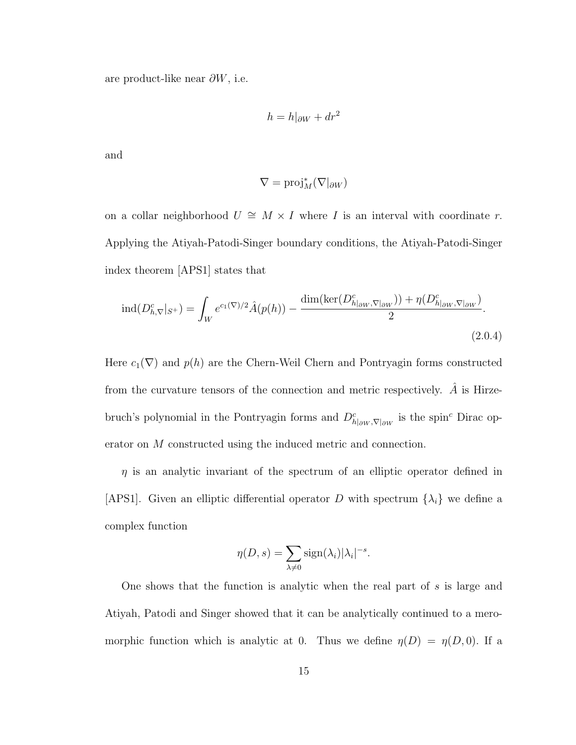are product-like near $\partial W$, i.e.

$$h = h|_{\partial W} + dr^2$$

and

$$\nabla = \mathrm{proj}_M^*(\nabla|_{\partial W})$$

on a collar neighborhood $U \cong M \times I$ where $I$ is an interval with coordinate $r$. Applying the Atiyah-Patodi-Singer boundary conditions, the Atiyah-Patodi-Singer index theorem [APS1] states that

$$\mathrm{ind}(D^c_{h,\nabla}|_{S^+}) = \int_W e^{c_1(\nabla)/2}\hat{A}(p(h)) - \frac{\dim(\ker(D^c_{h|_{\partial W},\nabla|_{\partial W}})) + \eta(D^c_{h|_{\partial W},\nabla|_{\partial W}})}{2}. \tag{2.0.4}$$

Here $c_1(\nabla)$ and $p(h)$ are the Chern-Weil Chern and Pontryagin forms constructed from the curvature tensors of the connection and metric respectively. $\hat{A}$ is Hirzebruch's polynomial in the Pontryagin forms and $D^c_{h|_{\partial W},\nabla|_{\partial W}}$ is the spin$^c$ Dirac operator on $M$ constructed using the induced metric and connection.

$\eta$ is an analytic invariant of the spectrum of an elliptic operator defined in [APS1]. Given an elliptic differential operator $D$ with spectrum $\{\lambda_i\}$ we define a complex function

$$\eta(D, s) = \sum_{\lambda \neq 0} \mathrm{sign}(\lambda_i)|\lambda_i|^{-s}.$$

One shows that the function is analytic when the real part of $s$ is large and Atiyah, Patodi and Singer showed that it can be analytically continued to a meromorphic function which is analytic at 0. Thus we define $\eta(D) = \eta(D, 0)$. If a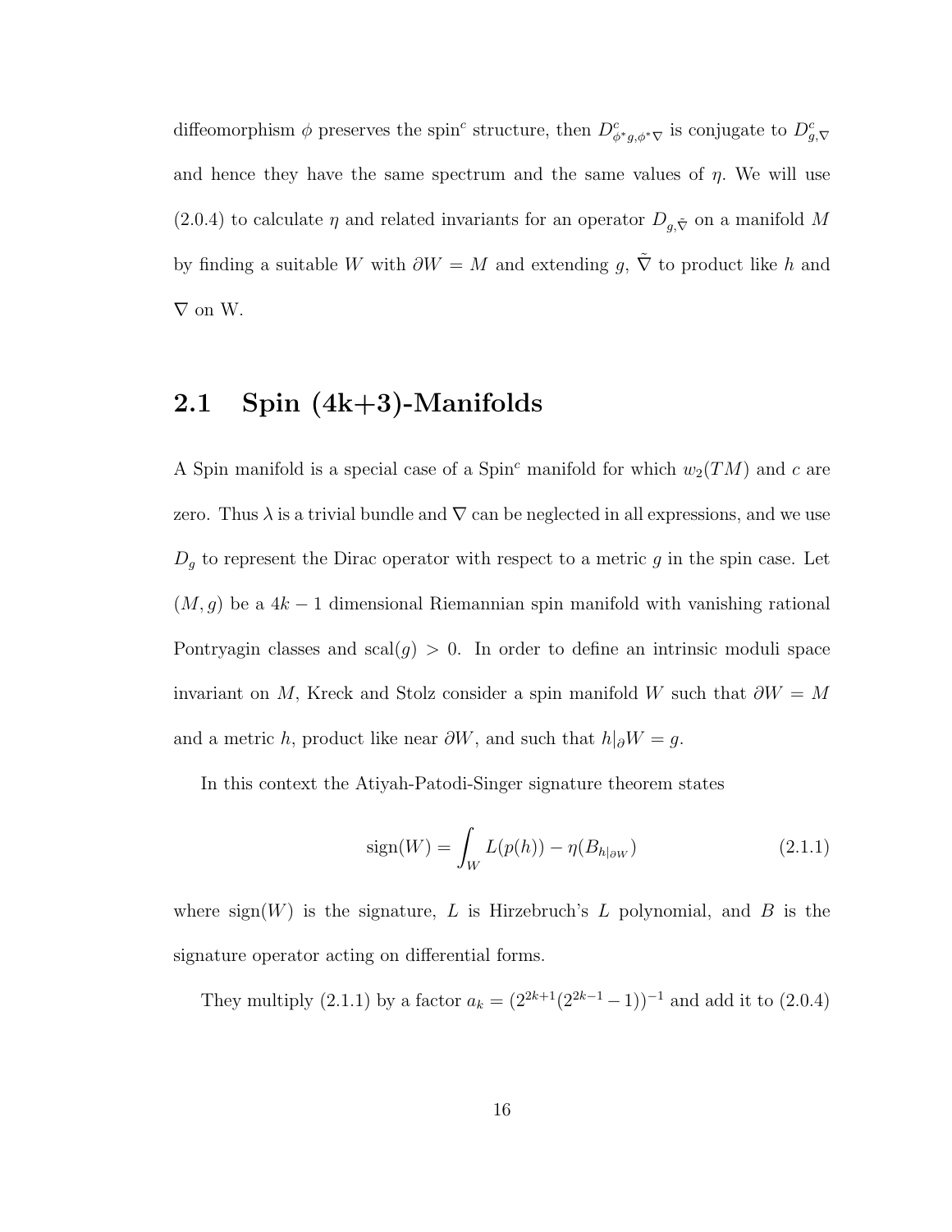diffeomorphism $\phi$ preserves the spin$^c$ structure, then $D^c_{\phi^* g, \phi^* \nabla}$ is conjugate to $D^c_{g,\nabla}$ and hence they have the same spectrum and the same values of $\eta$. We will use (2.0.4) to calculate $\eta$ and related invariants for an operator $D_{g,\tilde{\nabla}}$ on a manifold $M$ by finding a suitable $W$ with $\partial W = M$ and extending $g$, $\tilde{\nabla}$ to product like $h$ and $\nabla$ on W.

## 2.1 Spin (4k+3)-Manifolds

A Spin manifold is a special case of a Spin$^c$ manifold for which $w_2(TM)$ and $c$ are zero. Thus $\lambda$ is a trivial bundle and $\nabla$ can be neglected in all expressions, and we use $D_g$ to represent the Dirac operator with respect to a metric $g$ in the spin case. Let $(M, g)$ be a $4k-1$ dimensional Riemannian spin manifold with vanishing rational Pontryagin classes and $\text{scal}(g) > 0$. In order to define an intrinsic moduli space invariant on $M$, Kreck and Stolz consider a spin manifold $W$ such that $\partial W = M$ and a metric $h$, product like near $\partial W$, and such that $h|_\partial W = g$.

In this context the Atiyah-Patodi-Singer signature theorem states

$$\text{sign}(W) = \int_W L(p(h)) - \eta(B_{h|_{\partial W}}) \tag{2.1.1}$$

where $\text{sign}(W)$ is the signature, $L$ is Hirzebruch's $L$ polynomial, and $B$ is the signature operator acting on differential forms.

They multiply (2.1.1) by a factor $a_k = (2^{2k+1}(2^{2k-1} - 1))^{-1}$ and add it to (2.0.4)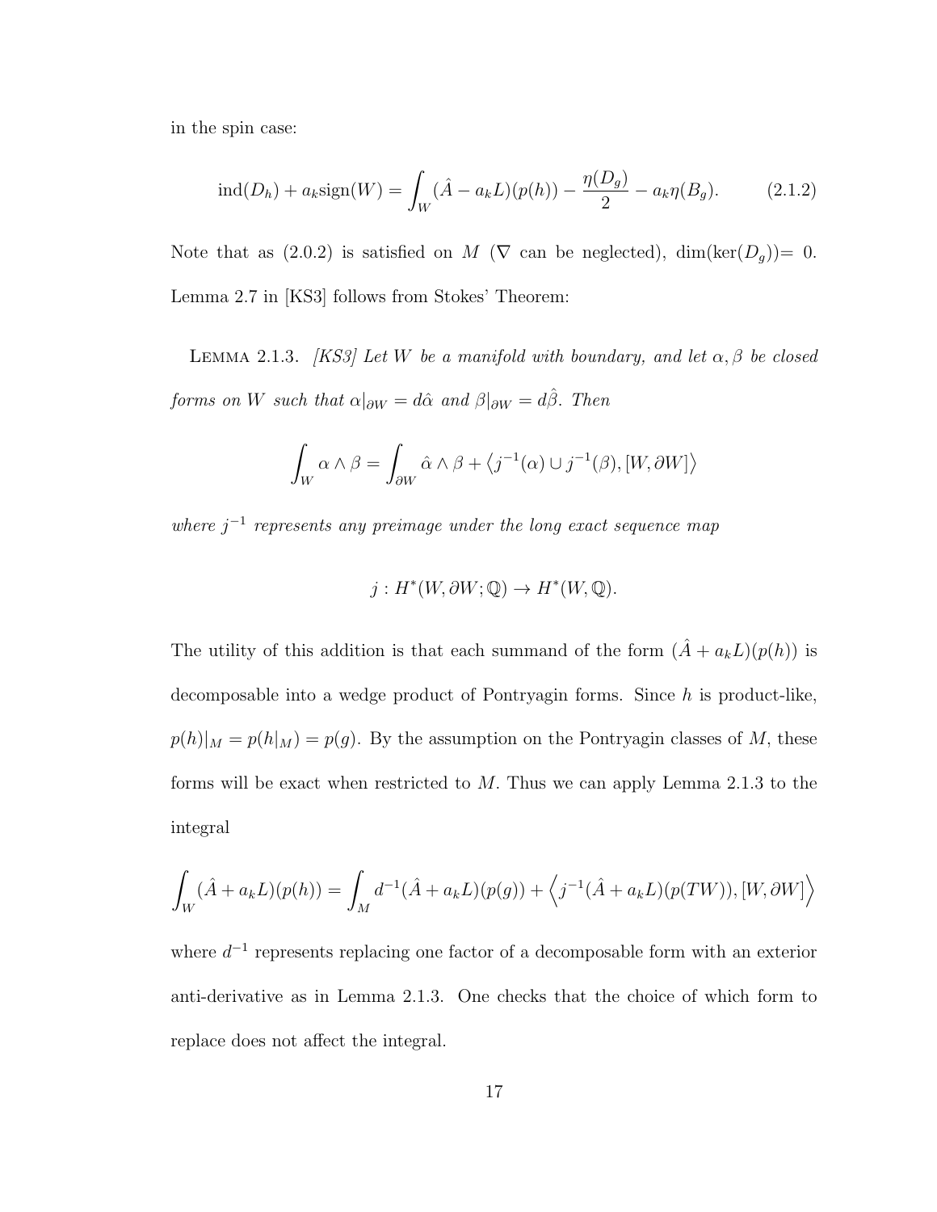in the spin case:

$$\text{ind}(D_h) + a_k \text{sign}(W) = \int_W (\hat{A} - a_k L)(p(h)) - \frac{\eta(D_g)}{2} - a_k \eta(B_g). \tag{2.1.2}$$

Note that as (2.0.2) is satisfied on $M$ ($\nabla$ can be neglected), $\dim(\ker(D_g)) = 0$. Lemma 2.7 in [KS3] follows from Stokes' Theorem:

**Lemma 2.1.3.** *[KS3] Let $W$ be a manifold with boundary, and let $\alpha, \beta$ be closed forms on $W$ such that $\alpha|_{\partial W} = d\hat{\alpha}$ and $\beta|_{\partial W} = d\hat{\beta}$. Then*

$$\int_W \alpha \wedge \beta = \int_{\partial W} \hat{\alpha} \wedge \beta + \left\langle j^{-1}(\alpha) \cup j^{-1}(\beta), [W, \partial W] \right\rangle$$

*where $j^{-1}$ represents any preimage under the long exact sequence map*

$$j : H^*(W, \partial W; \mathbb{Q}) \to H^*(W, \mathbb{Q}).$$

The utility of this addition is that each summand of the form $(\hat{A} + a_k L)(p(h))$ is decomposable into a wedge product of Pontryagin forms. Since $h$ is product-like, $p(h)|_M = p(h|_M) = p(g)$. By the assumption on the Pontryagin classes of $M$, these forms will be exact when restricted to $M$. Thus we can apply Lemma 2.1.3 to the integral

$$\int_W (\hat{A} + a_k L)(p(h)) = \int_M d^{-1}(\hat{A} + a_k L)(p(g)) + \left\langle j^{-1}(\hat{A} + a_k L)(p(TW)), [W, \partial W] \right\rangle$$

where $d^{-1}$ represents replacing one factor of a decomposable form with an exterior anti-derivative as in Lemma 2.1.3. One checks that the choice of which form to replace does not affect the integral.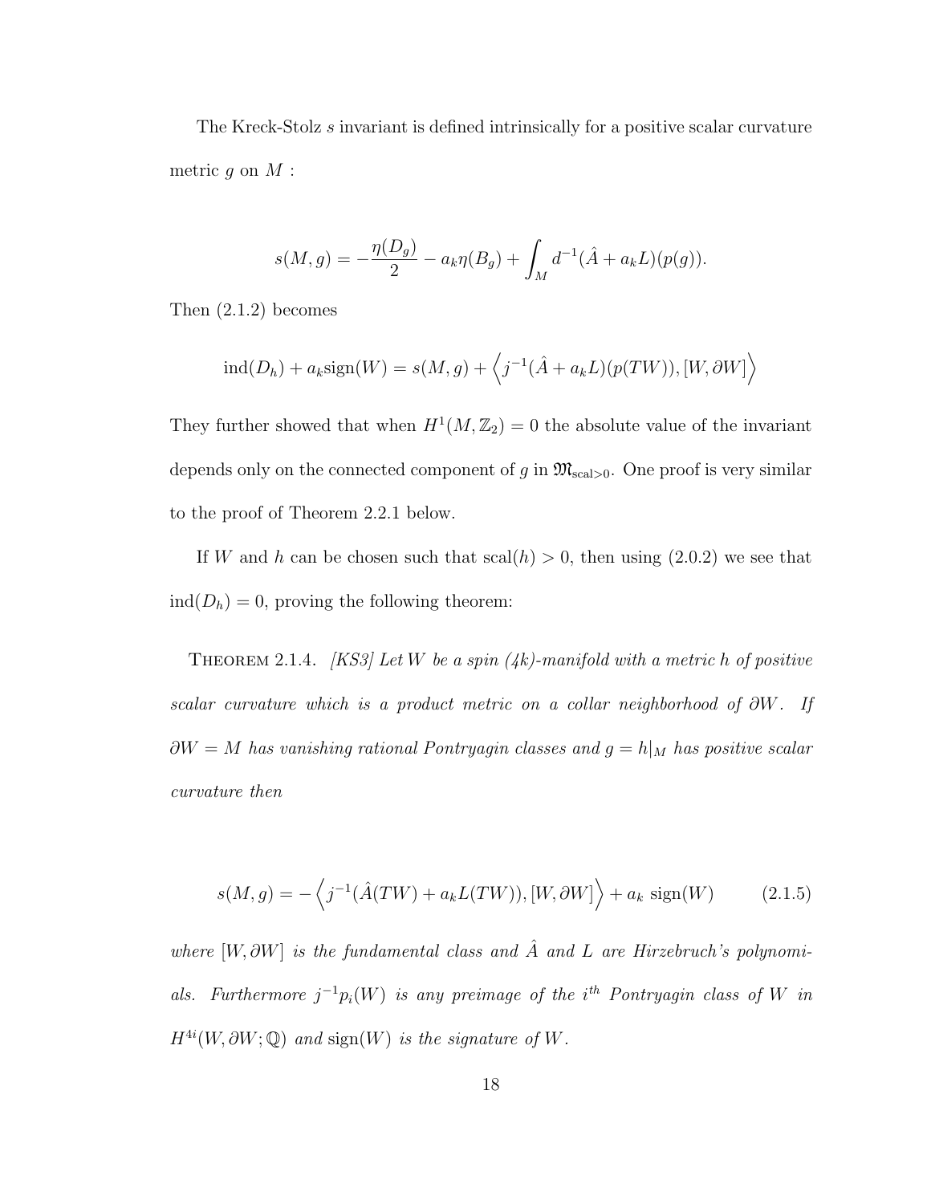The Kreck-Stolz $s$ invariant is defined intrinsically for a positive scalar curvature metric $g$ on $M$ :

$$s(M, g) = -\frac{\eta(D_g)}{2} - a_k \eta(B_g) + \int_M d^{-1}(\hat{A} + a_k L)(p(g)).$$

Then (2.1.2) becomes

$$\mathrm{ind}(D_h) + a_k \mathrm{sign}(W) = s(M, g) + \left\langle j^{-1}(\hat{A} + a_k L)(p(TW)), [W, \partial W] \right\rangle$$

They further showed that when $H^1(M, \mathbb{Z}_2) = 0$ the absolute value of the invariant depends only on the connected component of $g$ in $\mathfrak{M}_{\mathrm{scal}>0}$. One proof is very similar to the proof of Theorem 2.2.1 below.

If $W$ and $h$ can be chosen such that $\mathrm{scal}(h) > 0$, then using (2.0.2) we see that $\mathrm{ind}(D_h) = 0$, proving the following theorem:

Theorem 2.1.4. *[KS3] Let $W$ be a spin (4k)-manifold with a metric $h$ of positive scalar curvature which is a product metric on a collar neighborhood of $\partial W$. If $\partial W = M$ has vanishing rational Pontryagin classes and $g = h|_M$ has positive scalar curvature then*

$$s(M, g) = -\left\langle j^{-1}(\hat{A}(TW) + a_k L(TW)), [W, \partial W] \right\rangle + a_k \ \mathrm{sign}(W) \tag{2.1.5}$$

*where $[W, \partial W]$ is the fundamental class and $\hat{A}$ and $L$ are Hirzebruch's polynomials. Furthermore $j^{-1}p_i(W)$ is any preimage of the $i^{th}$ Pontryagin class of $W$ in $H^{4i}(W, \partial W; \mathbb{Q})$ and $\mathrm{sign}(W)$ is the signature of $W$.*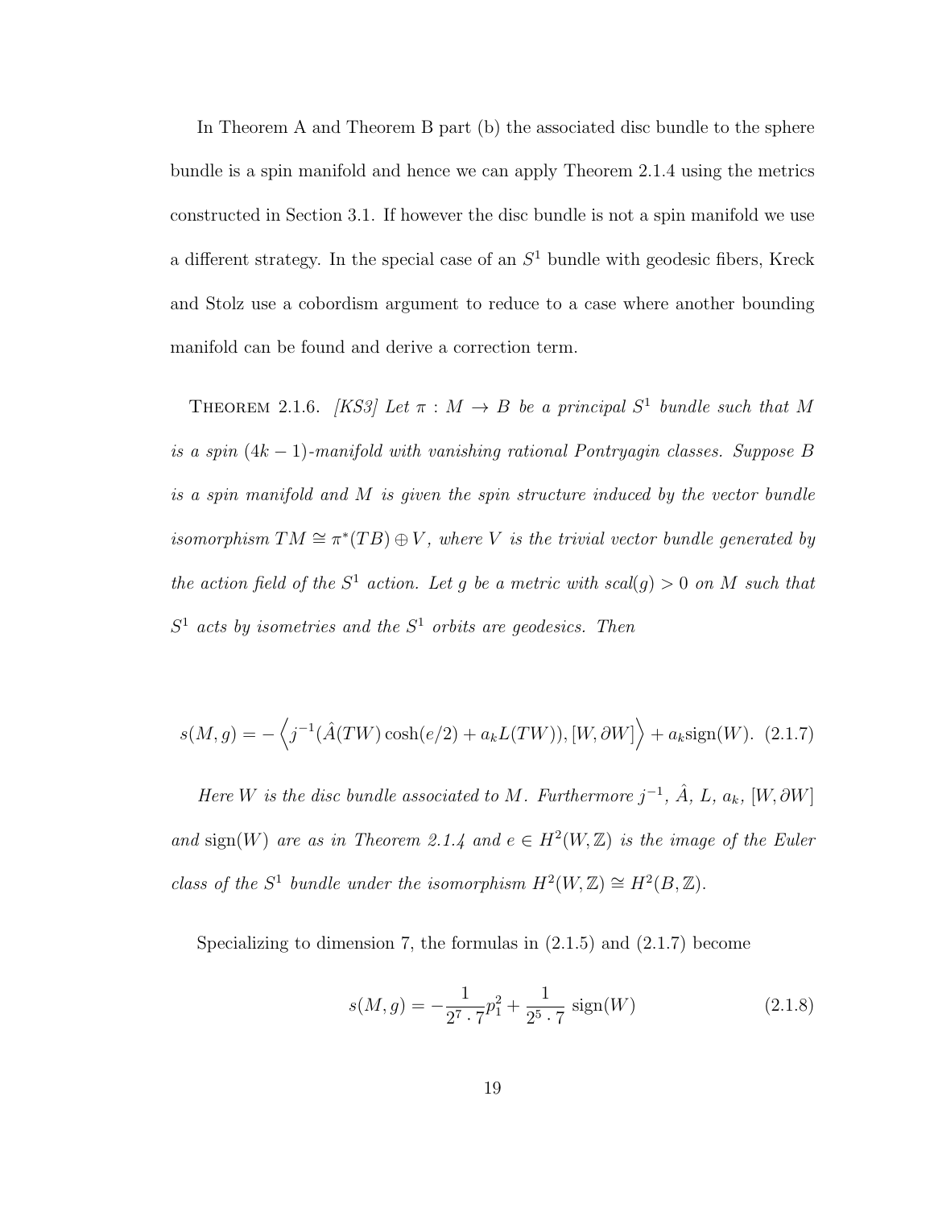In Theorem A and Theorem B part (b) the associated disc bundle to the sphere bundle is a spin manifold and hence we can apply Theorem 2.1.4 using the metrics constructed in Section 3.1. If however the disc bundle is not a spin manifold we use a different strategy. In the special case of an $S^1$ bundle with geodesic fibers, Kreck and Stolz use a cobordism argument to reduce to a case where another bounding manifold can be found and derive a correction term.

Theorem 2.1.6. *[KS3] Let $\pi : M \to B$ be a principal $S^1$ bundle such that $M$ is a spin $(4k-1)$-manifold with vanishing rational Pontryagin classes. Suppose $B$ is a spin manifold and $M$ is given the spin structure induced by the vector bundle isomorphism $TM \cong \pi^*(TB) \oplus V$, where $V$ is the trivial vector bundle generated by the action field of the $S^1$ action. Let $g$ be a metric with $scal(g) > 0$ on $M$ such that $S^1$ acts by isometries and the $S^1$ orbits are geodesics. Then*

$$s(M, g) = -\left\langle j^{-1}(\hat{A}(TW)\cosh(e/2) + a_k L(TW)), [W, \partial W] \right\rangle + a_k \mathrm{sign}(W). \quad (2.1.7)$$

*Here $W$ is the disc bundle associated to $M$. Furthermore $j^{-1}$, $\hat{A}$, $L$, $a_k$, $[W, \partial W]$ and $\mathrm{sign}(W)$ are as in Theorem 2.1.4 and $e \in H^2(W, \mathbb{Z})$ is the image of the Euler class of the $S^1$ bundle under the isomorphism $H^2(W, \mathbb{Z}) \cong H^2(B, \mathbb{Z})$.*

Specializing to dimension 7, the formulas in (2.1.5) and (2.1.7) become

$$s(M, g) = -\frac{1}{2^7 \cdot 7} p_1^2 + \frac{1}{2^5 \cdot 7} \,\mathrm{sign}(W) \quad (2.1.8)$$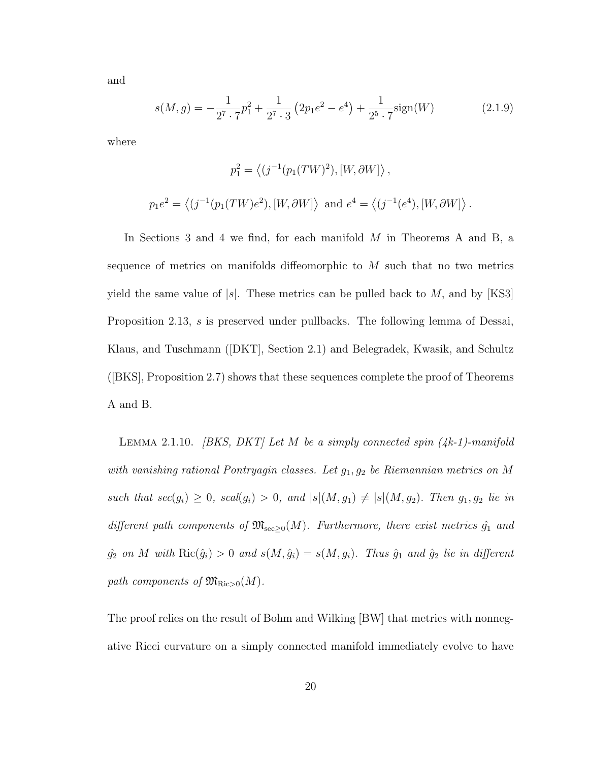and

$$s(M,g) = -\frac{1}{2^7 \cdot 7} p_1^2 + \frac{1}{2^7 \cdot 3}\left(2p_1 e^2 - e^4\right) + \frac{1}{2^5 \cdot 7}\mathrm{sign}(W) \tag{2.1.9}$$

where

$$p_1^2 = \left\langle (j^{-1}(p_1(TW)^2), [W, \partial W] \right\rangle,$$

$$p_1 e^2 = \left\langle (j^{-1}(p_1(TW)e^2), [W, \partial W] \right\rangle \text{ and } e^4 = \left\langle (j^{-1}(e^4), [W, \partial W] \right\rangle.$$

In Sections 3 and 4 we find, for each manifold $M$ in Theorems A and B, a sequence of metrics on manifolds diffeomorphic to $M$ such that no two metrics yield the same value of $|s|$. These metrics can be pulled back to $M$, and by [KS3] Proposition 2.13, $s$ is preserved under pullbacks. The following lemma of Dessai, Klaus, and Tuschmann ([DKT], Section 2.1) and Belegradek, Kwasik, and Schultz ([BKS], Proposition 2.7) shows that these sequences complete the proof of Theorems A and B.

Lemma 2.1.10. *[BKS, DKT] Let $M$ be a simply connected spin (4k-1)-manifold with vanishing rational Pontryagin classes. Let $g_1, g_2$ be Riemannian metrics on $M$ such that $sec(g_i) \geq 0$, $scal(g_i) > 0$, and $|s|(M, g_1) \neq |s|(M, g_2)$. Then $g_1, g_2$ lie in different path components of $\mathfrak{M}_{\sec\geq 0}(M)$. Furthermore, there exist metrics $\hat{g_1}$ and $\hat{g_2}$ on $M$ with $\mathrm{Ric}(\hat{g_i}) > 0$ and $s(M, \hat{g_i}) = s(M, g_i)$. Thus $\hat{g_1}$ and $\hat{g_2}$ lie in different path components of $\mathfrak{M}_{\mathrm{Ric}>0}(M)$.*

The proof relies on the result of Bohm and Wilking [BW] that metrics with nonnegative Ricci curvature on a simply connected manifold immediately evolve to have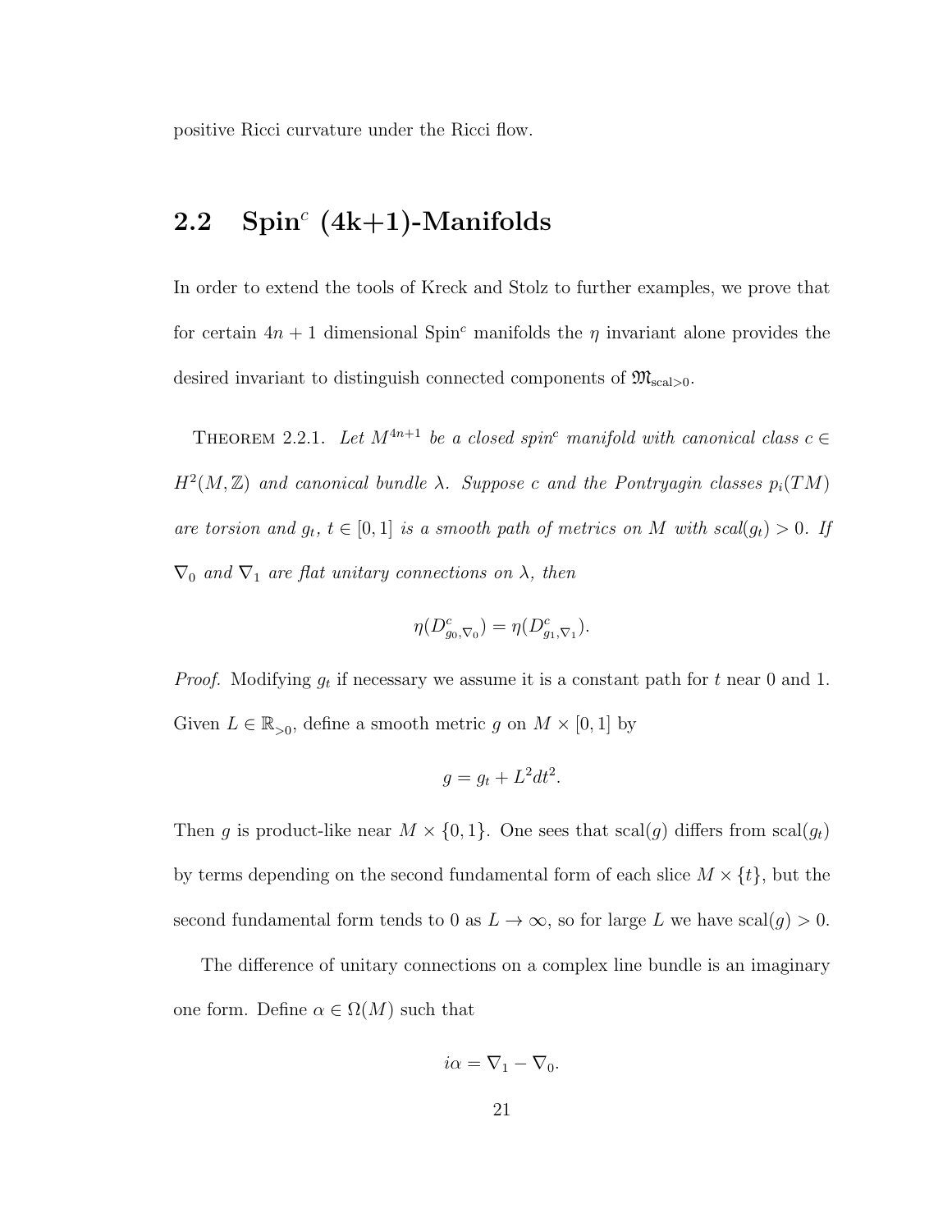positive Ricci curvature under the Ricci flow.

## 2.2 Spin$^c$ (4k+1)-Manifolds

In order to extend the tools of Kreck and Stolz to further examples, we prove that for certain $4n+1$ dimensional Spin$^c$ manifolds the $\eta$ invariant alone provides the desired invariant to distinguish connected components of $\mathfrak{M}_{\text{scal}>0}$.

THEOREM 2.2.1. *Let $M^{4n+1}$ be a closed spin$^c$ manifold with canonical class $c \in H^2(M, \mathbb{Z})$ and canonical bundle $\lambda$. Suppose $c$ and the Pontryagin classes $p_i(TM)$ are torsion and $g_t$, $t \in [0,1]$ is a smooth path of metrics on $M$ with scal$(g_t) > 0$. If $\nabla_0$ and $\nabla_1$ are flat unitary connections on $\lambda$, then*

$$\eta(D^c_{g_0,\nabla_0}) = \eta(D^c_{g_1,\nabla_1}).$$

*Proof.* Modifying $g_t$ if necessary we assume it is a constant path for $t$ near 0 and 1. Given $L \in \mathbb{R}_{>0}$, define a smooth metric $g$ on $M \times [0,1]$ by

$$g = g_t + L^2 dt^2.$$

Then $g$ is product-like near $M \times \{0,1\}$. One sees that $\text{scal}(g)$ differs from $\text{scal}(g_t)$ by terms depending on the second fundamental form of each slice $M \times \{t\}$, but the second fundamental form tends to 0 as $L \to \infty$, so for large $L$ we have $\text{scal}(g) > 0$.

The difference of unitary connections on a complex line bundle is an imaginary one form. Define $\alpha \in \Omega(M)$ such that

$$i\alpha = \nabla_1 - \nabla_0.$$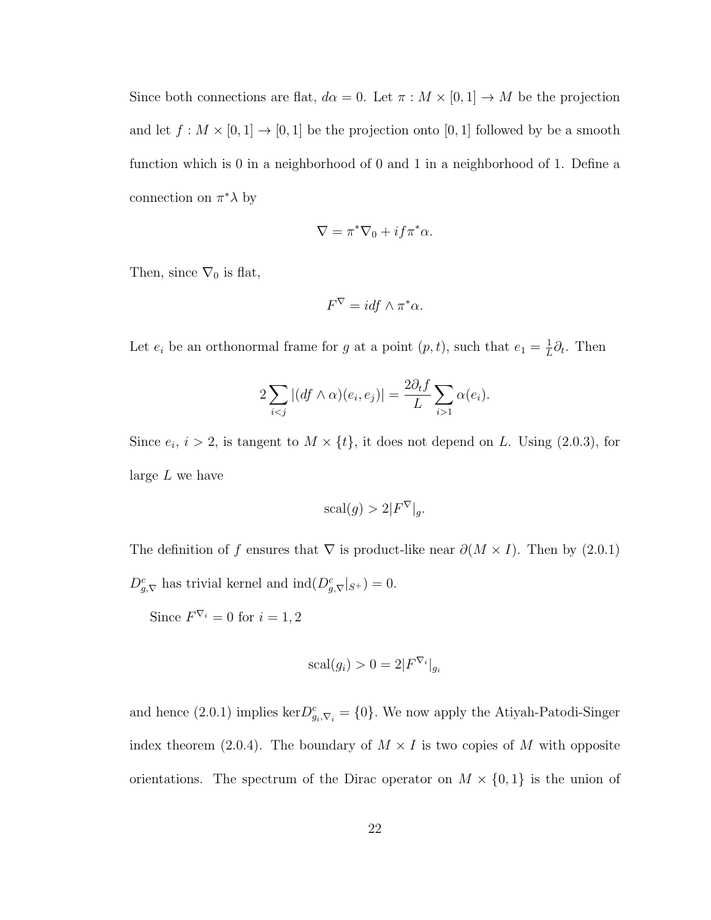Since both connections are flat, $d\alpha = 0$. Let $\pi : M \times [0,1] \to M$ be the projection and let $f : M \times [0,1] \to [0,1]$ be the projection onto $[0,1]$ followed by be a smooth function which is 0 in a neighborhood of 0 and 1 in a neighborhood of 1. Define a connection on $\pi^*\lambda$ by

$$\nabla = \pi^*\nabla_0 + if\pi^*\alpha.$$

Then, since $\nabla_0$ is flat,

$$F^\nabla = idf \wedge \pi^*\alpha.$$

Let $e_i$ be an orthonormal frame for $g$ at a point $(p,t)$, such that $e_1 = \frac{1}{L}\partial_t$. Then

$$2\sum_{i<j} |(df \wedge \alpha)(e_i, e_j)| = \frac{2\partial_t f}{L} \sum_{i>1} \alpha(e_i).$$

Since $e_i$, $i > 2$, is tangent to $M \times \{t\}$, it does not depend on $L$. Using (2.0.3), for large $L$ we have

$$\mathrm{scal}(g) > 2|F^\nabla|_g.$$

The definition of $f$ ensures that $\nabla$ is product-like near $\partial(M \times I)$. Then by (2.0.1) $D^c_{g,\nabla}$ has trivial kernel and $\mathrm{ind}(D^c_{g,\nabla}|_{S^+}) = 0$.

Since $F^{\nabla_i} = 0$ for $i = 1, 2$

$$\mathrm{scal}(g_i) > 0 = 2|F^{\nabla_i}|_{g_i}$$

and hence (2.0.1) implies $\ker D^c_{g_i,\nabla_i} = \{0\}$. We now apply the Atiyah-Patodi-Singer index theorem (2.0.4). The boundary of $M \times I$ is two copies of $M$ with opposite orientations. The spectrum of the Dirac operator on $M \times \{0,1\}$ is the union of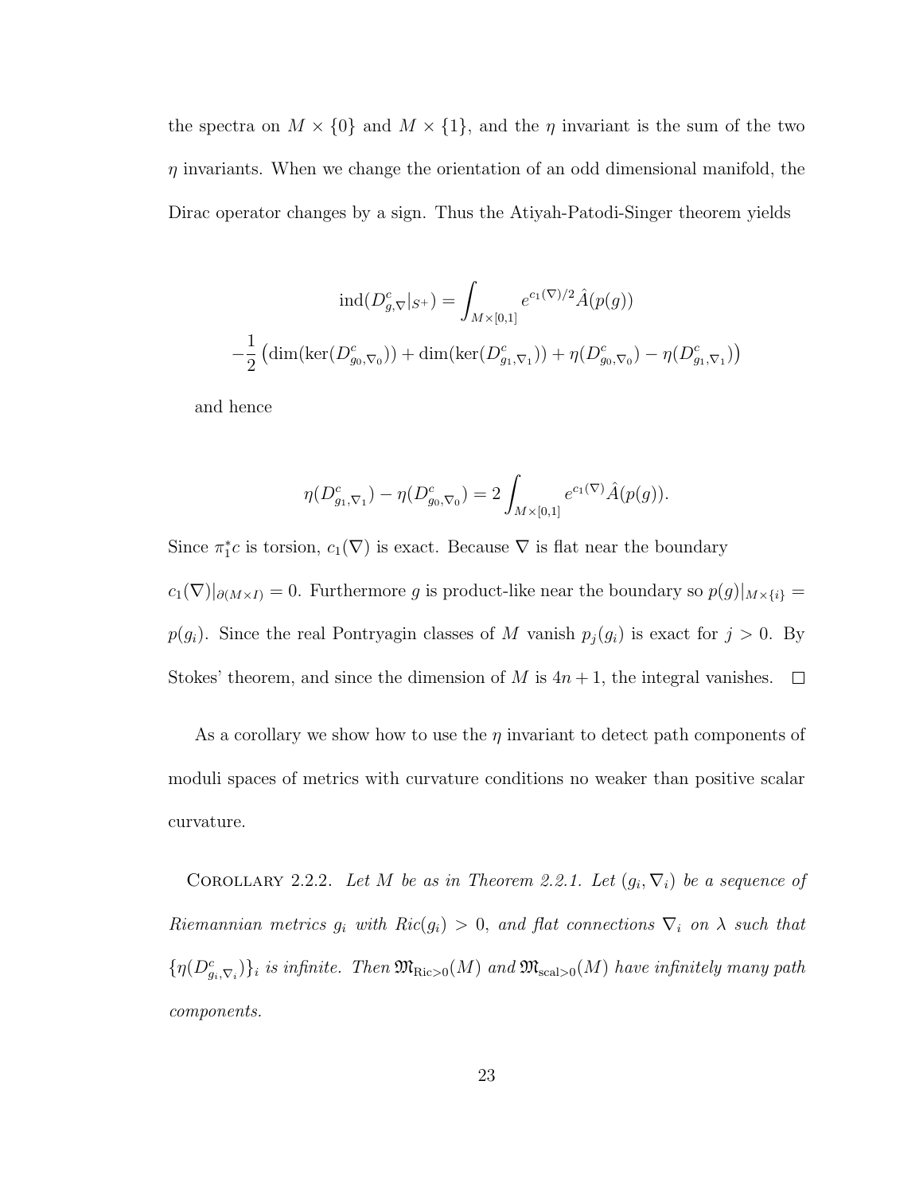the spectra on $M \times \{0\}$ and $M \times \{1\}$, and the $\eta$ invariant is the sum of the two $\eta$ invariants. When we change the orientation of an odd dimensional manifold, the Dirac operator changes by a sign. Thus the Atiyah-Patodi-Singer theorem yields

$$\operatorname{ind}(D^c_{g,\nabla}|_{S^+}) = \int_{M\times[0,1]} e^{c_1(\nabla)/2}\hat{A}(p(g))$$
$$-\frac{1}{2}\left(\dim(\ker(D^c_{g_0,\nabla_0})) + \dim(\ker(D^c_{g_1,\nabla_1})) + \eta(D^c_{g_0,\nabla_0}) - \eta(D^c_{g_1,\nabla_1})\right)$$

and hence

$$\eta(D^c_{g_1,\nabla_1}) - \eta(D^c_{g_0,\nabla_0}) = 2\int_{M\times[0,1]} e^{c_1(\nabla)}\hat{A}(p(g)).$$

Since $\pi_1^*c$ is torsion, $c_1(\nabla)$ is exact. Because $\nabla$ is flat near the boundary $c_1(\nabla)|_{\partial(M\times I)} = 0$. Furthermore $g$ is product-like near the boundary so $p(g)|_{M\times\{i\}} = p(g_i)$. Since the real Pontryagin classes of $M$ vanish $p_j(g_i)$ is exact for $j > 0$. By Stokes' theorem, and since the dimension of $M$ is $4n+1$, the integral vanishes. $\square$

As a corollary we show how to use the $\eta$ invariant to detect path components of moduli spaces of metrics with curvature conditions no weaker than positive scalar curvature.

Corollary 2.2.2. *Let $M$ be as in Theorem 2.2.1. Let $(g_i, \nabla_i)$ be a sequence of Riemannian metrics $g_i$ with $Ric(g_i) > 0$, and flat connections $\nabla_i$ on $\lambda$ such that $\{\eta(D^c_{g_i,\nabla_i})\}_i$ is infinite. Then $\mathfrak{M}_{\mathrm{Ric}>0}(M)$ and $\mathfrak{M}_{\mathrm{scal}>0}(M)$ have infinitely many path components.*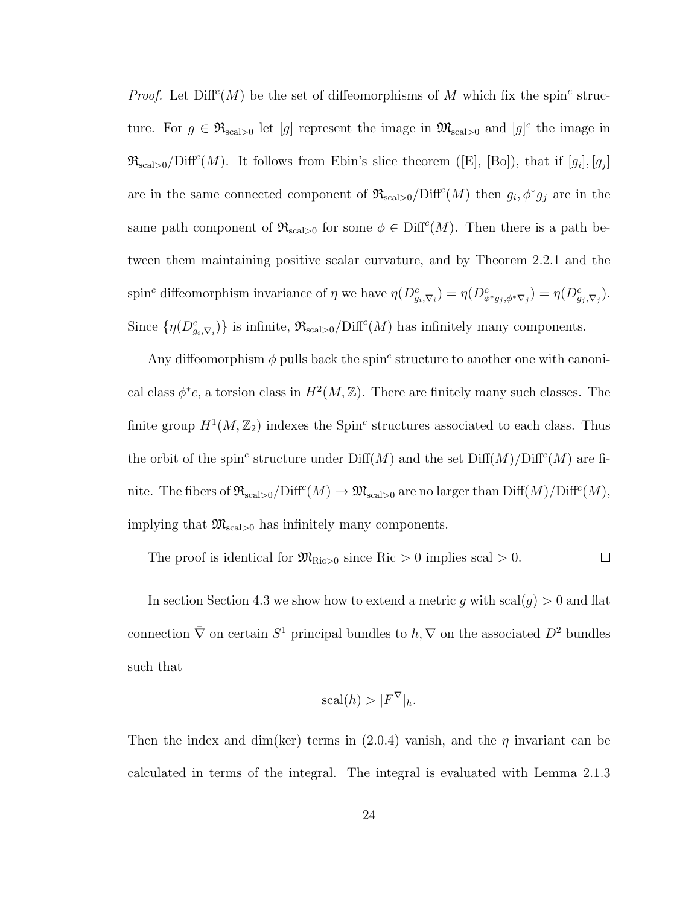*Proof.* Let $\mathrm{Diff}^c(M)$ be the set of diffeomorphisms of $M$ which fix the spin$^c$ structure. For $g \in \mathfrak{R}_{\mathrm{scal}>0}$ let $[g]$ represent the image in $\mathfrak{M}_{\mathrm{scal}>0}$ and $[g]^c$ the image in $\mathfrak{R}_{\mathrm{scal}>0}/\mathrm{Diff}^c(M)$. It follows from Ebin's slice theorem ([E], [Bo]), that if $[g_i], [g_j]$ are in the same connected component of $\mathfrak{R}_{\mathrm{scal}>0}/\mathrm{Diff}^c(M)$ then $g_i, \phi^* g_j$ are in the same path component of $\mathfrak{R}_{\mathrm{scal}>0}$ for some $\phi \in \mathrm{Diff}^c(M)$. Then there is a path between them maintaining positive scalar curvature, and by Theorem 2.2.1 and the spin$^c$ diffeomorphism invariance of $\eta$ we have $\eta(D^c_{g_i,\nabla_i}) = \eta(D^c_{\phi^* g_j, \phi^* \nabla_j}) = \eta(D^c_{g_j,\nabla_j})$. Since $\{\eta(D^c_{g_i,\nabla_i})\}$ is infinite, $\mathfrak{R}_{\mathrm{scal}>0}/\mathrm{Diff}^c(M)$ has infinitely many components.

Any diffeomorphism $\phi$ pulls back the spin$^c$ structure to another one with canonical class $\phi^* c$, a torsion class in $H^2(M, \mathbb{Z})$. There are finitely many such classes. The finite group $H^1(M, \mathbb{Z}_2)$ indexes the Spin$^c$ structures associated to each class. Thus the orbit of the spin$^c$ structure under $\mathrm{Diff}(M)$ and the set $\mathrm{Diff}(M)/\mathrm{Diff}^c(M)$ are finite. The fibers of $\mathfrak{R}_{\mathrm{scal}>0}/\mathrm{Diff}^c(M) \to \mathfrak{M}_{\mathrm{scal}>0}$ are no larger than $\mathrm{Diff}(M)/\mathrm{Diff}^c(M)$, implying that $\mathfrak{M}_{\mathrm{scal}>0}$ has infinitely many components.

The proof is identical for $\mathfrak{M}_{\mathrm{Ric}>0}$ since $\mathrm{Ric} > 0$ implies $\mathrm{scal} > 0$. $\square$

In section Section 4.3 we show how to extend a metric $g$ with $\mathrm{scal}(g) > 0$ and flat connection $\bar{\nabla}$ on certain $S^1$ principal bundles to $h, \nabla$ on the associated $D^2$ bundles such that

$$\mathrm{scal}(h) > |F^{\nabla}|_h.$$

Then the index and dim(ker) terms in (2.0.4) vanish, and the $\eta$ invariant can be calculated in terms of the integral. The integral is evaluated with Lemma 2.1.3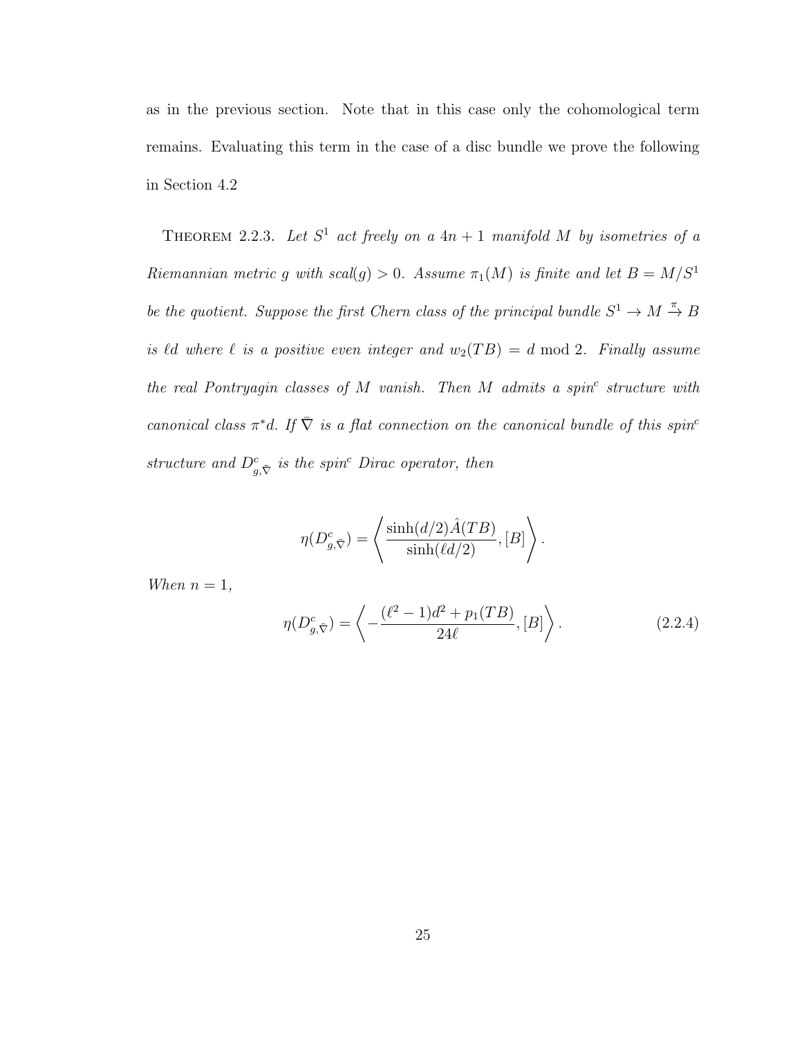as in the previous section. Note that in this case only the cohomological term remains. Evaluating this term in the case of a disc bundle we prove the following in Section 4.2

Theorem 2.2.3. *Let $S^1$ act freely on a $4n+1$ manifold $M$ by isometries of a Riemannian metric $g$ with $scal(g) > 0$. Assume $\pi_1(M)$ is finite and let $B = M/S^1$ be the quotient. Suppose the first Chern class of the principal bundle $S^1 \to M \xrightarrow{\pi} B$ is $\ell d$ where $\ell$ is a positive even integer and $w_2(TB) = d \bmod 2$. Finally assume the real Pontryagin classes of $M$ vanish. Then $M$ admits a spin$^c$ structure with canonical class $\pi^* d$. If $\bar{\nabla}$ is a flat connection on the canonical bundle of this spin$^c$ structure and $D^c_{g,\bar{\nabla}}$ is the spin$^c$ Dirac operator, then*

$$\eta(D^c_{g,\bar{\nabla}}) = \left\langle \frac{\sinh(d/2)\hat{A}(TB)}{\sinh(\ell d/2)}, [B] \right\rangle.$$

*When $n = 1$,*

$$\eta(D^c_{g,\bar{\nabla}}) = \left\langle -\frac{(\ell^2-1)d^2 + p_1(TB)}{24\ell}, [B] \right\rangle. \tag{2.2.4}$$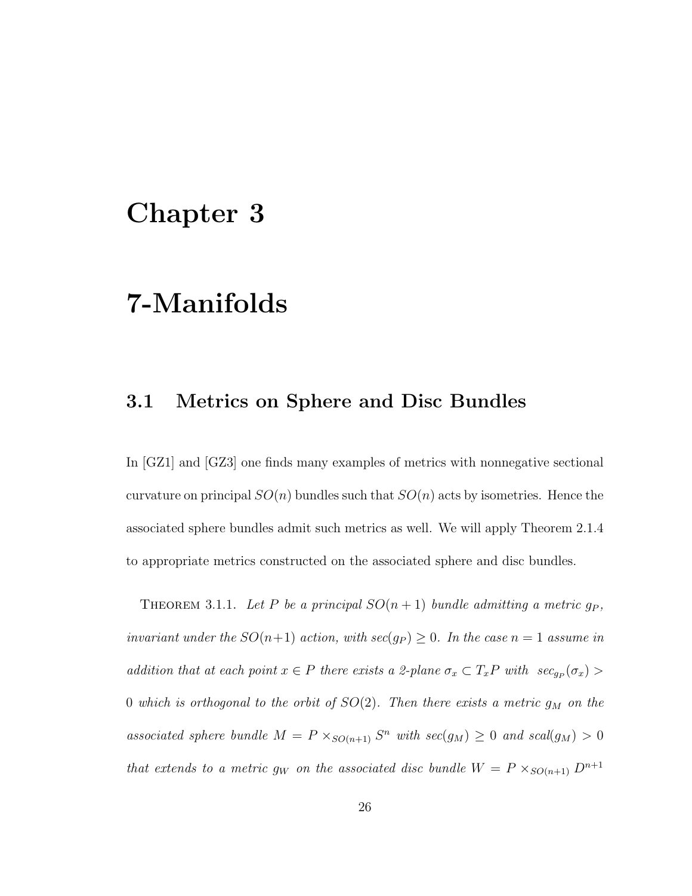# Chapter 3

# 7-Manifolds

## 3.1 Metrics on Sphere and Disc Bundles

In [GZ1] and [GZ3] one finds many examples of metrics with nonnegative sectional curvature on principal $SO(n)$ bundles such that $SO(n)$ acts by isometries. Hence the associated sphere bundles admit such metrics as well. We will apply Theorem 2.1.4 to appropriate metrics constructed on the associated sphere and disc bundles.

Theorem 3.1.1. *Let $P$ be a principal $SO(n+1)$ bundle admitting a metric $g_P$, invariant under the $SO(n+1)$ action, with $sec(g_P) \geq 0$. In the case $n = 1$ assume in addition that at each point $x \in P$ there exists a 2-plane $\sigma_x \subset T_xP$ with $sec_{g_P}(\sigma_x) > 0$ which is orthogonal to the orbit of $SO(2)$. Then there exists a metric $g_M$ on the associated sphere bundle $M = P \times_{SO(n+1)} S^n$ with $sec(g_M) \geq 0$ and $scal(g_M) > 0$ that extends to a metric $g_W$ on the associated disc bundle $W = P \times_{SO(n+1)} D^{n+1}$*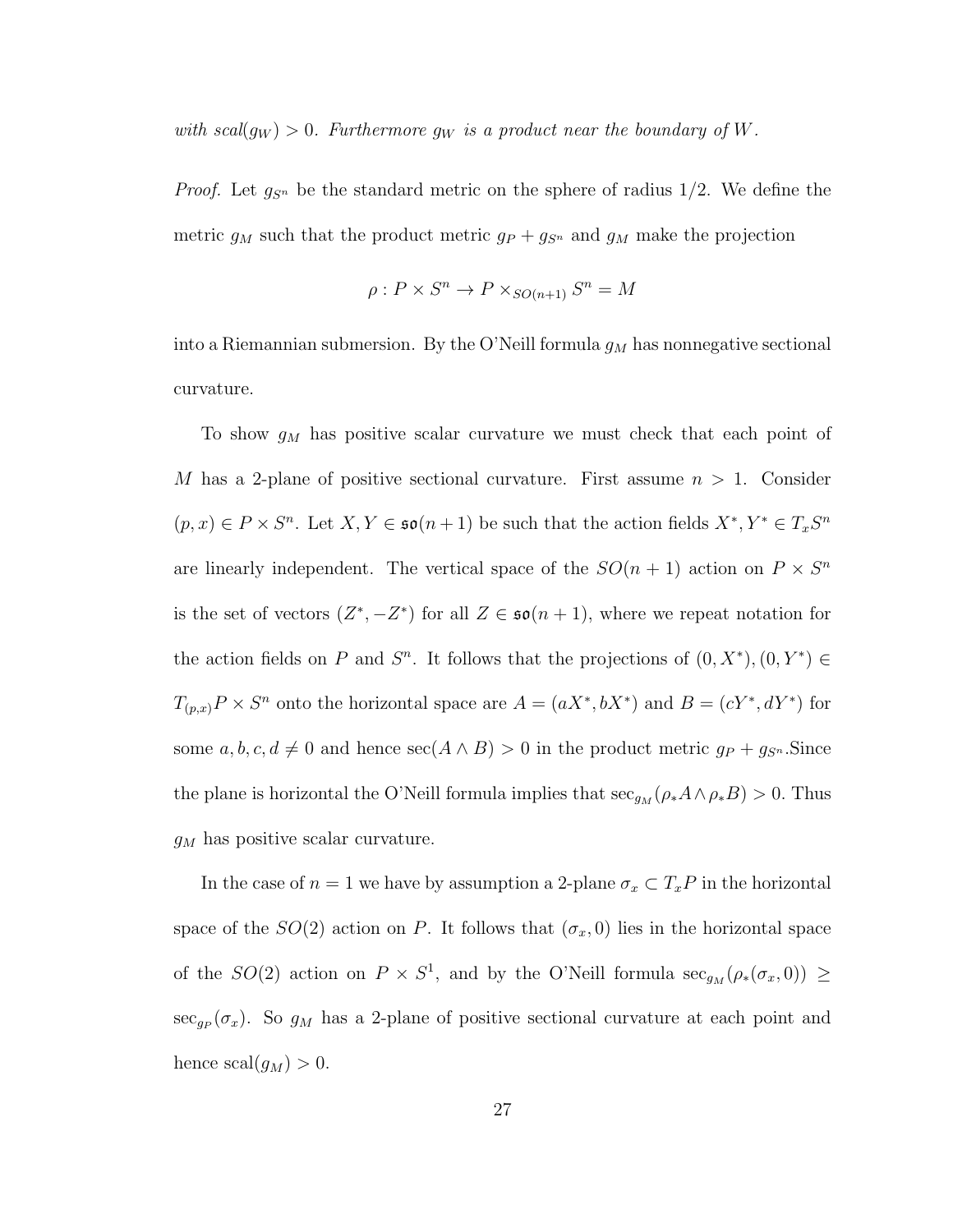*with scal$(g_W) > 0$. Furthermore $g_W$ is a product near the boundary of $W$.*

*Proof.* Let $g_{S^n}$ be the standard metric on the sphere of radius $1/2$. We define the metric $g_M$ such that the product metric $g_P + g_{S^n}$ and $g_M$ make the projection

$$\rho : P \times S^n \to P \times_{SO(n+1)} S^n = M$$

into a Riemannian submersion. By the O'Neill formula $g_M$ has nonnegative sectional curvature.

To show $g_M$ has positive scalar curvature we must check that each point of $M$ has a 2-plane of positive sectional curvature. First assume $n > 1$. Consider $(p, x) \in P \times S^n$. Let $X, Y \in \mathfrak{so}(n+1)$ be such that the action fields $X^*, Y^* \in T_x S^n$ are linearly independent. The vertical space of the $SO(n+1)$ action on $P \times S^n$ is the set of vectors $(Z^*, -Z^*)$ for all $Z \in \mathfrak{so}(n+1)$, where we repeat notation for the action fields on $P$ and $S^n$. It follows that the projections of $(0, X^*), (0, Y^*) \in T_{(p,x)} P \times S^n$ onto the horizontal space are $A = (aX^*, bX^*)$ and $B = (cY^*, dY^*)$ for some $a, b, c, d \neq 0$ and hence $\sec(A \wedge B) > 0$ in the product metric $g_P + g_{S^n}$.Since the plane is horizontal the O'Neill formula implies that $\sec_{g_M}(\rho_* A \wedge \rho_* B) > 0$. Thus $g_M$ has positive scalar curvature.

In the case of $n = 1$ we have by assumption a 2-plane $\sigma_x \subset T_x P$ in the horizontal space of the $SO(2)$ action on $P$. It follows that $(\sigma_x, 0)$ lies in the horizontal space of the $SO(2)$ action on $P \times S^1$, and by the O'Neill formula $\sec_{g_M}(\rho_*(\sigma_x, 0)) \geq \sec_{g_P}(\sigma_x)$. So $g_M$ has a 2-plane of positive sectional curvature at each point and hence $\text{scal}(g_M) > 0$.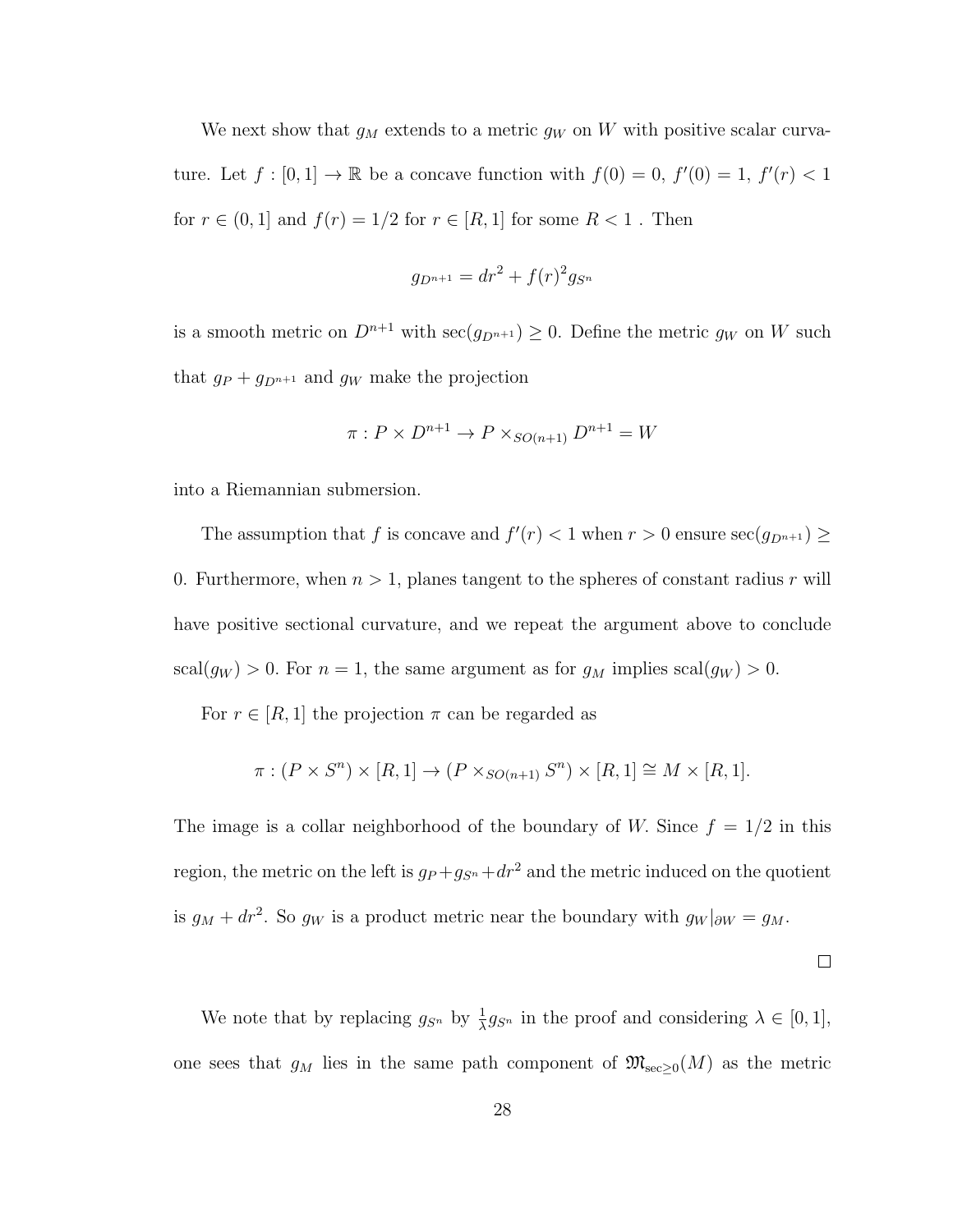We next show that $g_M$ extends to a metric $g_W$ on $W$ with positive scalar curvature. Let $f : [0,1] \to \mathbb{R}$ be a concave function with $f(0) = 0$, $f'(0) = 1$, $f'(r) < 1$ for $r \in (0,1]$ and $f(r) = 1/2$ for $r \in [R,1]$ for some $R < 1$ . Then

$$g_{D^{n+1}} = dr^2 + f(r)^2 g_{S^n}$$

is a smooth metric on $D^{n+1}$ with $\sec(g_{D^{n+1}}) \geq 0$. Define the metric $g_W$ on $W$ such that $g_P + g_{D^{n+1}}$ and $g_W$ make the projection

$$\pi : P \times D^{n+1} \to P \times_{SO(n+1)} D^{n+1} = W$$

into a Riemannian submersion.

The assumption that $f$ is concave and $f'(r) < 1$ when $r > 0$ ensure $\sec(g_{D^{n+1}}) \geq 0$. Furthermore, when $n > 1$, planes tangent to the spheres of constant radius $r$ will have positive sectional curvature, and we repeat the argument above to conclude $\mathrm{scal}(g_W) > 0$. For $n = 1$, the same argument as for $g_M$ implies $\mathrm{scal}(g_W) > 0$.

For $r \in [R, 1]$ the projection $\pi$ can be regarded as

$$\pi : (P \times S^n) \times [R, 1] \to (P \times_{SO(n+1)} S^n) \times [R, 1] \cong M \times [R, 1].$$

The image is a collar neighborhood of the boundary of $W$. Since $f = 1/2$ in this region, the metric on the left is $g_P + g_{S^n} + dr^2$ and the metric induced on the quotient is $g_M + dr^2$. So $g_W$ is a product metric near the boundary with $g_W|_{\partial W} = g_M$.

□

We note that by replacing $g_{S^n}$ by $\frac{1}{\lambda} g_{S^n}$ in the proof and considering $\lambda \in [0, 1]$, one sees that $g_M$ lies in the same path component of $\mathfrak{M}_{\sec \geq 0}(M)$ as the metric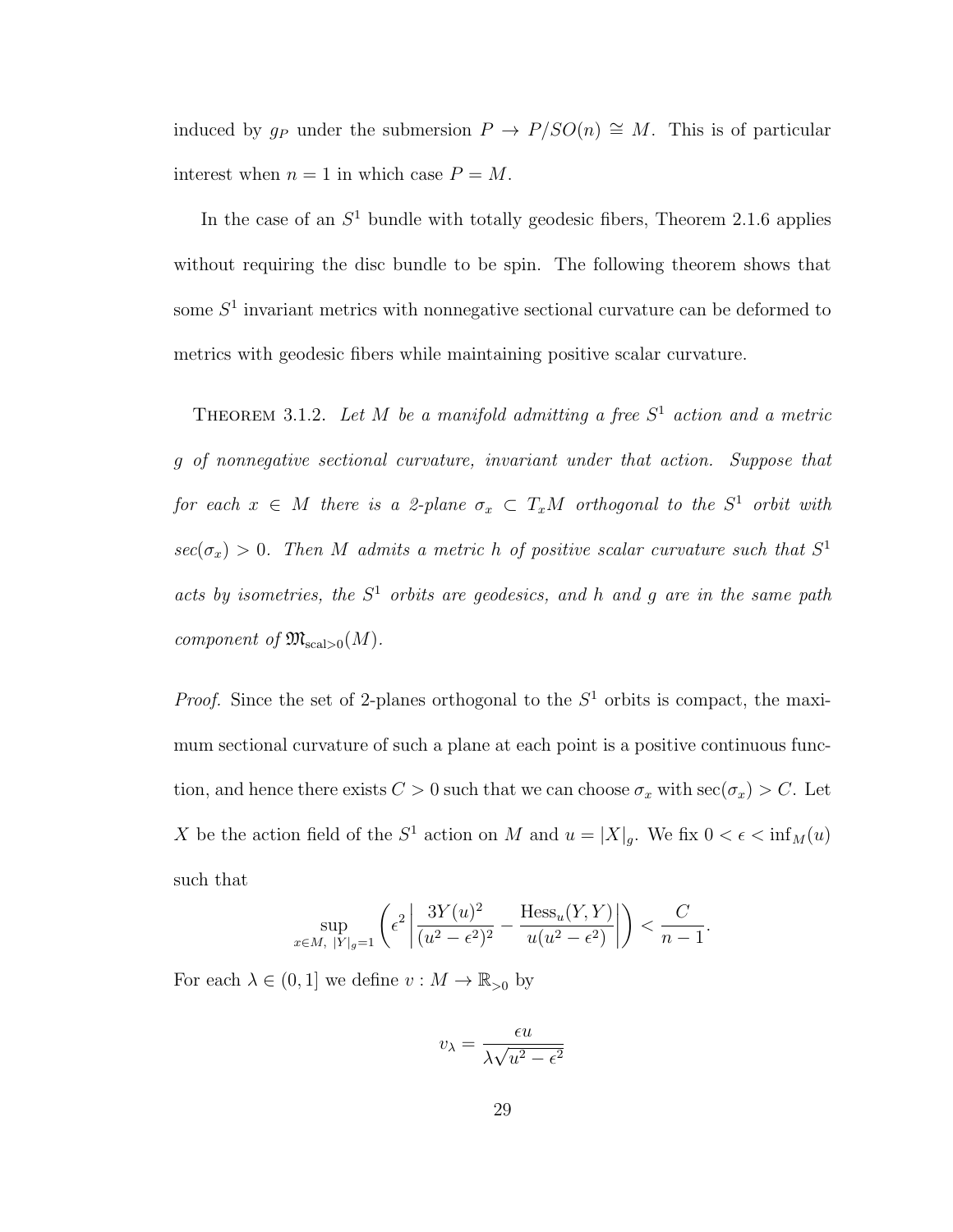induced by $g_P$ under the submersion $P \to P/SO(n) \cong M$. This is of particular interest when $n = 1$ in which case $P = M$.

In the case of an $S^1$ bundle with totally geodesic fibers, Theorem 2.1.6 applies without requiring the disc bundle to be spin. The following theorem shows that some $S^1$ invariant metrics with nonnegative sectional curvature can be deformed to metrics with geodesic fibers while maintaining positive scalar curvature.

THEOREM 3.1.2. *Let $M$ be a manifold admitting a free $S^1$ action and a metric $g$ of nonnegative sectional curvature, invariant under that action. Suppose that for each $x \in M$ there is a 2-plane $\sigma_x \subset T_xM$ orthogonal to the $S^1$ orbit with $sec(\sigma_x) > 0$. Then $M$ admits a metric $h$ of positive scalar curvature such that $S^1$ acts by isometries, the $S^1$ orbits are geodesics, and $h$ and $g$ are in the same path component of $\mathfrak{M}_{\mathrm{scal}>0}(M)$.*

*Proof.* Since the set of 2-planes orthogonal to the $S^1$ orbits is compact, the maximum sectional curvature of such a plane at each point is a positive continuous function, and hence there exists $C > 0$ such that we can choose $\sigma_x$ with $\sec(\sigma_x) > C$. Let $X$ be the action field of the $S^1$ action on $M$ and $u = |X|_g$. We fix $0 < \epsilon < \inf_M(u)$ such that

$$\sup_{x \in M,\ |Y|_g = 1} \left( \epsilon^2 \left| \frac{3Y(u)^2}{(u^2 - \epsilon^2)^2} - \frac{\mathrm{Hess}_u(Y,Y)}{u(u^2 - \epsilon^2)} \right| \right) < \frac{C}{n-1}.$$

For each $\lambda \in (0, 1]$ we define $v : M \to \mathbb{R}_{>0}$ by

$$v_\lambda = \frac{\epsilon u}{\lambda \sqrt{u^2 - \epsilon^2}}$$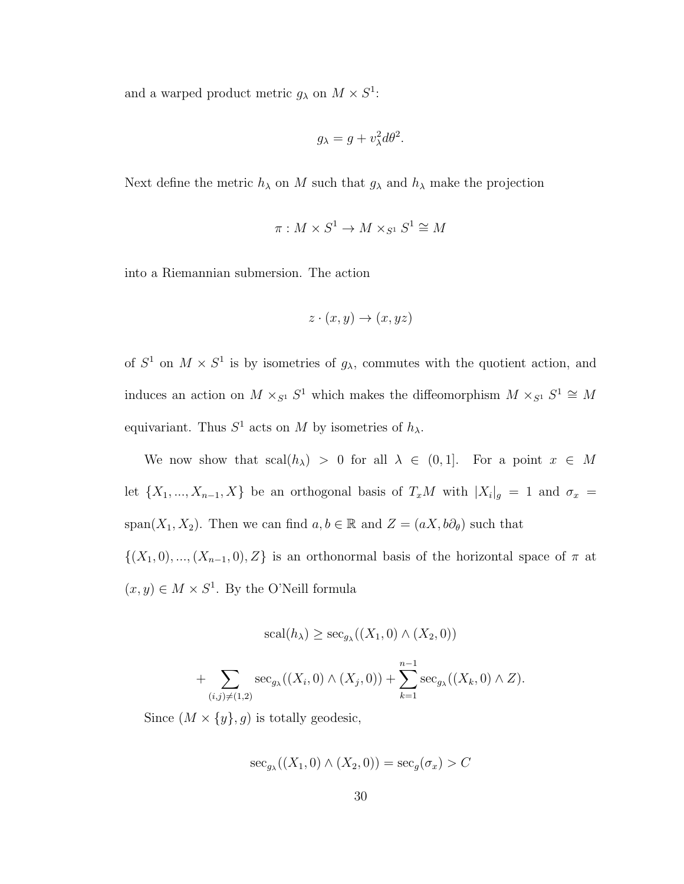and a warped product metric $g_\lambda$ on $M \times S^1$:

$$g_\lambda = g + v_\lambda^2 d\theta^2.$$

Next define the metric $h_\lambda$ on $M$ such that $g_\lambda$ and $h_\lambda$ make the projection

$$\pi : M \times S^1 \to M \times_{S^1} S^1 \cong M$$

into a Riemannian submersion. The action

$$z \cdot (x, y) \to (x, yz)$$

of $S^1$ on $M \times S^1$ is by isometries of $g_\lambda$, commutes with the quotient action, and induces an action on $M \times_{S^1} S^1$ which makes the diffeomorphism $M \times_{S^1} S^1 \cong M$ equivariant. Thus $S^1$ acts on $M$ by isometries of $h_\lambda$.

We now show that $\text{scal}(h_\lambda) > 0$ for all $\lambda \in (0, 1]$. For a point $x \in M$ let $\{X_1, ..., X_{n-1}, X\}$ be an orthogonal basis of $T_x M$ with $|X_i|_g = 1$ and $\sigma_x = \text{span}(X_1, X_2)$. Then we can find $a, b \in \mathbb{R}$ and $Z = (aX, b\partial_\theta)$ such that $\{(X_1, 0), ..., (X_{n-1}, 0), Z\}$ is an orthonormal basis of the horizontal space of $\pi$ at $(x, y) \in M \times S^1$. By the O'Neill formula

$$\text{scal}(h_\lambda) \geq \sec_{g_\lambda}((X_1, 0) \wedge (X_2, 0))$$

$$+ \sum_{(i,j) \neq (1,2)} \sec_{g_\lambda}((X_i, 0) \wedge (X_j, 0)) + \sum_{k=1}^{n-1} \sec_{g_\lambda}((X_k, 0) \wedge Z).$$

Since $(M \times \{y\}, g)$ is totally geodesic,

$$\sec_{g_\lambda}((X_1, 0) \wedge (X_2, 0)) = \sec_g(\sigma_x) > C$$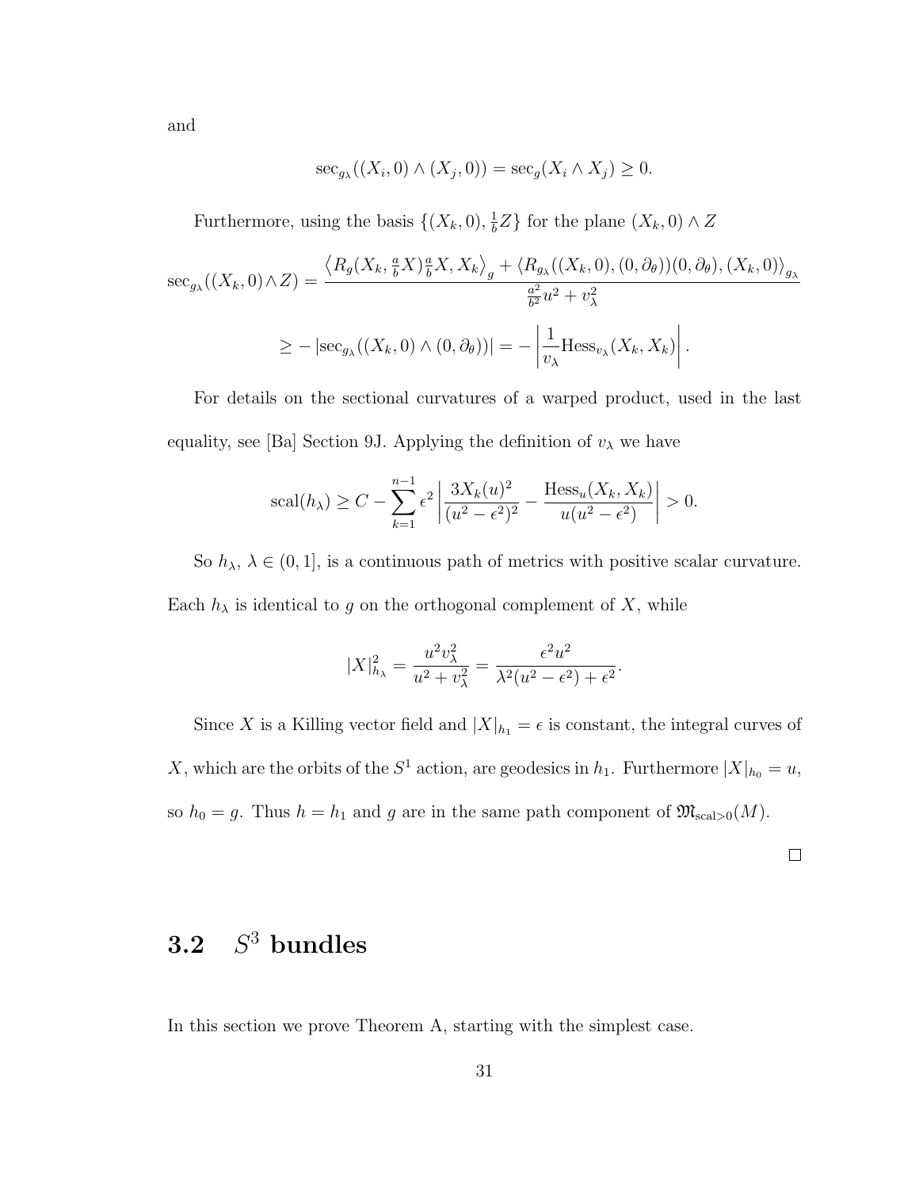and

$$\sec_{g_\lambda}((X_i,0)\wedge(X_j,0)) = \sec_g(X_i\wedge X_j)\geq 0.$$

Furthermore, using the basis $\{(X_k,0),\frac{1}{b}Z\}$ for the plane $(X_k,0)\wedge Z$

$$\sec_{g_\lambda}((X_k,0)\wedge Z) = \frac{\left\langle R_g(X_k,\frac{a}{b}X)\frac{a}{b}X,X_k\right\rangle_g + \langle R_{g_\lambda}((X_k,0),(0,\partial_\theta))(0,\partial_\theta),(X_k,0)\rangle_{g_\lambda}}{\frac{a^2}{b^2}u^2+v_\lambda^2}$$

$$\geq -\left|\sec_{g_\lambda}((X_k,0)\wedge(0,\partial_\theta))\right| = -\left|\frac{1}{v_\lambda}\mathrm{Hess}_{v_\lambda}(X_k,X_k)\right|.$$

For details on the sectional curvatures of a warped product, used in the last equality, see [Ba] Section 9J. Applying the definition of $v_\lambda$ we have

$$\mathrm{scal}(h_\lambda)\geq C-\sum_{k=1}^{n-1}\epsilon^2\left|\frac{3X_k(u)^2}{(u^2-\epsilon^2)^2}-\frac{\mathrm{Hess}_u(X_k,X_k)}{u(u^2-\epsilon^2)}\right|>0.$$

So $h_\lambda$, $\lambda\in(0,1]$, is a continuous path of metrics with positive scalar curvature. Each $h_\lambda$ is identical to $g$ on the orthogonal complement of $X$, while

$$|X|^2_{h_\lambda}=\frac{u^2v_\lambda^2}{u^2+v_\lambda^2}=\frac{\epsilon^2u^2}{\lambda^2(u^2-\epsilon^2)+\epsilon^2}.$$

Since $X$ is a Killing vector field and $|X|_{h_1}=\epsilon$ is constant, the integral curves of $X$, which are the orbits of the $S^1$ action, are geodesics in $h_1$. Furthermore $|X|_{h_0}=u$, so $h_0=g$. Thus $h=h_1$ and $g$ are in the same path component of $\mathfrak{M}_{\mathrm{scal}>0}(M)$.

□

## 3.2 $S^3$ bundles

In this section we prove Theorem A, starting with the simplest case.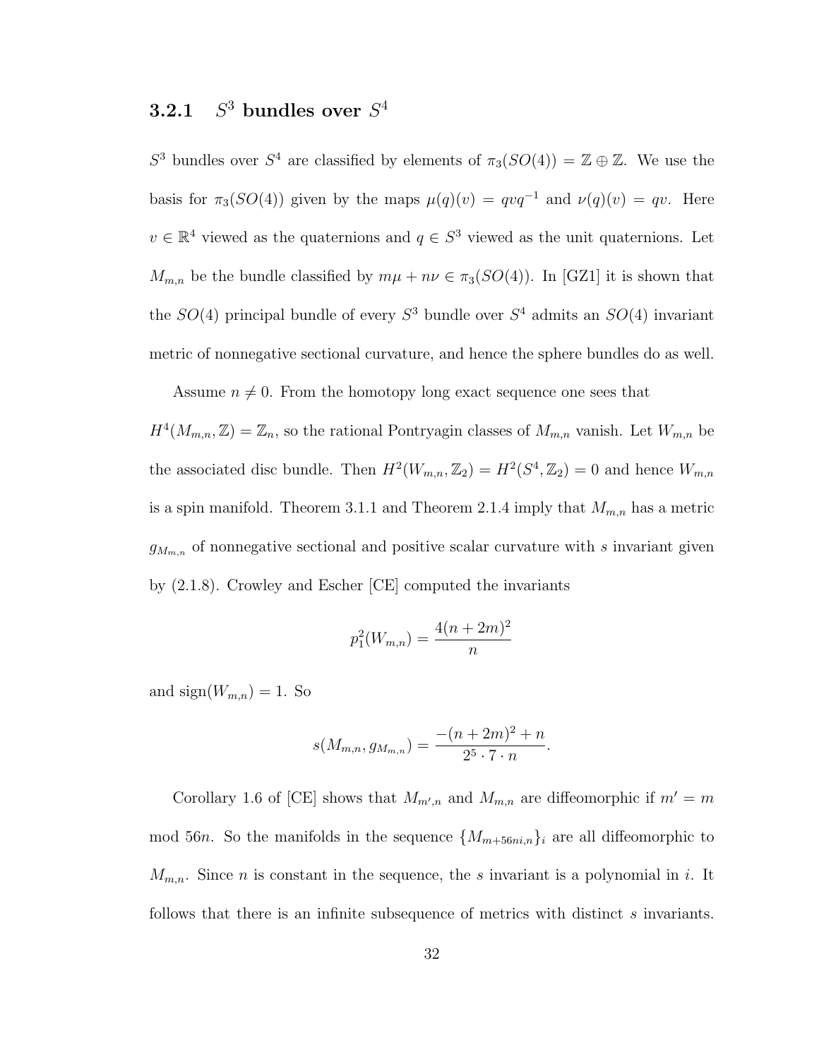### 3.2.1 $S^3$ bundles over $S^4$

$S^3$ bundles over $S^4$ are classified by elements of $\pi_3(SO(4)) = \mathbb{Z} \oplus \mathbb{Z}$. We use the basis for $\pi_3(SO(4))$ given by the maps $\mu(q)(v) = qvq^{-1}$ and $\nu(q)(v) = qv$. Here $v \in \mathbb{R}^4$ viewed as the quaternions and $q \in S^3$ viewed as the unit quaternions. Let $M_{m,n}$ be the bundle classified by $m\mu + n\nu \in \pi_3(SO(4))$. In [GZ1] it is shown that the $SO(4)$ principal bundle of every $S^3$ bundle over $S^4$ admits an $SO(4)$ invariant metric of nonnegative sectional curvature, and hence the sphere bundles do as well.

Assume $n \neq 0$. From the homotopy long exact sequence one sees that $H^4(M_{m,n}, \mathbb{Z}) = \mathbb{Z}_n$, so the rational Pontryagin classes of $M_{m,n}$ vanish. Let $W_{m,n}$ be the associated disc bundle. Then $H^2(W_{m,n}, \mathbb{Z}_2) = H^2(S^4, \mathbb{Z}_2) = 0$ and hence $W_{m,n}$ is a spin manifold. Theorem 3.1.1 and Theorem 2.1.4 imply that $M_{m,n}$ has a metric $g_{M_{m,n}}$ of nonnegative sectional and positive scalar curvature with $s$ invariant given by (2.1.8). Crowley and Escher [CE] computed the invariants

$$p_1^2(W_{m,n}) = \frac{4(n+2m)^2}{n}$$

and $\operatorname{sign}(W_{m,n}) = 1$. So

$$s(M_{m,n}, g_{M_{m,n}}) = \frac{-(n+2m)^2 + n}{2^5 \cdot 7 \cdot n}.$$

Corollary 1.6 of [CE] shows that $M_{m',n}$ and $M_{m,n}$ are diffeomorphic if $m' = m$ mod $56n$. So the manifolds in the sequence $\{M_{m+56ni,n}\}_i$ are all diffeomorphic to $M_{m,n}$. Since $n$ is constant in the sequence, the $s$ invariant is a polynomial in $i$. It follows that there is an infinite subsequence of metrics with distinct $s$ invariants.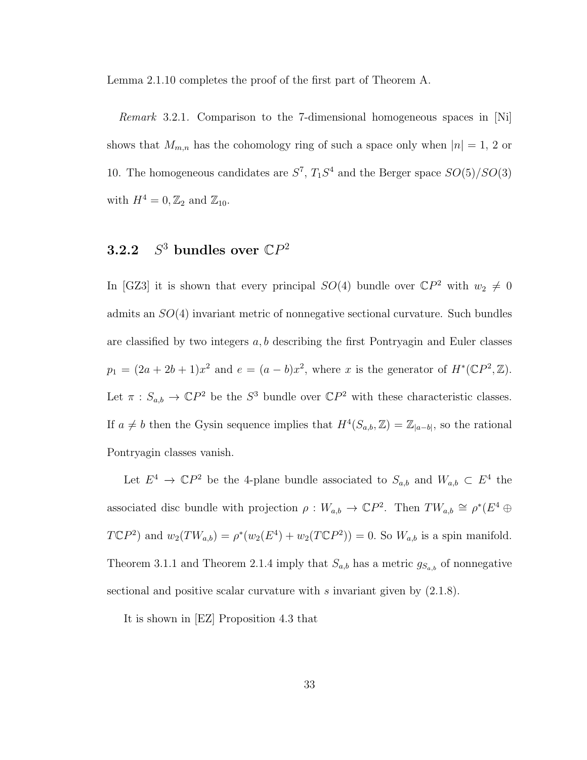Lemma 2.1.10 completes the proof of the first part of Theorem A.

*Remark* 3.2.1. Comparison to the 7-dimensional homogeneous spaces in [Ni] shows that $M_{m,n}$ has the cohomology ring of such a space only when $|n| = 1$, 2 or 10. The homogeneous candidates are $S^7$, $T_1S^4$ and the Berger space $SO(5)/SO(3)$ with $H^4 = 0, \mathbb{Z}_2$ and $\mathbb{Z}_{10}$.

### 3.2.2 $S^3$ bundles over $\mathbb{C}P^2$

In [GZ3] it is shown that every principal $SO(4)$ bundle over $\mathbb{C}P^2$ with $w_2 \neq 0$ admits an $SO(4)$ invariant metric of nonnegative sectional curvature. Such bundles are classified by two integers $a, b$ describing the first Pontryagin and Euler classes $p_1 = (2a + 2b + 1)x^2$ and $e = (a - b)x^2$, where $x$ is the generator of $H^*(\mathbb{C}P^2, \mathbb{Z})$. Let $\pi : S_{a,b} \to \mathbb{C}P^2$ be the $S^3$ bundle over $\mathbb{C}P^2$ with these characteristic classes. If $a \neq b$ then the Gysin sequence implies that $H^4(S_{a,b}, \mathbb{Z}) = \mathbb{Z}_{|a-b|}$, so the rational Pontryagin classes vanish.

Let $E^4 \to \mathbb{C}P^2$ be the 4-plane bundle associated to $S_{a,b}$ and $W_{a,b} \subset E^4$ the associated disc bundle with projection $\rho : W_{a,b} \to \mathbb{C}P^2$. Then $TW_{a,b} \cong \rho^*(E^4 \oplus T\mathbb{C}P^2)$ and $w_2(TW_{a,b}) = \rho^*(w_2(E^4) + w_2(T\mathbb{C}P^2)) = 0$. So $W_{a,b}$ is a spin manifold. Theorem 3.1.1 and Theorem 2.1.4 imply that $S_{a,b}$ has a metric $g_{S_{a,b}}$ of nonnegative sectional and positive scalar curvature with $s$ invariant given by (2.1.8).

It is shown in [EZ] Proposition 4.3 that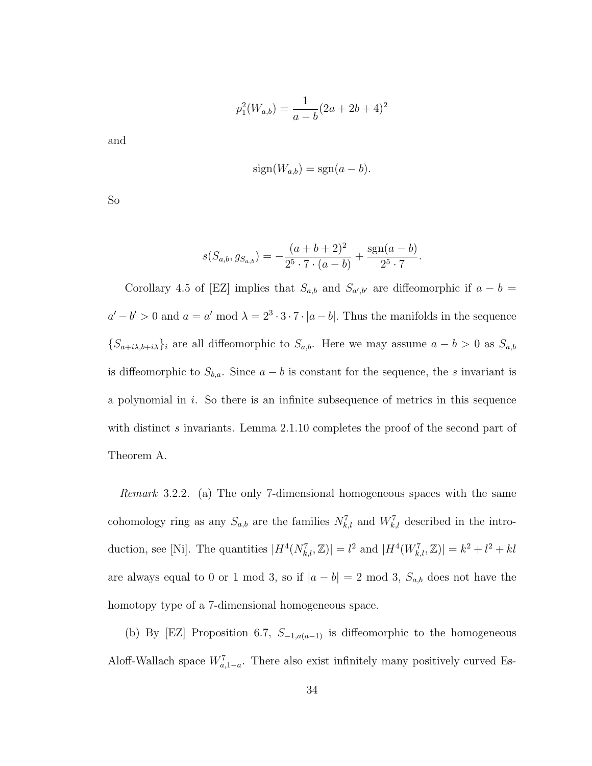$$p_1^2(W_{a,b}) = \frac{1}{a-b}(2a+2b+4)^2$$

and

$$\text{sign}(W_{a,b}) = \text{sgn}(a-b).$$

So

$$s(S_{a,b}, g_{S_{a,b}}) = -\frac{(a+b+2)^2}{2^5 \cdot 7 \cdot (a-b)} + \frac{\text{sgn}(a-b)}{2^5 \cdot 7}.$$

Corollary 4.5 of [EZ] implies that $S_{a,b}$ and $S_{a',b'}$ are diffeomorphic if $a-b = a'-b' > 0$ and $a = a' \bmod \lambda = 2^3 \cdot 3 \cdot 7 \cdot |a-b|$. Thus the manifolds in the sequence $\{S_{a+i\lambda, b+i\lambda}\}_i$ are all diffeomorphic to $S_{a,b}$. Here we may assume $a-b>0$ as $S_{a,b}$ is diffeomorphic to $S_{b,a}$. Since $a-b$ is constant for the sequence, the $s$ invariant is a polynomial in $i$. So there is an infinite subsequence of metrics in this sequence with distinct $s$ invariants. Lemma 2.1.10 completes the proof of the second part of Theorem A.

*Remark* 3.2.2. (a) The only 7-dimensional homogeneous spaces with the same cohomology ring as any $S_{a,b}$ are the families $N^7_{k,l}$ and $W^7_{k,l}$ described in the introduction, see [Ni]. The quantities $|H^4(N^7_{k,l}, \mathbb{Z})| = l^2$ and $|H^4(W^7_{k,l}, \mathbb{Z})| = k^2+l^2+kl$ are always equal to 0 or 1 mod 3, so if $|a-b| = 2 \bmod 3$, $S_{a,b}$ does not have the homotopy type of a 7-dimensional homogeneous space.

(b) By [EZ] Proposition 6.7, $S_{-1,a(a-1)}$ is diffeomorphic to the homogeneous Aloff-Wallach space $W^7_{a,1-a}$. There also exist infinitely many positively curved Es-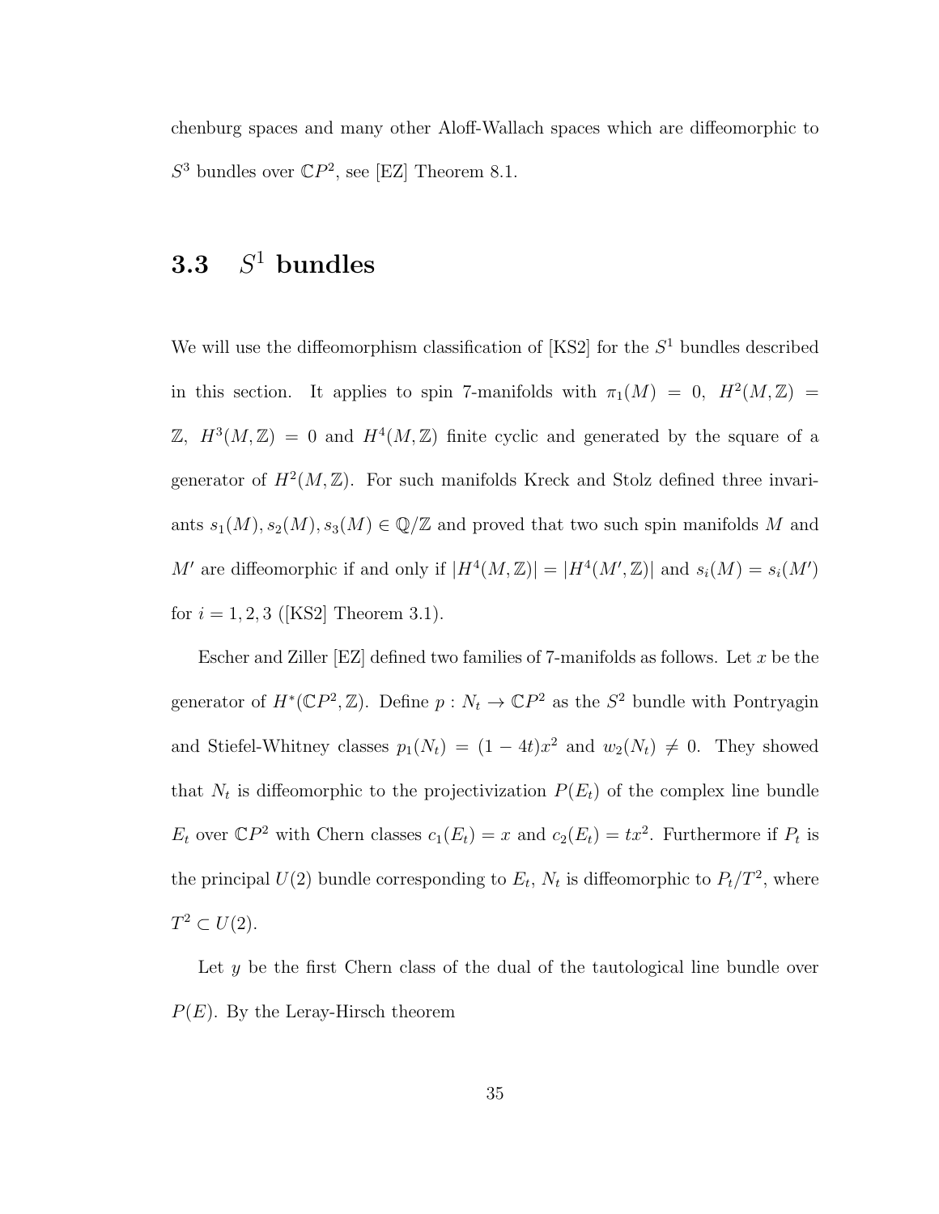chenburg spaces and many other Aloff-Wallach spaces which are diffeomorphic to $S^3$ bundles over $\mathbb{C}P^2$, see [EZ] Theorem 8.1.

## 3.3 $S^1$ bundles

We will use the diffeomorphism classification of [KS2] for the $S^1$ bundles described in this section. It applies to spin 7-manifolds with $\pi_1(M) = 0$, $H^2(M, \mathbb{Z}) = \mathbb{Z}$, $H^3(M, \mathbb{Z}) = 0$ and $H^4(M, \mathbb{Z})$ finite cyclic and generated by the square of a generator of $H^2(M, \mathbb{Z})$. For such manifolds Kreck and Stolz defined three invariants $s_1(M), s_2(M), s_3(M) \in \mathbb{Q}/\mathbb{Z}$ and proved that two such spin manifolds $M$ and $M'$ are diffeomorphic if and only if $|H^4(M, \mathbb{Z})| = |H^4(M', \mathbb{Z})|$ and $s_i(M) = s_i(M')$ for $i = 1, 2, 3$ ([KS2] Theorem 3.1).

Escher and Ziller [EZ] defined two families of 7-manifolds as follows. Let $x$ be the generator of $H^*(\mathbb{C}P^2, \mathbb{Z})$. Define $p : N_t \to \mathbb{C}P^2$ as the $S^2$ bundle with Pontryagin and Stiefel-Whitney classes $p_1(N_t) = (1 - 4t)x^2$ and $w_2(N_t) \neq 0$. They showed that $N_t$ is diffeomorphic to the projectivization $P(E_t)$ of the complex line bundle $E_t$ over $\mathbb{C}P^2$ with Chern classes $c_1(E_t) = x$ and $c_2(E_t) = tx^2$. Furthermore if $P_t$ is the principal $U(2)$ bundle corresponding to $E_t$, $N_t$ is diffeomorphic to $P_t/T^2$, where $T^2 \subset U(2)$.

Let $y$ be the first Chern class of the dual of the tautological line bundle over $P(E)$. By the Leray-Hirsch theorem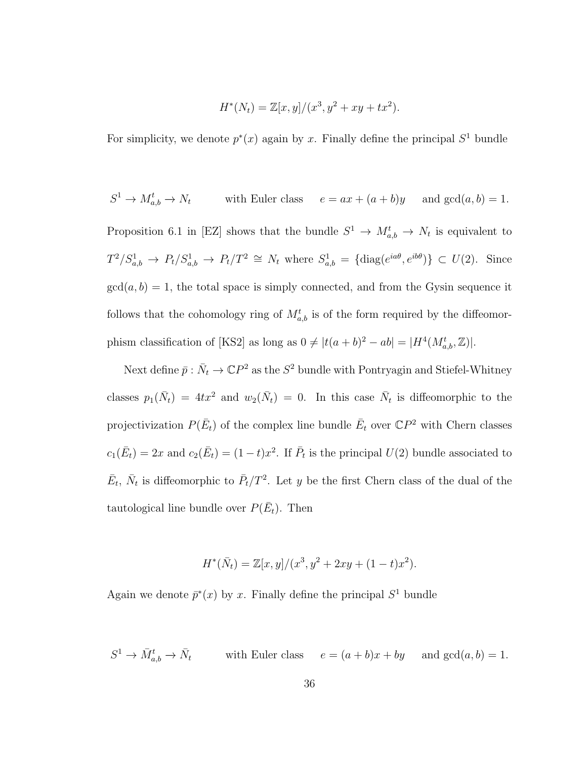$$H^*(N_t) = \mathbb{Z}[x, y]/(x^3, y^2 + xy + tx^2).$$

For simplicity, we denote $p^*(x)$ again by $x$. Finally define the principal $S^1$ bundle

$$S^1 \to M^t_{a,b} \to N_t \qquad \text{with Euler class} \quad e = ax + (a+b)y \quad \text{and } \gcd(a, b) = 1.$$

Proposition 6.1 in [EZ] shows that the bundle $S^1 \to M^t_{a,b} \to N_t$ is equivalent to $T^2/S^1_{a,b} \to P_t/S^1_{a,b} \to P_t/T^2 \cong N_t$ where $S^1_{a,b} = \{\mathrm{diag}(e^{ia\theta}, e^{ib\theta})\} \subset U(2)$. Since $\gcd(a, b) = 1$, the total space is simply connected, and from the Gysin sequence it follows that the cohomology ring of $M^t_{a,b}$ is of the form required by the diffeomorphism classification of [KS2] as long as $0 \neq |t(a+b)^2 - ab| = |H^4(M^t_{a,b}, \mathbb{Z})|$.

Next define $\bar{p} : \bar{N}_t \to \mathbb{C}P^2$ as the $S^2$ bundle with Pontryagin and Stiefel-Whitney classes $p_1(\bar{N}_t) = 4tx^2$ and $w_2(\bar{N}_t) = 0$. In this case $\bar{N}_t$ is diffeomorphic to the projectivization $P(\bar{E}_t)$ of the complex line bundle $\bar{E}_t$ over $\mathbb{C}P^2$ with Chern classes $c_1(\bar{E}_t) = 2x$ and $c_2(\bar{E}_t) = (1-t)x^2$. If $\bar{P}_t$ is the principal $U(2)$ bundle associated to $\bar{E}_t$, $\bar{N}_t$ is diffeomorphic to $\bar{P}_t/T^2$. Let $y$ be the first Chern class of the dual of the tautological line bundle over $P(\bar{E}_t)$. Then

$$H^*(\bar{N}_t) = \mathbb{Z}[x, y]/(x^3, y^2 + 2xy + (1-t)x^2).$$

Again we denote $\bar{p}^*(x)$ by $x$. Finally define the principal $S^1$ bundle

$$S^1 \to \bar{M}^t_{a,b} \to \bar{N}_t \qquad \text{with Euler class} \quad e = (a+b)x + by \quad \text{and } \gcd(a, b) = 1.$$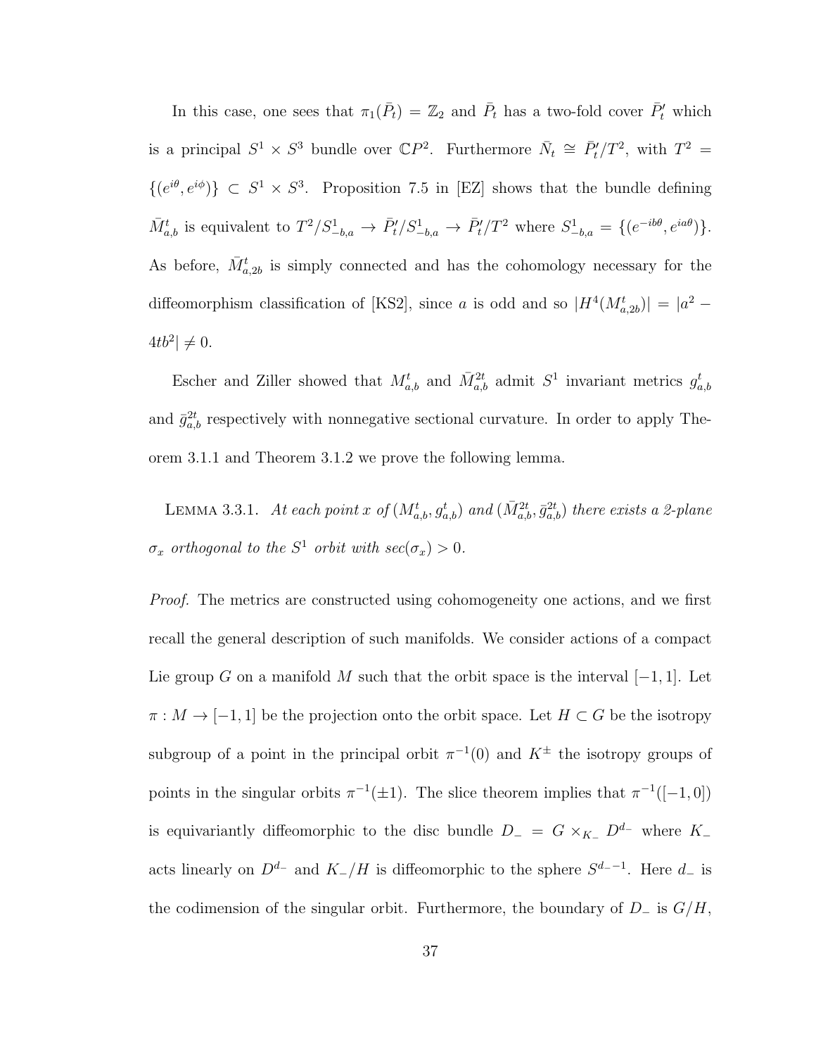In this case, one sees that $\pi_1(\bar{P}_t) = \mathbb{Z}_2$ and $\bar{P}_t$ has a two-fold cover $\bar{P}'_t$ which is a principal $S^1 \times S^3$ bundle over $\mathbb{C}P^2$. Furthermore $\bar{N}_t \cong \bar{P}'_t/T^2$, with $T^2 = \{(e^{i\theta}, e^{i\phi})\} \subset S^1 \times S^3$. Proposition 7.5 in [EZ] shows that the bundle defining $\bar{M}^t_{a,b}$ is equivalent to $T^2/S^1_{-b,a} \to \bar{P}'_t/S^1_{-b,a} \to \bar{P}'_t/T^2$ where $S^1_{-b,a} = \{(e^{-ib\theta}, e^{ia\theta})\}$. As before, $\bar{M}^t_{a,2b}$ is simply connected and has the cohomology necessary for the diffeomorphism classification of [KS2], since $a$ is odd and so $|H^4(M^t_{a,2b})| = |a^2 - 4tb^2| \neq 0$.

Escher and Ziller showed that $M^t_{a,b}$ and $\bar{M}^{2t}_{a,b}$ admit $S^1$ invariant metrics $g^t_{a,b}$ and $\bar{g}^{2t}_{a,b}$ respectively with nonnegative sectional curvature. In order to apply Theorem 3.1.1 and Theorem 3.1.2 we prove the following lemma.

Lemma 3.3.1. *At each point $x$ of $(M^t_{a,b}, g^t_{a,b})$ and $(\bar{M}^{2t}_{a,b}, \bar{g}^{2t}_{a,b})$ there exists a 2-plane $\sigma_x$ orthogonal to the $S^1$ orbit with $sec(\sigma_x) > 0$.*

*Proof.* The metrics are constructed using cohomogeneity one actions, and we first recall the general description of such manifolds. We consider actions of a compact Lie group $G$ on a manifold $M$ such that the orbit space is the interval $[-1, 1]$. Let $\pi : M \to [-1, 1]$ be the projection onto the orbit space. Let $H \subset G$ be the isotropy subgroup of a point in the principal orbit $\pi^{-1}(0)$ and $K^{\pm}$ the isotropy groups of points in the singular orbits $\pi^{-1}(\pm 1)$. The slice theorem implies that $\pi^{-1}([-1, 0])$ is equivariantly diffeomorphic to the disc bundle $D_- = G \times_{K_-} D^{d_-}$ where $K_-$ acts linearly on $D^{d_-}$ and $K_-/H$ is diffeomorphic to the sphere $S^{d_- - 1}$. Here $d_-$ is the codimension of the singular orbit. Furthermore, the boundary of $D_-$ is $G/H$,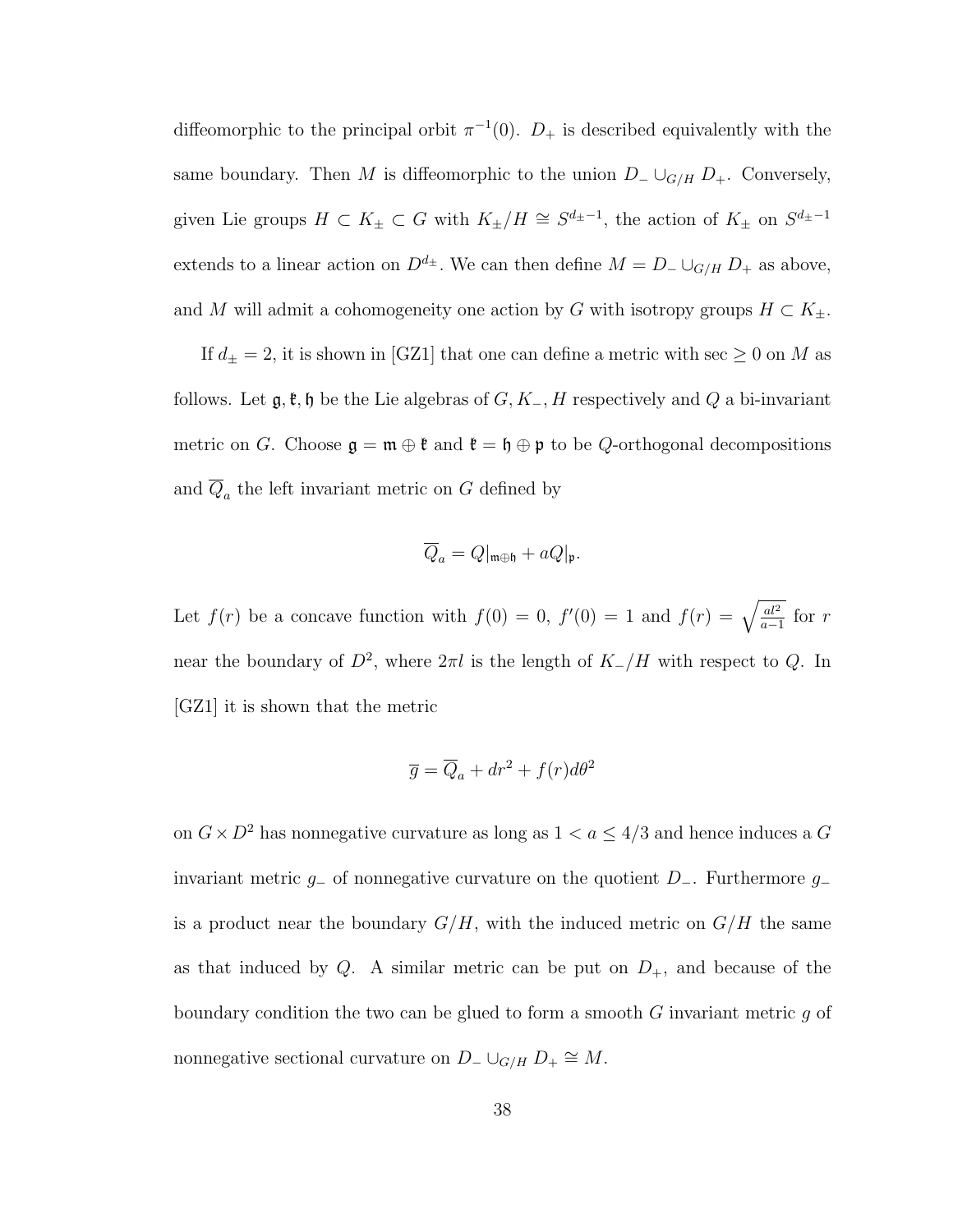diffeomorphic to the principal orbit $\pi^{-1}(0)$. $D_+$ is described equivalently with the same boundary. Then $M$ is diffeomorphic to the union $D_- \cup_{G/H} D_+$. Conversely, given Lie groups $H \subset K_\pm \subset G$ with $K_\pm/H \cong S^{d_\pm - 1}$, the action of $K_\pm$ on $S^{d_\pm - 1}$ extends to a linear action on $D^{d_\pm}$. We can then define $M = D_- \cup_{G/H} D_+$ as above, and $M$ will admit a cohomogeneity one action by $G$ with isotropy groups $H \subset K_\pm$.

If $d_\pm = 2$, it is shown in [GZ1] that one can define a metric with sec $\geq 0$ on $M$ as follows. Let $\mathfrak{g}, \mathfrak{k}, \mathfrak{h}$ be the Lie algebras of $G, K_-, H$ respectively and $Q$ a bi-invariant metric on $G$. Choose $\mathfrak{g} = \mathfrak{m} \oplus \mathfrak{k}$ and $\mathfrak{k} = \mathfrak{h} \oplus \mathfrak{p}$ to be $Q$-orthogonal decompositions and $\overline{Q}_a$ the left invariant metric on $G$ defined by

$$\overline{Q}_a = Q|_{\mathfrak{m} \oplus \mathfrak{h}} + aQ|_{\mathfrak{p}}.$$

Let $f(r)$ be a concave function with $f(0) = 0$, $f'(0) = 1$ and $f(r) = \sqrt{\frac{al^2}{a-1}}$ for $r$ near the boundary of $D^2$, where $2\pi l$ is the length of $K_-/H$ with respect to $Q$. In [GZ1] it is shown that the metric

$$\overline{g} = \overline{Q}_a + dr^2 + f(r) d\theta^2$$

on $G \times D^2$ has nonnegative curvature as long as $1 < a \leq 4/3$ and hence induces a $G$ invariant metric $g_-$ of nonnegative curvature on the quotient $D_-$. Furthermore $g_-$ is a product near the boundary $G/H$, with the induced metric on $G/H$ the same as that induced by $Q$. A similar metric can be put on $D_+$, and because of the boundary condition the two can be glued to form a smooth $G$ invariant metric $g$ of nonnegative sectional curvature on $D_- \cup_{G/H} D_+ \cong M$.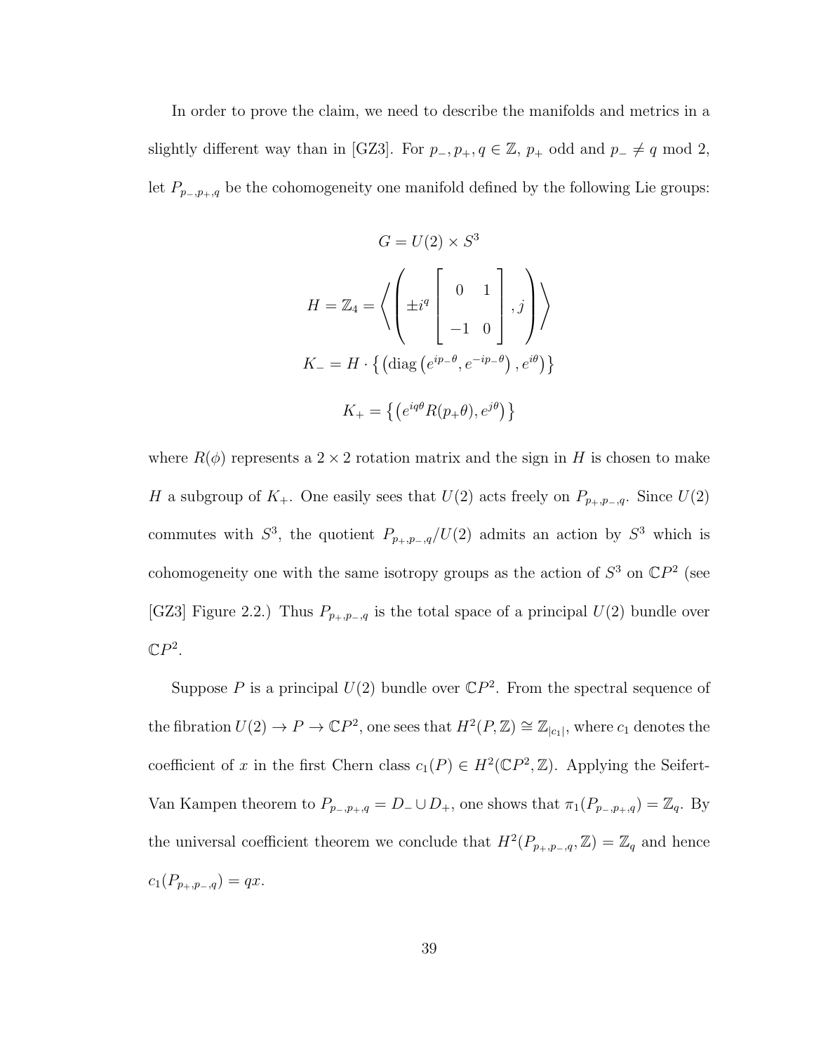In order to prove the claim, we need to describe the manifolds and metrics in a slightly different way than in [GZ3]. For $p_-, p_+, q \in \mathbb{Z}$, $p_+$ odd and $p_- \neq q \bmod 2$, let $P_{p_-,p_+,q}$ be the cohomogeneity one manifold defined by the following Lie groups:

$$G = U(2) \times S^3$$

$$H = \mathbb{Z}_4 = \left\langle \left( \pm i^q \begin{bmatrix} 0 & 1 \\ -1 & 0 \end{bmatrix}, j \right) \right\rangle$$

$$K_- = H \cdot \left\{ \left( \operatorname{diag}\left(e^{ip_-\theta}, e^{-ip_-\theta}\right), e^{i\theta} \right) \right\}$$

$$K_+ = \left\{ \left( e^{iq\theta} R(p_+\theta), e^{j\theta} \right) \right\}$$

where $R(\phi)$ represents a $2 \times 2$ rotation matrix and the sign in $H$ is chosen to make $H$ a subgroup of $K_+$. One easily sees that $U(2)$ acts freely on $P_{p_+,p_-,q}$. Since $U(2)$ commutes with $S^3$, the quotient $P_{p_+,p_-,q}/U(2)$ admits an action by $S^3$ which is cohomogeneity one with the same isotropy groups as the action of $S^3$ on $\mathbb{C}P^2$ (see [GZ3] Figure 2.2.) Thus $P_{p_+,p_-,q}$ is the total space of a principal $U(2)$ bundle over $\mathbb{C}P^2$.

Suppose $P$ is a principal $U(2)$ bundle over $\mathbb{C}P^2$. From the spectral sequence of the fibration $U(2) \to P \to \mathbb{C}P^2$, one sees that $H^2(P, \mathbb{Z}) \cong \mathbb{Z}_{|c_1|}$, where $c_1$ denotes the coefficient of $x$ in the first Chern class $c_1(P) \in H^2(\mathbb{C}P^2, \mathbb{Z})$. Applying the Seifert-Van Kampen theorem to $P_{p_-,p_+,q} = D_- \cup D_+$, one shows that $\pi_1(P_{p_-,p_+,q}) = \mathbb{Z}_q$. By the universal coefficient theorem we conclude that $H^2(P_{p_+,p_-,q}, \mathbb{Z}) = \mathbb{Z}_q$ and hence $c_1(P_{p_+,p_-,q}) = qx$.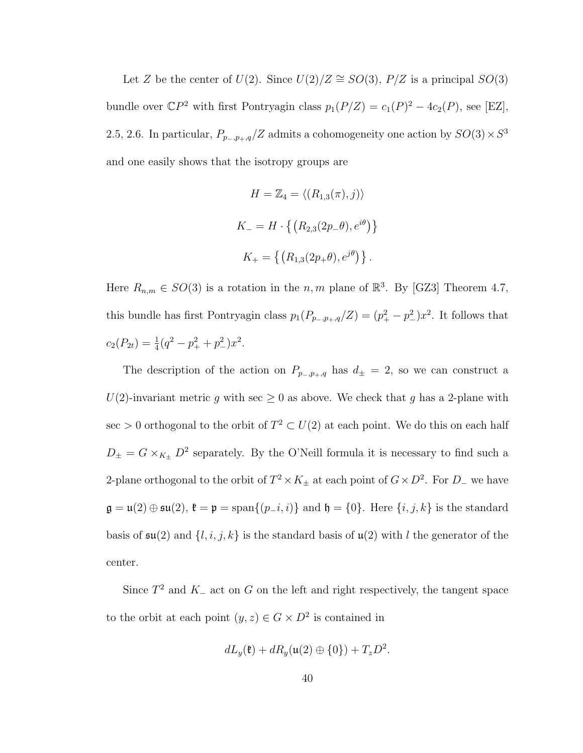Let $Z$ be the center of $U(2)$. Since $U(2)/Z \cong SO(3)$, $P/Z$ is a principal $SO(3)$ bundle over $\mathbb{C}P^2$ with first Pontryagin class $p_1(P/Z) = c_1(P)^2 - 4c_2(P)$, see [EZ], 2.5, 2.6. In particular, $P_{p_-,p_+,q}/Z$ admits a cohomogeneity one action by $SO(3)\times S^3$ and one easily shows that the isotropy groups are

$$H = \mathbb{Z}_4 = \langle (R_{1,3}(\pi), j)\rangle$$

$$K_- = H \cdot \left\{ \left(R_{2,3}(2p_-\theta), e^{i\theta}\right) \right\}$$

$$K_+ = \left\{ \left(R_{1,3}(2p_+\theta), e^{j\theta}\right) \right\}.$$

Here $R_{n,m} \in SO(3)$ is a rotation in the $n,m$ plane of $\mathbb{R}^3$. By [GZ3] Theorem 4.7, this bundle has first Pontryagin class $p_1(P_{p_-,p_+,q}/Z) = (p_+^2 - p_-^2)x^2$. It follows that $c_2(P_{2t}) = \frac{1}{4}(q^2 - p_+^2 + p_-^2)x^2$.

The description of the action on $P_{p_-,p_+,q}$ has $d_\pm = 2$, so we can construct a $U(2)$-invariant metric $g$ with $\sec \geq 0$ as above. We check that $g$ has a 2-plane with $\sec > 0$ orthogonal to the orbit of $T^2 \subset U(2)$ at each point. We do this on each half $D_\pm = G\times_{K_\pm} D^2$ separately. By the O'Neill formula it is necessary to find such a 2-plane orthogonal to the orbit of $T^2\times K_\pm$ at each point of $G\times D^2$. For $D_-$ we have $\mathfrak{g} = \mathfrak{u}(2)\oplus\mathfrak{su}(2)$, $\mathfrak{k} = \mathfrak{p} = \text{span}\{(p_- i, i)\}$ and $\mathfrak{h} = \{0\}$. Here $\{i,j,k\}$ is the standard basis of $\mathfrak{su}(2)$ and $\{l,i,j,k\}$ is the standard basis of $\mathfrak{u}(2)$ with $l$ the generator of the center.

Since $T^2$ and $K_-$ act on $G$ on the left and right respectively, the tangent space to the orbit at each point $(y,z)\in G\times D^2$ is contained in

$$dL_y(\mathfrak{k}) + dR_y(\mathfrak{u}(2)\oplus\{0\}) + T_z D^2.$$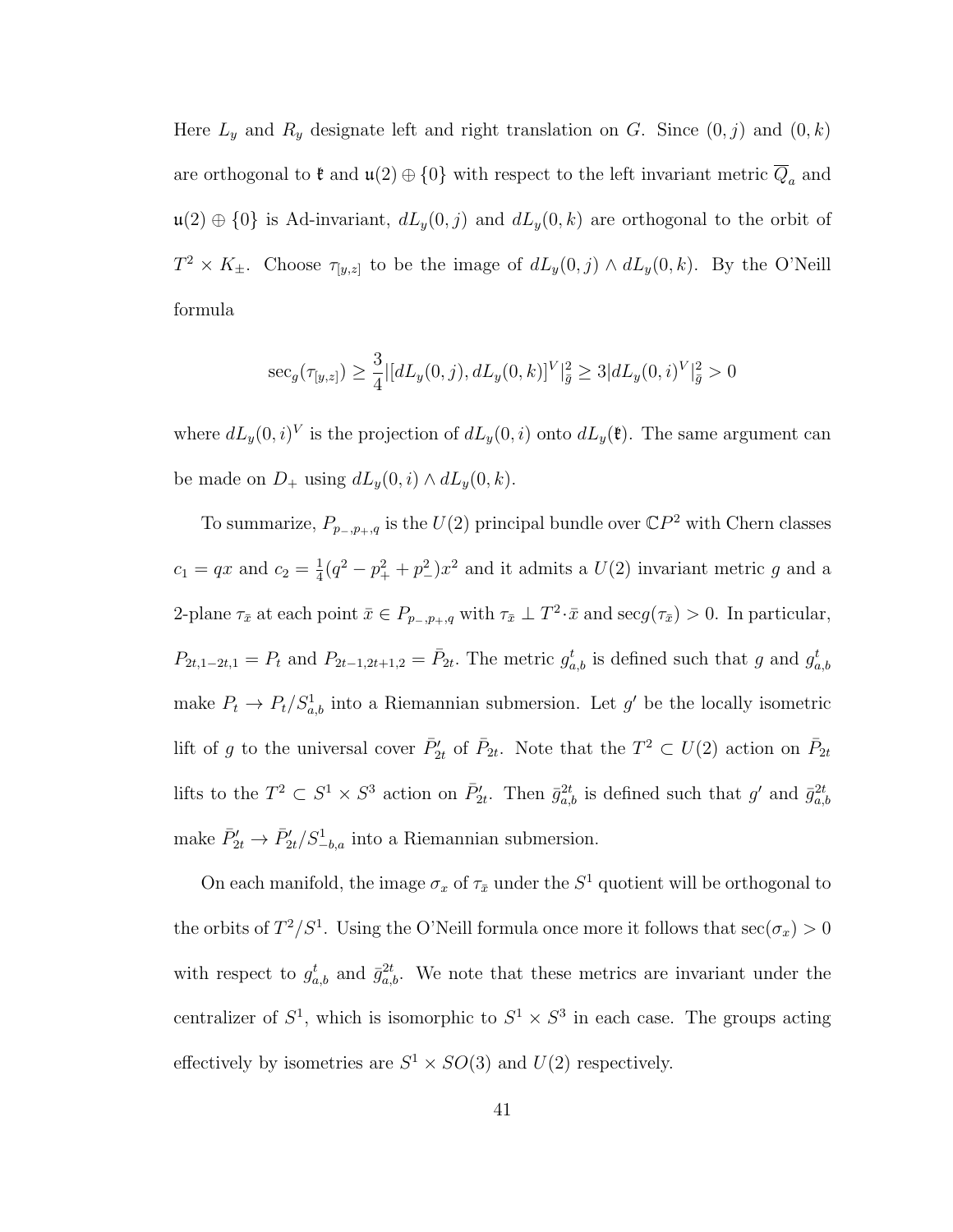Here $L_y$ and $R_y$ designate left and right translation on $G$. Since $(0,j)$ and $(0,k)$ are orthogonal to $\mathfrak{k}$ and $\mathfrak{u}(2) \oplus \{0\}$ with respect to the left invariant metric $\overline{Q}_a$ and $\mathfrak{u}(2) \oplus \{0\}$ is Ad-invariant, $dL_y(0,j)$ and $dL_y(0,k)$ are orthogonal to the orbit of $T^2 \times K_{\pm}$. Choose $\tau_{[y,z]}$ to be the image of $dL_y(0,j) \wedge dL_y(0,k)$. By the O'Neill formula

$$\sec_g(\tau_{[y,z]}) \geq \frac{3}{4}|[dL_y(0,j), dL_y(0,k)]^V|_{\bar{g}}^2 \geq 3|dL_y(0,i)^V|_{\bar{g}}^2 > 0$$

where $dL_y(0,i)^V$ is the projection of $dL_y(0,i)$ onto $dL_y(\mathfrak{k})$. The same argument can be made on $D_+$ using $dL_y(0,i) \wedge dL_y(0,k)$.

To summarize, $P_{p_-,p_+,q}$ is the $U(2)$ principal bundle over $\mathbb{C}P^2$ with Chern classes $c_1 = qx$ and $c_2 = \frac{1}{4}(q^2 - p_+^2 + p_-^2)x^2$ and it admits a $U(2)$ invariant metric $g$ and a 2-plane $\tau_{\bar{x}}$ at each point $\bar{x} \in P_{p_-,p_+,q}$ with $\tau_{\bar{x}} \perp T^2 \cdot \bar{x}$ and $\sec g(\tau_{\bar{x}}) > 0$. In particular, $P_{2t,1-2t,1} = P_t$ and $P_{2t-1,2t+1,2} = \bar{P}_{2t}$. The metric $g_{a,b}^t$ is defined such that $g$ and $g_{a,b}^t$ make $P_t \to P_t/S_{a,b}^1$ into a Riemannian submersion. Let $g'$ be the locally isometric lift of $g$ to the universal cover $\bar{P}_{2t}'$ of $\bar{P}_{2t}$. Note that the $T^2 \subset U(2)$ action on $\bar{P}_{2t}$ lifts to the $T^2 \subset S^1 \times S^3$ action on $\bar{P}_{2t}'$. Then $\bar{g}_{a,b}^{2t}$ is defined such that $g'$ and $\bar{g}_{a,b}^{2t}$ make $\bar{P}_{2t}' \to \bar{P}_{2t}'/S_{-b,a}^1$ into a Riemannian submersion.

On each manifold, the image $\sigma_x$ of $\tau_{\bar{x}}$ under the $S^1$ quotient will be orthogonal to the orbits of $T^2/S^1$. Using the O'Neill formula once more it follows that $\sec(\sigma_x) > 0$ with respect to $g_{a,b}^t$ and $\bar{g}_{a,b}^{2t}$. We note that these metrics are invariant under the centralizer of $S^1$, which is isomorphic to $S^1 \times S^3$ in each case. The groups acting effectively by isometries are $S^1 \times SO(3)$ and $U(2)$ respectively.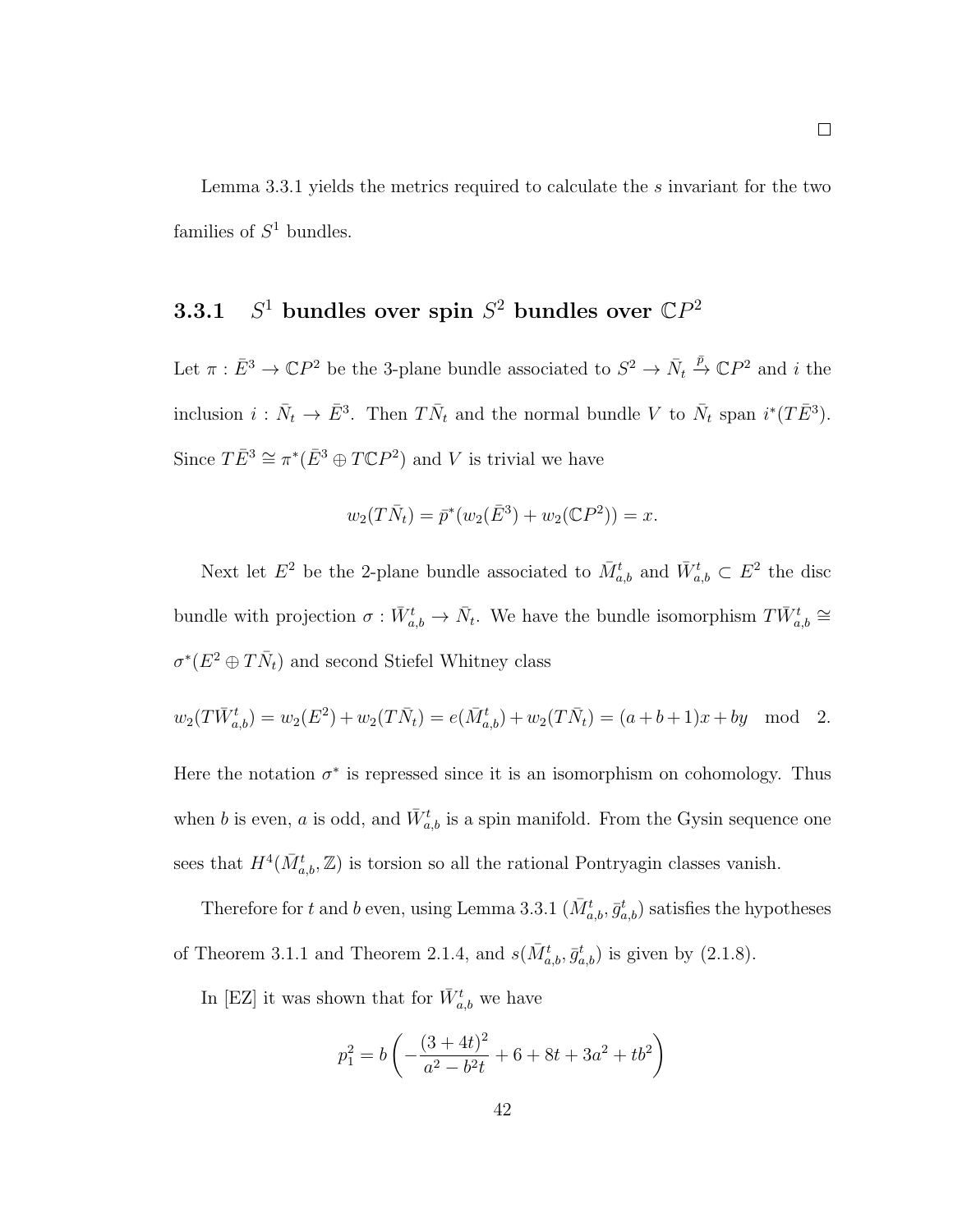□

Lemma 3.3.1 yields the metrics required to calculate the $s$ invariant for the two families of $S^1$ bundles.

### 3.3.1 $S^1$ bundles over spin $S^2$ bundles over $\mathbb{C}P^2$

Let $\pi : \bar{E}^3 \to \mathbb{C}P^2$ be the 3-plane bundle associated to $S^2 \to \bar{N}_t \xrightarrow{\bar{p}} \mathbb{C}P^2$ and $i$ the inclusion $i : \bar{N}_t \to \bar{E}^3$. Then $T\bar{N}_t$ and the normal bundle $V$ to $\bar{N}_t$ span $i^*(T\bar{E}^3)$. Since $T\bar{E}^3 \cong \pi^*(\bar{E}^3 \oplus T\mathbb{C}P^2)$ and $V$ is trivial we have

$$w_2(T\bar{N}_t) = \bar{p}^*(w_2(\bar{E}^3) + w_2(\mathbb{C}P^2)) = x.$$

Next let $E^2$ be the 2-plane bundle associated to $\bar{M}^t_{a,b}$ and $\bar{W}^t_{a,b} \subset E^2$ the disc bundle with projection $\sigma : \bar{W}^t_{a,b} \to \bar{N}_t$. We have the bundle isomorphism $T\bar{W}^t_{a,b} \cong \sigma^*(E^2 \oplus T\bar{N}_t)$ and second Stiefel Whitney class

$$w_2(T\bar{W}^t_{a,b}) = w_2(E^2) + w_2(T\bar{N}_t) = e(\bar{M}^t_{a,b}) + w_2(T\bar{N}_t) = (a+b+1)x + by \mod 2.$$

Here the notation $\sigma^*$ is repressed since it is an isomorphism on cohomology. Thus when $b$ is even, $a$ is odd, and $\bar{W}^t_{a,b}$ is a spin manifold. From the Gysin sequence one sees that $H^4(\bar{M}^t_{a,b}, \mathbb{Z})$ is torsion so all the rational Pontryagin classes vanish.

Therefore for $t$ and $b$ even, using Lemma 3.3.1 $(\bar{M}^t_{a,b}, \bar{g}^t_{a,b})$ satisfies the hypotheses of Theorem 3.1.1 and Theorem 2.1.4, and $s(\bar{M}^t_{a,b}, \bar{g}^t_{a,b})$ is given by (2.1.8).

In [EZ] it was shown that for $\bar{W}^t_{a,b}$ we have

$$p_1^2 = b\left(-\frac{(3+4t)^2}{a^2 - b^2 t} + 6 + 8t + 3a^2 + tb^2\right)$$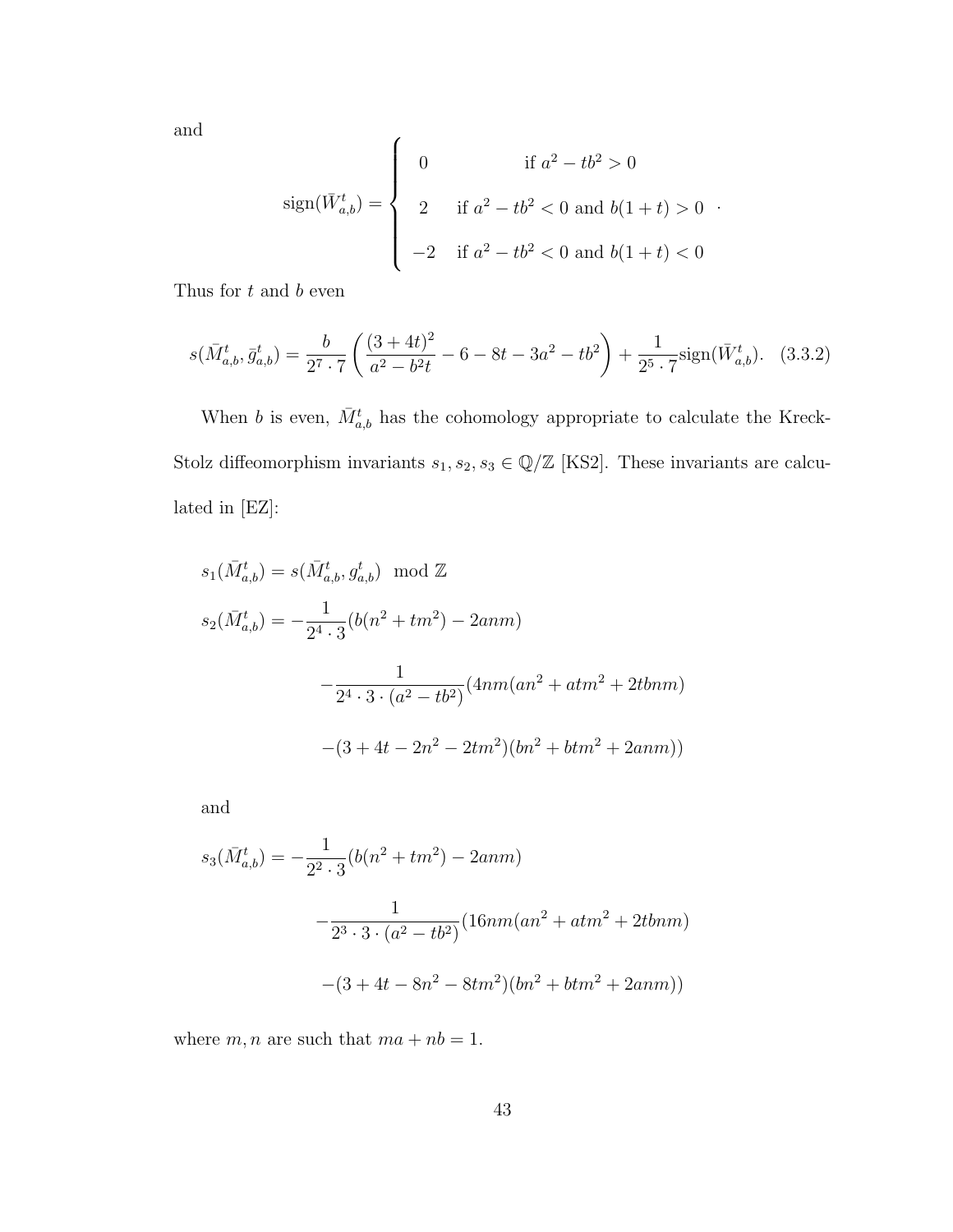and

$$\operatorname{sign}(\bar{W}^t_{a,b}) = \begin{cases} 0 & \text{if } a^2 - tb^2 > 0 \\ 2 & \text{if } a^2 - tb^2 < 0 \text{ and } b(1+t) > 0 \\ -2 & \text{if } a^2 - tb^2 < 0 \text{ and } b(1+t) < 0 \end{cases} .$$

Thus for $t$ and $b$ even

$$s(\bar{M}^t_{a,b}, \bar{g}^t_{a,b}) = \frac{b}{2^7 \cdot 7}\left(\frac{(3+4t)^2}{a^2 - b^2 t} - 6 - 8t - 3a^2 - tb^2\right) + \frac{1}{2^5 \cdot 7}\operatorname{sign}(\bar{W}^t_{a,b}). \quad (3.3.2)$$

When $b$ is even, $\bar{M}^t_{a,b}$ has the cohomology appropriate to calculate the Kreck-Stolz diffeomorphism invariants $s_1, s_2, s_3 \in \mathbb{Q}/\mathbb{Z}$ [KS2]. These invariants are calculated in [EZ]:

$$s_1(\bar{M}^t_{a,b}) = s(\bar{M}^t_{a,b}, g^t_{a,b}) \mod \mathbb{Z}$$

$$\begin{aligned} s_2(\bar{M}^t_{a,b}) = &-\frac{1}{2^4 \cdot 3}(b(n^2 + tm^2) - 2anm) \\ &-\frac{1}{2^4 \cdot 3 \cdot (a^2 - tb^2)}(4nm(an^2 + atm^2 + 2tbnm) \\ &-(3 + 4t - 2n^2 - 2tm^2)(bn^2 + btm^2 + 2anm)) \end{aligned}$$

and

$$\begin{aligned} s_3(\bar{M}^t_{a,b}) = &-\frac{1}{2^2 \cdot 3}(b(n^2 + tm^2) - 2anm) \\ &-\frac{1}{2^3 \cdot 3 \cdot (a^2 - tb^2)}(16nm(an^2 + atm^2 + 2tbnm) \\ &-(3 + 4t - 8n^2 - 8tm^2)(bn^2 + btm^2 + 2anm)) \end{aligned}$$

where $m, n$ are such that $ma + nb = 1$.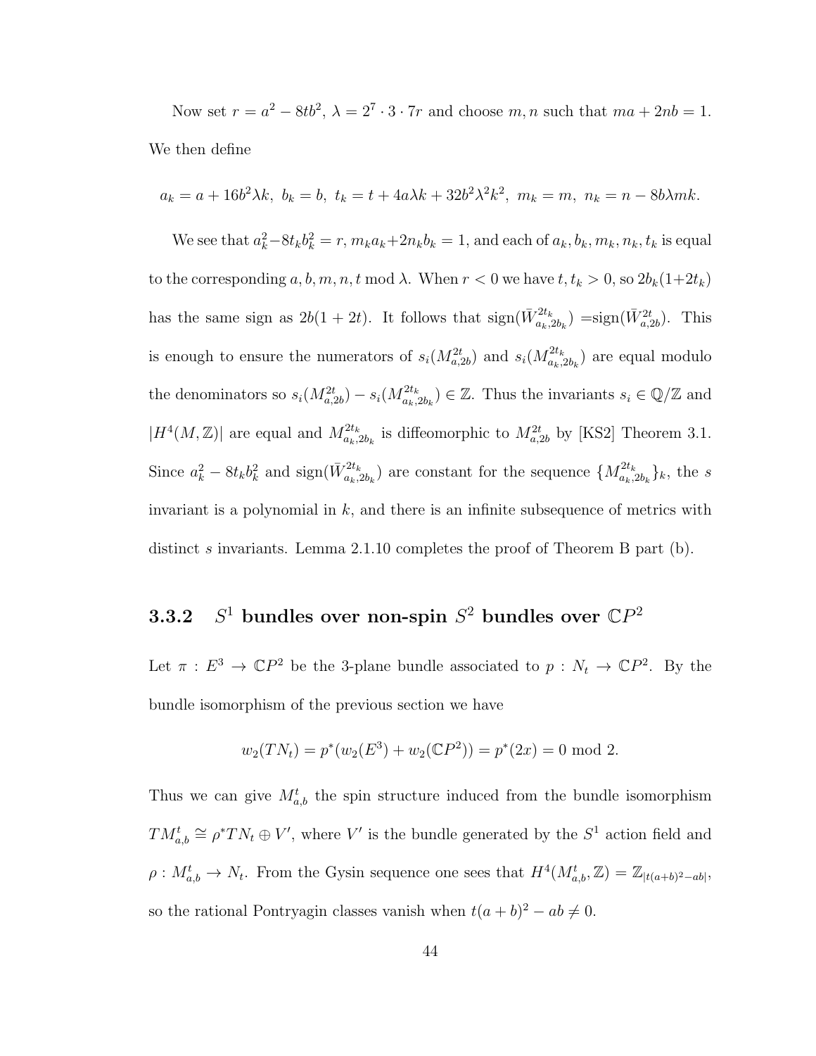Now set $r = a^2 - 8tb^2$, $\lambda = 2^7 \cdot 3 \cdot 7r$ and choose $m, n$ such that $ma + 2nb = 1$. We then define

$$a_k = a + 16b^2\lambda k,\ b_k = b,\ t_k = t + 4a\lambda k + 32b^2\lambda^2 k^2,\ m_k = m,\ n_k = n - 8b\lambda mk.$$

We see that $a_k^2 - 8t_k b_k^2 = r$, $m_k a_k + 2n_k b_k = 1$, and each of $a_k, b_k, m_k, n_k, t_k$ is equal to the corresponding $a, b, m, n, t \bmod \lambda$. When $r < 0$ we have $t, t_k > 0$, so $2b_k(1+2t_k)$ has the same sign as $2b(1+2t)$. It follows that $\mathrm{sign}(\bar{W}^{2t_k}_{a_k,2b_k}) = \mathrm{sign}(\bar{W}^{2t}_{a,2b})$. This is enough to ensure the numerators of $s_i(M^{2t}_{a,2b})$ and $s_i(M^{2t_k}_{a_k,2b_k})$ are equal modulo the denominators so $s_i(M^{2t}_{a,2b}) - s_i(M^{2t_k}_{a_k,2b_k}) \in \mathbb{Z}$. Thus the invariants $s_i \in \mathbb{Q}/\mathbb{Z}$ and $|H^4(M,\mathbb{Z})|$ are equal and $M^{2t_k}_{a_k,2b_k}$ is diffeomorphic to $M^{2t}_{a,2b}$ by [KS2] Theorem 3.1. Since $a_k^2 - 8t_k b_k^2$ and $\mathrm{sign}(\bar{W}^{2t_k}_{a_k,2b_k})$ are constant for the sequence $\{M^{2t_k}_{a_k,2b_k}\}_k$, the $s$ invariant is a polynomial in $k$, and there is an infinite subsequence of metrics with distinct $s$ invariants. Lemma 2.1.10 completes the proof of Theorem B part (b).

### 3.3.2 $S^1$ bundles over non-spin $S^2$ bundles over $\mathbb{C}P^2$

Let $\pi : E^3 \to \mathbb{C}P^2$ be the 3-plane bundle associated to $p : N_t \to \mathbb{C}P^2$. By the bundle isomorphism of the previous section we have

$$w_2(TN_t) = p^*(w_2(E^3) + w_2(\mathbb{C}P^2)) = p^*(2x) = 0 \bmod 2.$$

Thus we can give $M^t_{a,b}$ the spin structure induced from the bundle isomorphism $TM^t_{a,b} \cong \rho^* TN_t \oplus V'$, where $V'$ is the bundle generated by the $S^1$ action field and $\rho : M^t_{a,b} \to N_t$. From the Gysin sequence one sees that $H^4(M^t_{a,b},\mathbb{Z}) = \mathbb{Z}_{|t(a+b)^2 - ab|}$, so the rational Pontryagin classes vanish when $t(a+b)^2 - ab \neq 0$.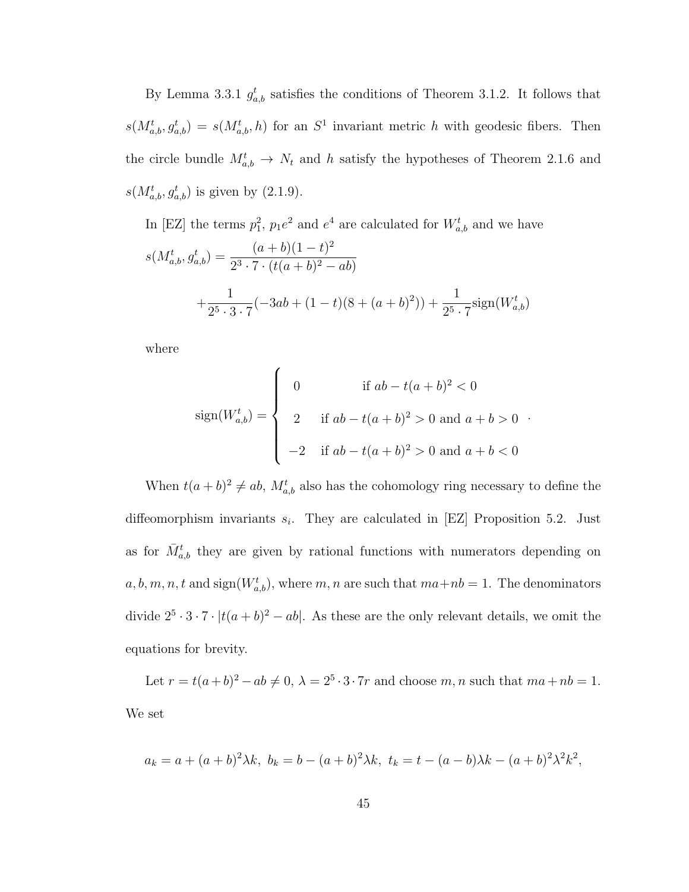By Lemma 3.3.1 $g^t_{a,b}$ satisfies the conditions of Theorem 3.1.2. It follows that $s(M^t_{a,b}, g^t_{a,b}) = s(M^t_{a,b}, h)$ for an $S^1$ invariant metric $h$ with geodesic fibers. Then the circle bundle $M^t_{a,b} \to N_t$ and $h$ satisfy the hypotheses of Theorem 2.1.6 and $s(M^t_{a,b}, g^t_{a,b})$ is given by (2.1.9).

In [EZ] the terms $p_1^2$, $p_1 e^2$ and $e^4$ are calculated for $W^t_{a,b}$ and we have

$$
\begin{aligned}
s(M^t_{a,b}, g^t_{a,b}) &= \frac{(a+b)(1-t)^2}{2^3 \cdot 7 \cdot (t(a+b)^2 - ab)} \\
&\quad + \frac{1}{2^5 \cdot 3 \cdot 7}(-3ab + (1-t)(8 + (a+b)^2)) + \frac{1}{2^5 \cdot 7}\mathrm{sign}(W^t_{a,b})
\end{aligned}
$$

where

$$
\mathrm{sign}(W^t_{a,b}) = \begin{cases} 0 & \text{if } ab - t(a+b)^2 < 0 \\ 2 & \text{if } ab - t(a+b)^2 > 0 \text{ and } a+b > 0 \\ -2 & \text{if } ab - t(a+b)^2 > 0 \text{ and } a+b < 0 \end{cases} .
$$

When $t(a+b)^2 \neq ab$, $M^t_{a,b}$ also has the cohomology ring necessary to define the diffeomorphism invariants $s_i$. They are calculated in [EZ] Proposition 5.2. Just as for $\bar{M}^t_{a,b}$ they are given by rational functions with numerators depending on $a, b, m, n, t$ and $\mathrm{sign}(W^t_{a,b})$, where $m, n$ are such that $ma + nb = 1$. The denominators divide $2^5 \cdot 3 \cdot 7 \cdot |t(a+b)^2 - ab|$. As these are the only relevant details, we omit the equations for brevity.

Let $r = t(a+b)^2 - ab \neq 0$, $\lambda = 2^5 \cdot 3 \cdot 7 r$ and choose $m, n$ such that $ma + nb = 1$. We set

$$
a_k = a + (a+b)^2 \lambda k, \; b_k = b - (a+b)^2 \lambda k, \; t_k = t - (a-b)\lambda k - (a+b)^2 \lambda^2 k^2,
$$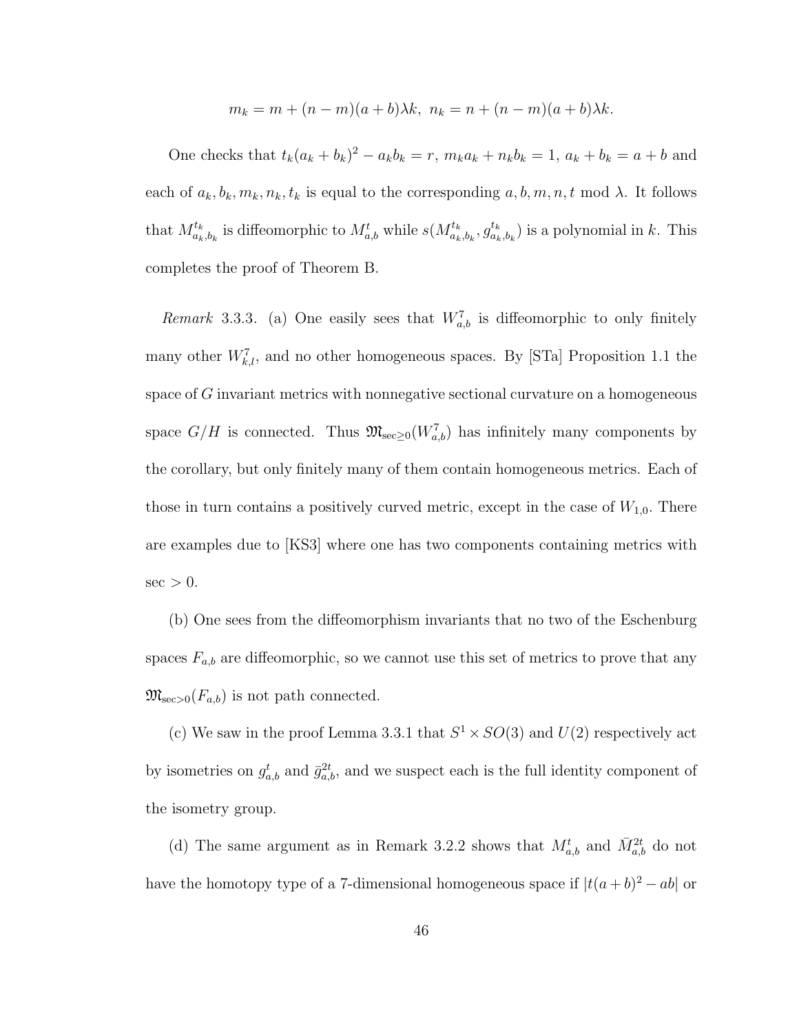$$m_k = m + (n-m)(a+b)\lambda k,\ \ n_k = n + (n-m)(a+b)\lambda k.$$

One checks that $t_k(a_k+b_k)^2 - a_k b_k = r$, $m_k a_k + n_k b_k = 1$, $a_k + b_k = a + b$ and each of $a_k, b_k, m_k, n_k, t_k$ is equal to the corresponding $a, b, m, n, t$ mod $\lambda$. It follows that $M^{t_k}_{a_k,b_k}$ is diffeomorphic to $M^t_{a,b}$ while $s(M^{t_k}_{a_k,b_k}, g^{t_k}_{a_k,b_k})$ is a polynomial in $k$. This completes the proof of Theorem B.

*Remark* 3.3.3. (a) One easily sees that $W^7_{a,b}$ is diffeomorphic to only finitely many other $W^7_{k,l}$, and no other homogeneous spaces. By [STa] Proposition 1.1 the space of $G$ invariant metrics with nonnegative sectional curvature on a homogeneous space $G/H$ is connected. Thus $\mathfrak{M}_{\sec\geq 0}(W^7_{a,b})$ has infinitely many components by the corollary, but only finitely many of them contain homogeneous metrics. Each of those in turn contains a positively curved metric, except in the case of $W_{1,0}$. There are examples due to [KS3] where one has two components containing metrics with $\sec > 0$.

(b) One sees from the diffeomorphism invariants that no two of the Eschenburg spaces $F_{a,b}$ are diffeomorphic, so we cannot use this set of metrics to prove that any $\mathfrak{M}_{\sec>0}(F_{a,b})$ is not path connected.

(c) We saw in the proof Lemma 3.3.1 that $S^1 \times SO(3)$ and $U(2)$ respectively act by isometries on $g^t_{a,b}$ and $\bar{g}^{2t}_{a,b}$, and we suspect each is the full identity component of the isometry group.

(d) The same argument as in Remark 3.2.2 shows that $M^t_{a,b}$ and $\bar{M}^{2t}_{a,b}$ do not have the homotopy type of a 7-dimensional homogeneous space if $|t(a+b)^2 - ab|$ or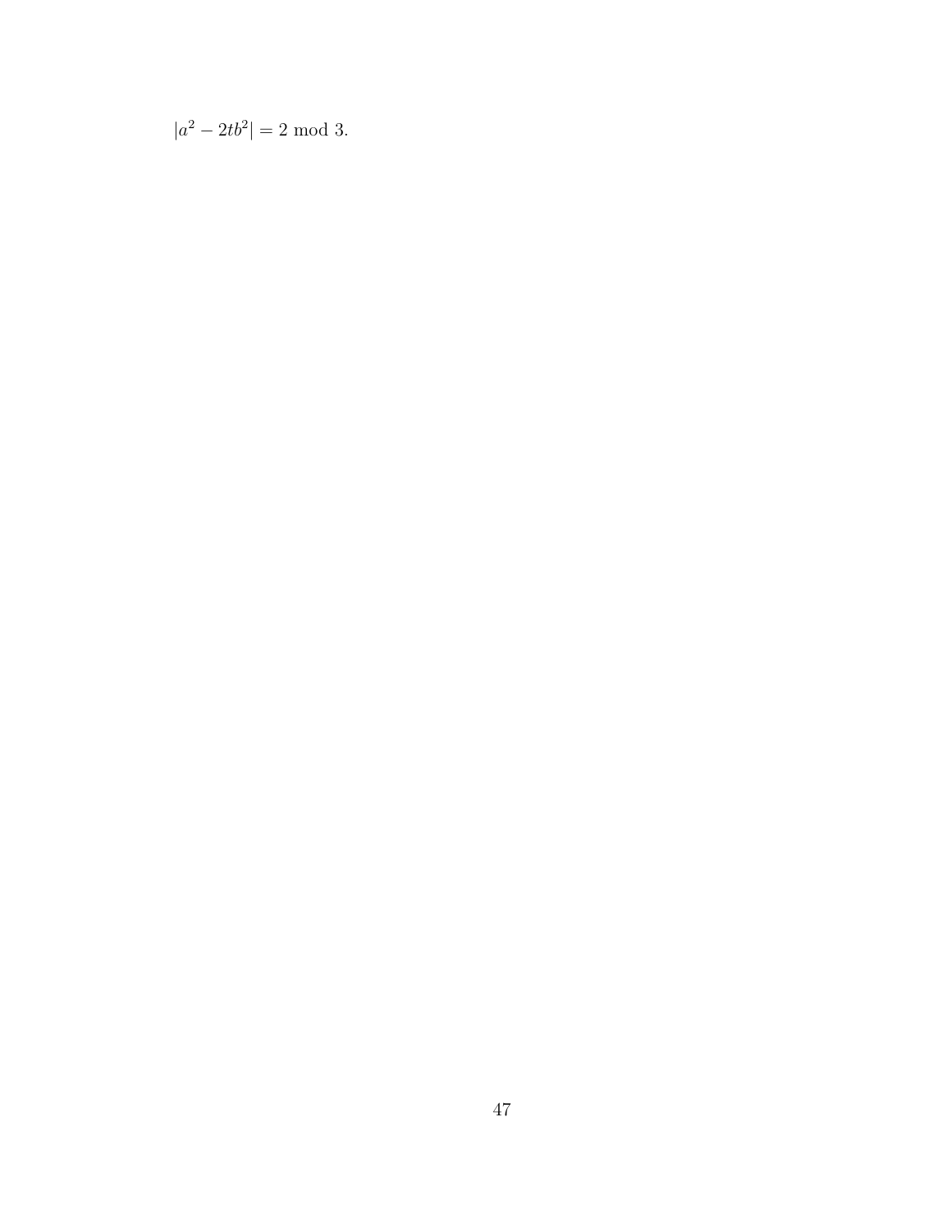$|a^2 - 2tb^2| = 2 \bmod 3.$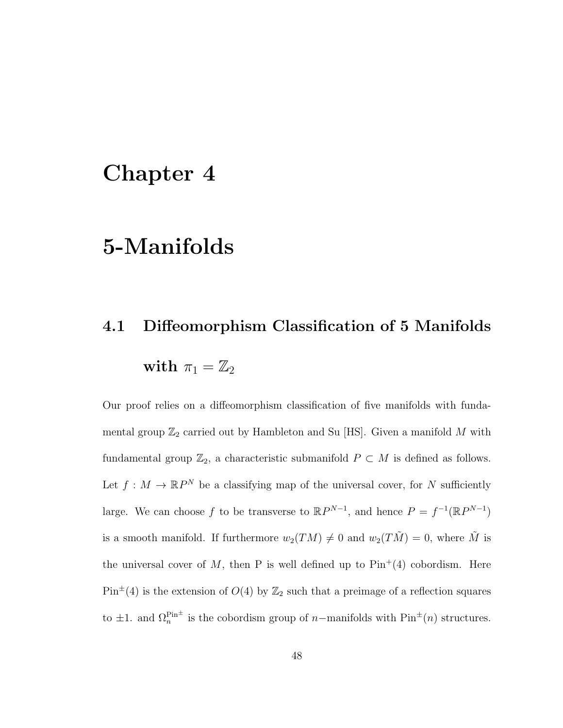# Chapter 4

# 5-Manifolds

## 4.1 Diffeomorphism Classification of 5 Manifolds with $\pi_1 = \mathbb{Z}_2$

Our proof relies on a diffeomorphism classification of five manifolds with fundamental group $\mathbb{Z}_2$ carried out by Hambleton and Su [HS]. Given a manifold $M$ with fundamental group $\mathbb{Z}_2$, a characteristic submanifold $P \subset M$ is defined as follows. Let $f : M \to \mathbb{R}P^N$ be a classifying map of the universal cover, for $N$ sufficiently large. We can choose $f$ to be transverse to $\mathbb{R}P^{N-1}$, and hence $P = f^{-1}(\mathbb{R}P^{N-1})$ is a smooth manifold. If furthermore $w_2(TM) \neq 0$ and $w_2(T\tilde{M}) = 0$, where $\tilde{M}$ is the universal cover of $M$, then P is well defined up to $\mathrm{Pin}^+(4)$ cobordism. Here $\mathrm{Pin}^{\pm}(4)$ is the extension of $O(4)$ by $\mathbb{Z}_2$ such that a preimage of a reflection squares to $\pm 1$. and $\Omega_n^{\mathrm{Pin}^{\pm}}$ is the cobordism group of $n-$manifolds with $\mathrm{Pin}^{\pm}(n)$ structures.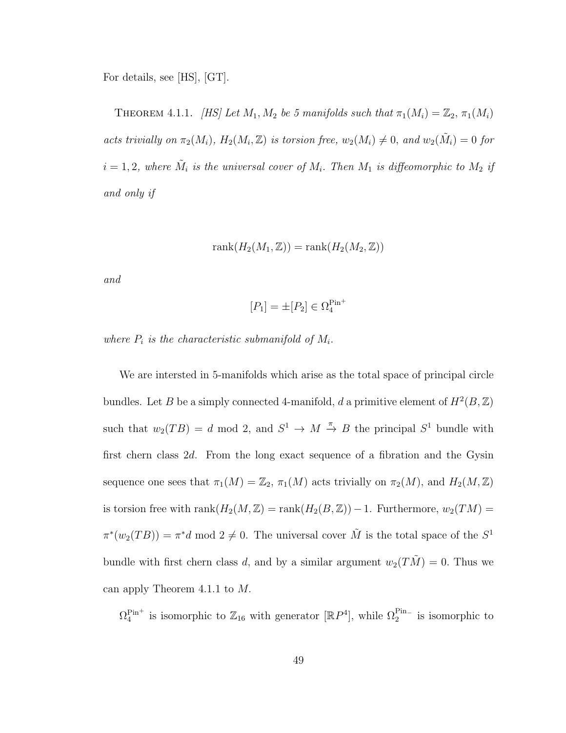For details, see [HS], [GT].

THEOREM 4.1.1. *[HS] Let $M_1, M_2$ be 5 manifolds such that $\pi_1(M_i) = \mathbb{Z}_2$, $\pi_1(M_i)$ acts trivially on $\pi_2(M_i)$, $H_2(M_i, \mathbb{Z})$ is torsion free, $w_2(M_i) \neq 0$, and $w_2(\tilde{M}_i) = 0$ for $i = 1, 2$, where $\tilde{M}_i$ is the universal cover of $M_i$. Then $M_1$ is diffeomorphic to $M_2$ if and only if*

$$\operatorname{rank}(H_2(M_1, \mathbb{Z})) = \operatorname{rank}(H_2(M_2, \mathbb{Z}))$$

*and*

$$[P_1] = \pm [P_2] \in \Omega_4^{\mathrm{Pin}^+}$$

*where $P_i$ is the characteristic submanifold of $M_i$.*

We are intersted in 5-manifolds which arise as the total space of principal circle bundles. Let $B$ be a simply connected 4-manifold, $d$ a primitive element of $H^2(B, \mathbb{Z})$ such that $w_2(TB) = d \bmod 2$, and $S^1 \to M \xrightarrow{\pi} B$ the principal $S^1$ bundle with first chern class $2d$. From the long exact sequence of a fibration and the Gysin sequence one sees that $\pi_1(M) = \mathbb{Z}_2$, $\pi_1(M)$ acts trivially on $\pi_2(M)$, and $H_2(M, \mathbb{Z})$ is torsion free with $\operatorname{rank}(H_2(M, \mathbb{Z}) = \operatorname{rank}(H_2(B, \mathbb{Z})) - 1$. Furthermore, $w_2(TM) = \pi^*(w_2(TB)) = \pi^* d \bmod 2 \neq 0$. The universal cover $\tilde{M}$ is the total space of the $S^1$ bundle with first chern class $d$, and by a similar argument $w_2(T\tilde{M}) = 0$. Thus we can apply Theorem 4.1.1 to $M$.

$\Omega_4^{\mathrm{Pin}^+}$ is isomorphic to $\mathbb{Z}_{16}$ with generator $[\mathbb{R}P^4]$, while $\Omega_2^{\mathrm{Pin}_-}$ is isomorphic to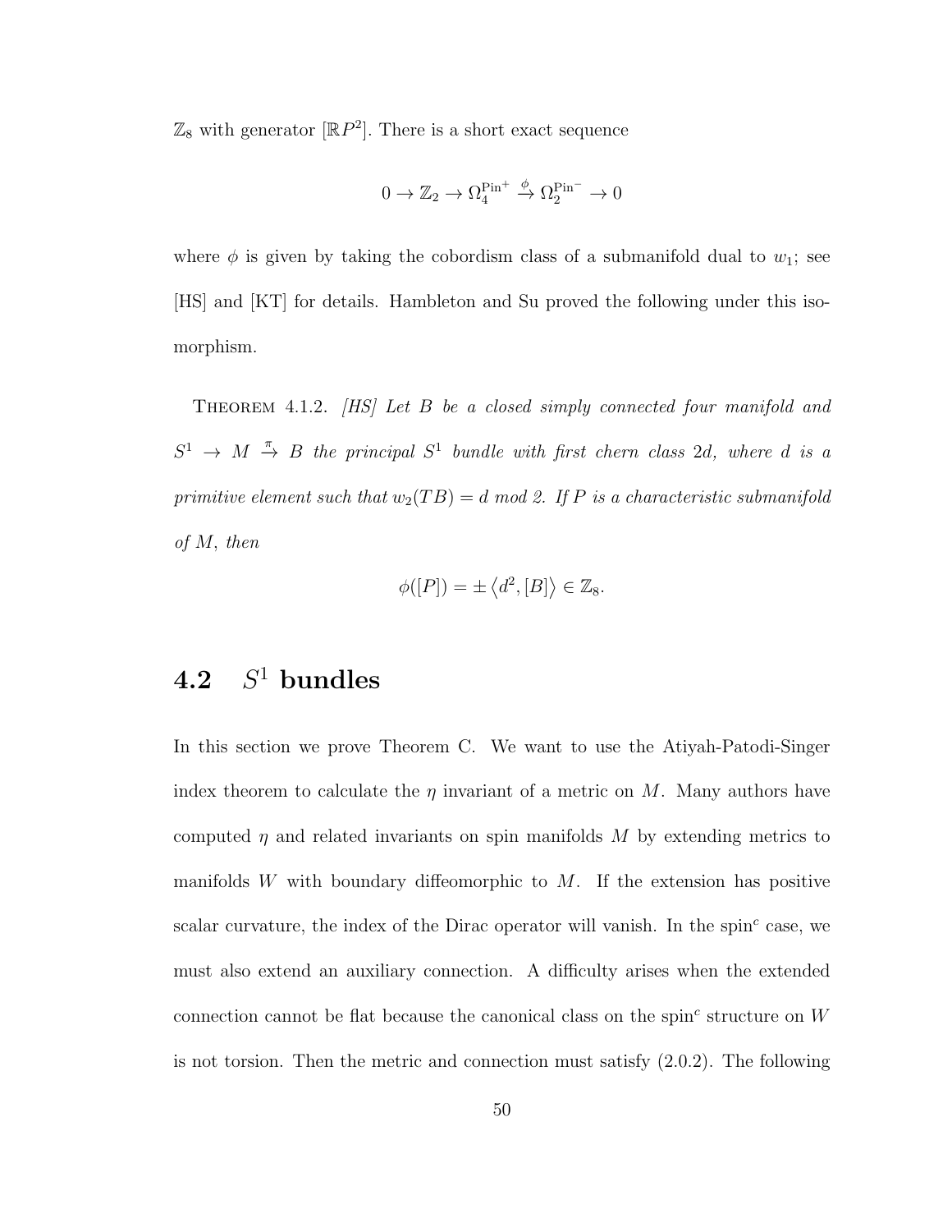$\mathbb{Z}_8$ with generator $[\mathbb{R}P^2]$. There is a short exact sequence

$$0 \to \mathbb{Z}_2 \to \Omega_4^{\text{Pin}^+} \xrightarrow{\phi} \Omega_2^{\text{Pin}^-} \to 0$$

where $\phi$ is given by taking the cobordism class of a submanifold dual to $w_1$; see [HS] and [KT] for details. Hambleton and Su proved the following under this isomorphism.

Theorem 4.1.2. *[HS] Let $B$ be a closed simply connected four manifold and $S^1 \to M \xrightarrow{\pi} B$ the principal $S^1$ bundle with first chern class $2d$, where $d$ is a primitive element such that $w_2(TB) = d$ mod 2. If $P$ is a characteristic submanifold of $M$, then*

$$\phi([P]) = \pm \left\langle d^2, [B] \right\rangle \in \mathbb{Z}_8.$$

## 4.2 $S^1$ bundles

In this section we prove Theorem C. We want to use the Atiyah-Patodi-Singer index theorem to calculate the $\eta$ invariant of a metric on $M$. Many authors have computed $\eta$ and related invariants on spin manifolds $M$ by extending metrics to manifolds $W$ with boundary diffeomorphic to $M$. If the extension has positive scalar curvature, the index of the Dirac operator will vanish. In the spin$^c$ case, we must also extend an auxiliary connection. A difficulty arises when the extended connection cannot be flat because the canonical class on the spin$^c$ structure on $W$ is not torsion. Then the metric and connection must satisfy (2.0.2). The following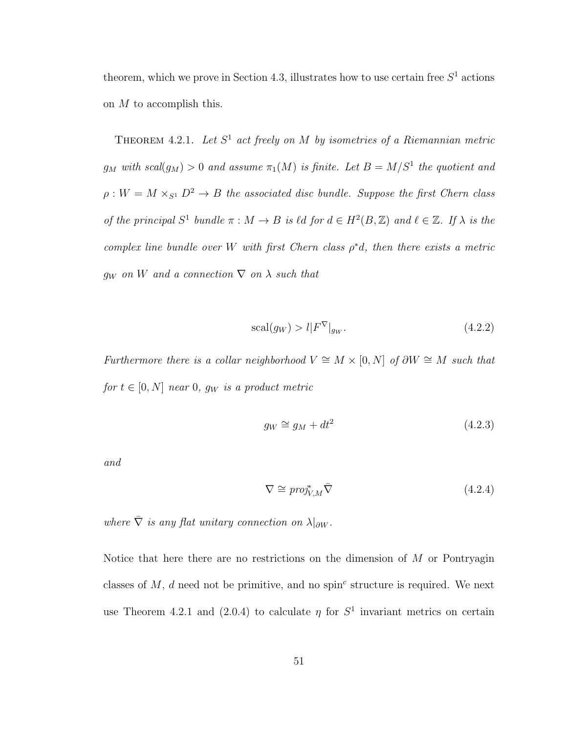theorem, which we prove in Section 4.3, illustrates how to use certain free $S^1$ actions on $M$ to accomplish this.

THEOREM 4.2.1. *Let $S^1$ act freely on $M$ by isometries of a Riemannian metric $g_M$ with scal$(g_M) > 0$ and assume $\pi_1(M)$ is finite. Let $B = M/S^1$ the quotient and $\rho : W = M \times_{S^1} D^2 \to B$ the associated disc bundle. Suppose the first Chern class of the principal $S^1$ bundle $\pi : M \to B$ is $\ell d$ for $d \in H^2(B, \mathbb{Z})$ and $\ell \in \mathbb{Z}$. If $\lambda$ is the complex line bundle over $W$ with first Chern class $\rho^* d$, then there exists a metric $g_W$ on $W$ and a connection $\nabla$ on $\lambda$ such that*

$$\mathrm{scal}(g_W) > l|F^{\nabla}|_{g_W}. \tag{4.2.2}$$

*Furthermore there is a collar neighborhood $V \cong M \times [0, N]$ of $\partial W \cong M$ such that for $t \in [0, N]$ near $0$, $g_W$ is a product metric*

$$g_W \cong g_M + dt^2 \tag{4.2.3}$$

*and*

$$\nabla \cong proj^*_{V,M} \bar{\nabla} \tag{4.2.4}$$

*where $\bar{\nabla}$ is any flat unitary connection on $\lambda|_{\partial W}$.*

Notice that here there are no restrictions on the dimension of $M$ or Pontryagin classes of $M$, $d$ need not be primitive, and no spin$^c$ structure is required. We next use Theorem 4.2.1 and (2.0.4) to calculate $\eta$ for $S^1$ invariant metrics on certain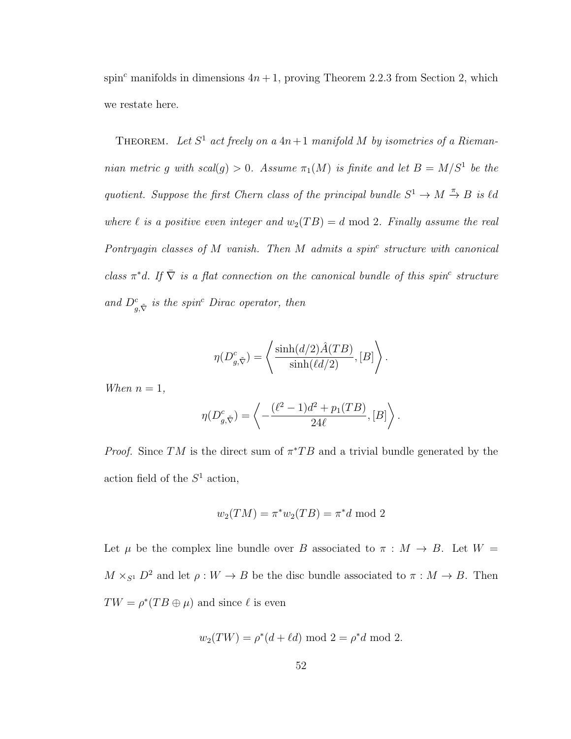spin$^c$ manifolds in dimensions $4n+1$, proving Theorem 2.2.3 from Section 2, which we restate here.

THEOREM. *Let $S^1$ act freely on a $4n+1$ manifold $M$ by isometries of a Riemannian metric $g$ with $scal(g) > 0$. Assume $\pi_1(M)$ is finite and let $B = M/S^1$ be the quotient. Suppose the first Chern class of the principal bundle $S^1 \to M \xrightarrow{\pi} B$ is $\ell d$ where $\ell$ is a positive even integer and $w_2(TB) = d \bmod 2$. Finally assume the real Pontryagin classes of $M$ vanish. Then $M$ admits a spin$^c$ structure with canonical class $\pi^* d$. If $\bar{\nabla}$ is a flat connection on the canonical bundle of this spin$^c$ structure and $D^c_{g,\bar{\nabla}}$ is the spin$^c$ Dirac operator, then*

$$\eta(D^c_{g,\bar{\nabla}}) = \left\langle \frac{\sinh(d/2)\hat{A}(TB)}{\sinh(\ell d/2)}, [B] \right\rangle .$$

*When $n = 1$,*

$$\eta(D^c_{g,\bar{\nabla}}) = \left\langle -\frac{(\ell^2-1)d^2 + p_1(TB)}{24\ell}, [B] \right\rangle .$$

*Proof.* Since $TM$ is the direct sum of $\pi^* TB$ and a trivial bundle generated by the action field of the $S^1$ action,

$$w_2(TM) = \pi^* w_2(TB) = \pi^* d \bmod 2$$

Let $\mu$ be the complex line bundle over $B$ associated to $\pi : M \to B$. Let $W = M \times_{S^1} D^2$ and let $\rho : W \to B$ be the disc bundle associated to $\pi : M \to B$. Then $TW = \rho^*(TB \oplus \mu)$ and since $\ell$ is even

$$w_2(TW) = \rho^*(d + \ell d) \bmod 2 = \rho^* d \bmod 2.$$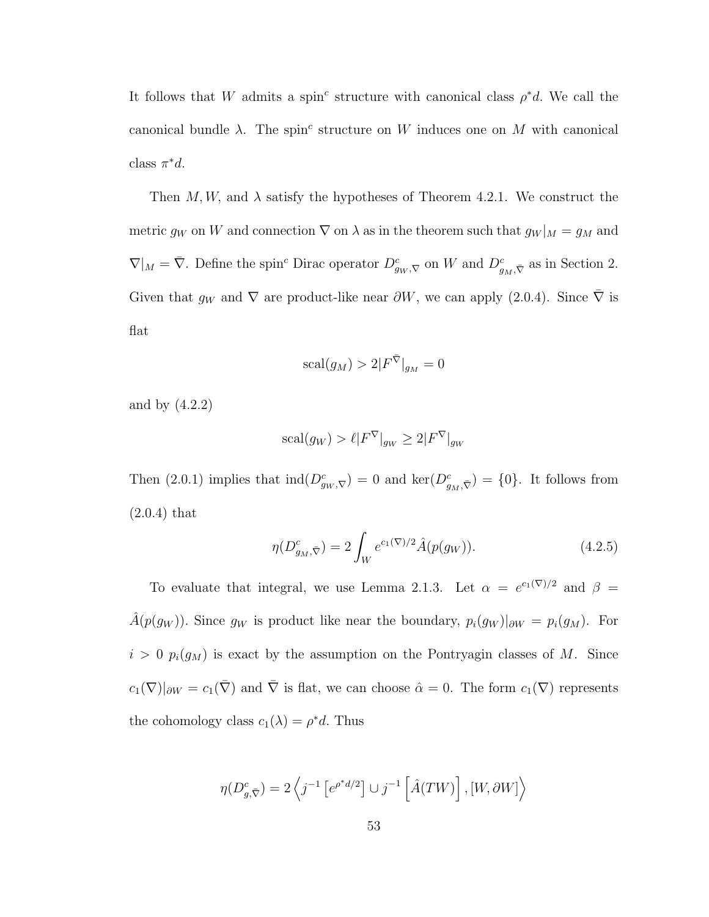It follows that $W$ admits a spin$^c$ structure with canonical class $\rho^*d$. We call the canonical bundle $\lambda$. The spin$^c$ structure on $W$ induces one on $M$ with canonical class $\pi^*d$.

Then $M, W$, and $\lambda$ satisfy the hypotheses of Theorem 4.2.1. We construct the metric $g_W$ on $W$ and connection $\nabla$ on $\lambda$ as in the theorem such that $g_W|_M = g_M$ and $\nabla|_M = \bar{\nabla}$. Define the spin$^c$ Dirac operator $D^c_{g_W,\nabla}$ on $W$ and $D^c_{g_M,\bar{\nabla}}$ as in Section 2. Given that $g_W$ and $\nabla$ are product-like near $\partial W$, we can apply (2.0.4). Since $\bar{\nabla}$ is flat

$$\mathrm{scal}(g_M) > 2|F^{\bar{\nabla}}|_{g_M} = 0$$

and by (4.2.2)

$$\mathrm{scal}(g_W) > \ell|F^{\nabla}|_{g_W} \geq 2|F^{\nabla}|_{g_W}$$

Then (2.0.1) implies that $\mathrm{ind}(D^c_{g_W,\nabla}) = 0$ and $\ker(D^c_{g_M,\bar{\nabla}}) = \{0\}$. It follows from (2.0.4) that

$$\eta(D^c_{g_M,\bar{\nabla}}) = 2\int_W e^{c_1(\nabla)/2}\hat{A}(p(g_W)). \tag{4.2.5}$$

To evaluate that integral, we use Lemma 2.1.3. Let $\alpha = e^{c_1(\nabla)/2}$ and $\beta = \hat{A}(p(g_W))$. Since $g_W$ is product like near the boundary, $p_i(g_W)|_{\partial W} = p_i(g_M)$. For $i > 0$ $p_i(g_M)$ is exact by the assumption on the Pontryagin classes of $M$. Since $c_1(\nabla)|_{\partial W} = c_1(\bar{\nabla})$ and $\bar{\nabla}$ is flat, we can choose $\hat{\alpha} = 0$. The form $c_1(\nabla)$ represents the cohomology class $c_1(\lambda) = \rho^*d$. Thus

$$\eta(D^c_{g,\bar{\nabla}}) = 2\left\langle j^{-1}\left[e^{\rho^*d/2}\right] \cup j^{-1}\left[\hat{A}(TW)\right], [W, \partial W]\right\rangle$$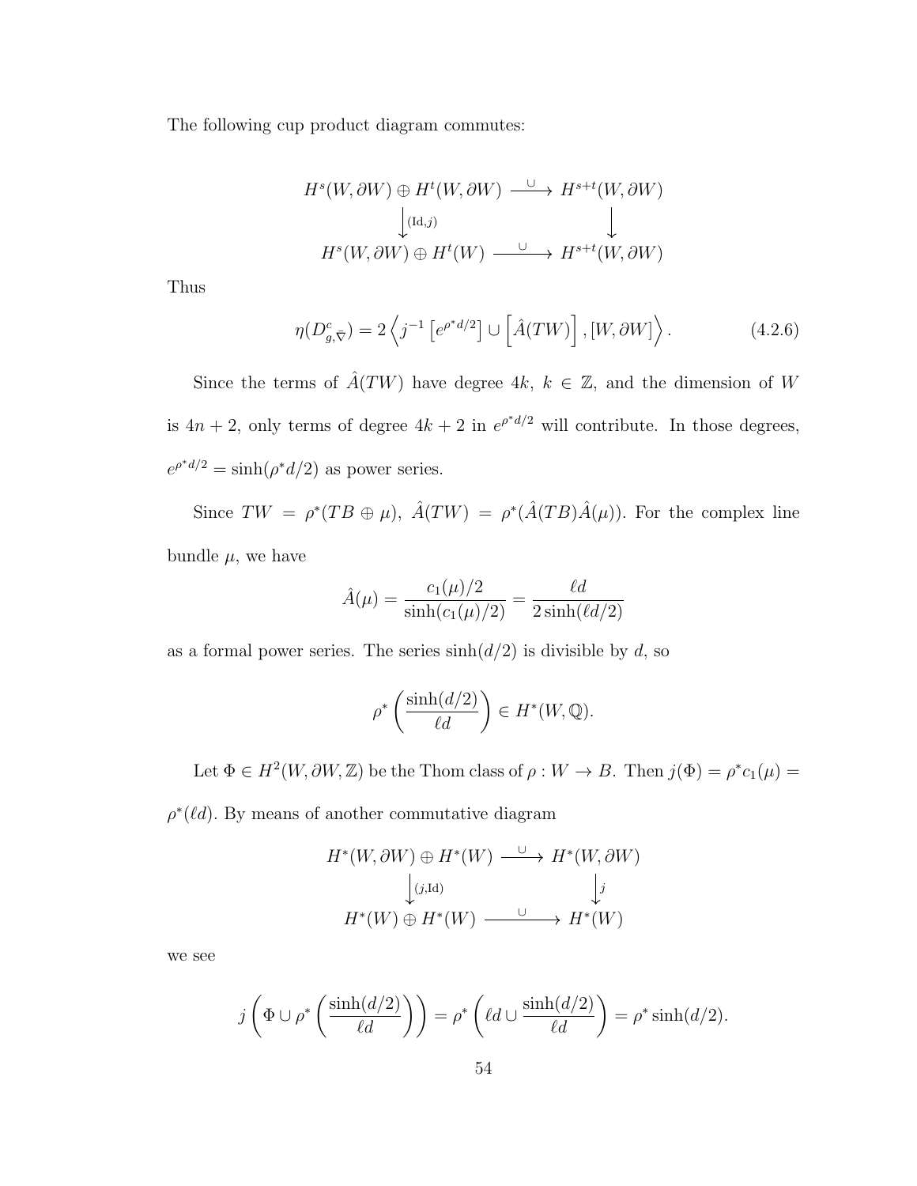The following cup product diagram commutes:

$$\begin{array}{ccc} H^s(W,\partial W) \oplus H^t(W,\partial W) & \xrightarrow{\ \cup\ } & H^{s+t}(W,\partial W) \\ \Big\downarrow{\scriptstyle (\mathrm{Id},j)} & & \Big\downarrow \\ H^s(W,\partial W) \oplus H^t(W) & \xrightarrow{\ \cup\ } & H^{s+t}(W,\partial W) \end{array}$$

Thus

$$\eta(D^c_{g,\bar{\nabla}}) = 2\left\langle j^{-1}\left[e^{\rho^* d/2}\right] \cup \left[\hat{A}(TW)\right], [W,\partial W]\right\rangle. \tag{4.2.6}$$

Since the terms of $\hat{A}(TW)$ have degree $4k$, $k \in \mathbb{Z}$, and the dimension of $W$ is $4n+2$, only terms of degree $4k+2$ in $e^{\rho^* d/2}$ will contribute. In those degrees, $e^{\rho^* d/2} = \sinh(\rho^* d/2)$ as power series.

Since $TW = \rho^*(TB \oplus \mu)$, $\hat{A}(TW) = \rho^*(\hat{A}(TB)\hat{A}(\mu))$. For the complex line bundle $\mu$, we have

$$\hat{A}(\mu) = \frac{c_1(\mu)/2}{\sinh(c_1(\mu)/2)} = \frac{\ell d}{2\sinh(\ell d/2)}$$

as a formal power series. The series $\sinh(d/2)$ is divisible by $d$, so

$$\rho^*\left(\frac{\sinh(d/2)}{\ell d}\right) \in H^*(W,\mathbb{Q}).$$

Let $\Phi \in H^2(W,\partial W,\mathbb{Z})$ be the Thom class of $\rho : W \to B$. Then $j(\Phi) = \rho^* c_1(\mu) = \rho^*(\ell d)$. By means of another commutative diagram

$$\begin{array}{ccc} H^*(W,\partial W) \oplus H^*(W) & \xrightarrow{\ \cup\ } & H^*(W,\partial W) \\ \Big\downarrow{\scriptstyle (j,\mathrm{Id})} & & \Big\downarrow{\scriptstyle j} \\ H^*(W) \oplus H^*(W) & \xrightarrow{\ \cup\ } & H^*(W) \end{array}$$

we see

$$j\left(\Phi \cup \rho^*\left(\frac{\sinh(d/2)}{\ell d}\right)\right) = \rho^*\left(\ell d \cup \frac{\sinh(d/2)}{\ell d}\right) = \rho^* \sinh(d/2).$$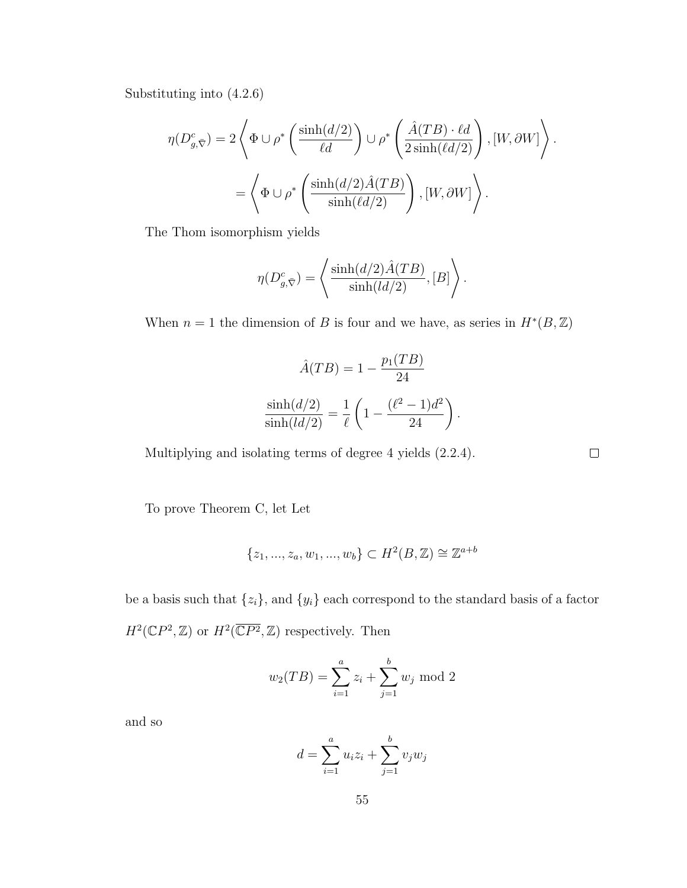Substituting into (4.2.6)

$$\eta(D^c_{g,\bar{\nabla}}) = 2\left\langle \Phi \cup \rho^*\left(\frac{\sinh(d/2)}{\ell d}\right) \cup \rho^*\left(\frac{\hat{A}(TB)\cdot \ell d}{2\sinh(\ell d/2)}\right), [W,\partial W]\right\rangle.$$

$$= \left\langle \Phi \cup \rho^*\left(\frac{\sinh(d/2)\hat{A}(TB)}{\sinh(\ell d/2)}\right), [W,\partial W]\right\rangle.$$

The Thom isomorphism yields

$$\eta(D^c_{g,\bar{\nabla}}) = \left\langle \frac{\sinh(d/2)\hat{A}(TB)}{\sinh(ld/2)}, [B]\right\rangle.$$

When $n = 1$ the dimension of $B$ is four and we have, as series in $H^*(B,\mathbb{Z})$

$$\hat{A}(TB) = 1 - \frac{p_1(TB)}{24}$$

$$\frac{\sinh(d/2)}{\sinh(ld/2)} = \frac{1}{\ell}\left(1 - \frac{(\ell^2-1)d^2}{24}\right).$$

Multiplying and isolating terms of degree 4 yields (2.2.4). □

To prove Theorem C, let Let

$$\{z_1, ..., z_a, w_1, ..., w_b\} \subset H^2(B,\mathbb{Z}) \cong \mathbb{Z}^{a+b}$$

be a basis such that $\{z_i\}$, and $\{y_i\}$ each correspond to the standard basis of a factor $H^2(\mathbb{C}P^2,\mathbb{Z})$ or $H^2(\overline{\mathbb{C}P^2},\mathbb{Z})$ respectively. Then

$$w_2(TB) = \sum_{i=1}^{a} z_i + \sum_{j=1}^{b} w_j \text{ mod } 2$$

and so

$$d = \sum_{i=1}^{a} u_i z_i + \sum_{j=1}^{b} v_j w_j$$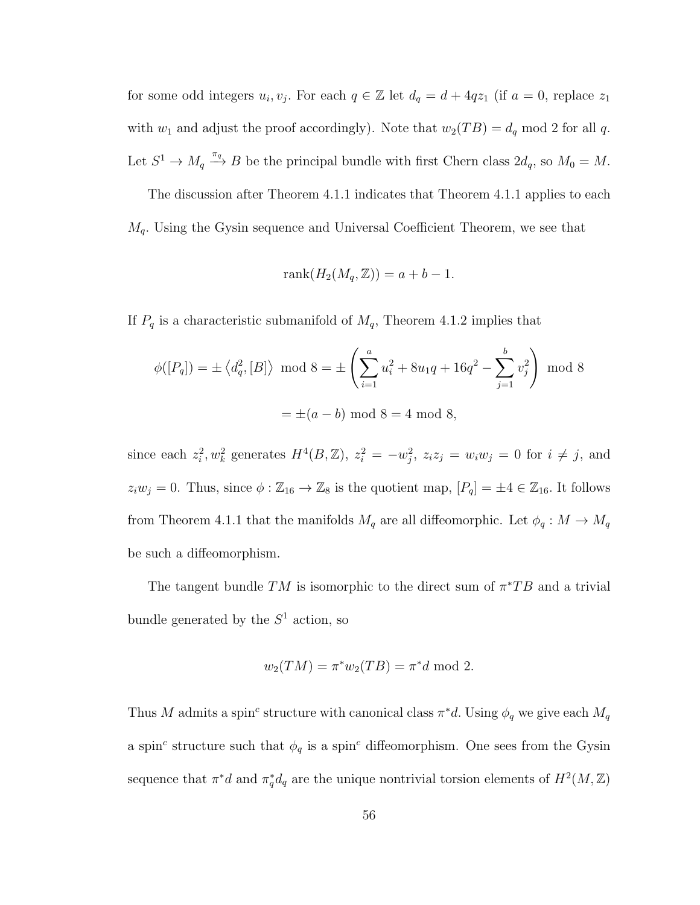for some odd integers $u_i, v_j$. For each $q \in \mathbb{Z}$ let $d_q = d + 4qz_1$ (if $a = 0$, replace $z_1$ with $w_1$ and adjust the proof accordingly). Note that $w_2(TB) = d_q \bmod 2$ for all $q$. Let $S^1 \to M_q \xrightarrow{\pi_q} B$ be the principal bundle with first Chern class $2d_q$, so $M_0 = M$.

The discussion after Theorem 4.1.1 indicates that Theorem 4.1.1 applies to each $M_q$. Using the Gysin sequence and Universal Coefficient Theorem, we see that

$$\operatorname{rank}(H_2(M_q, \mathbb{Z})) = a + b - 1.$$

If $P_q$ is a characteristic submanifold of $M_q$, Theorem 4.1.2 implies that

$$\phi([P_q]) = \pm \left\langle d_q^2, [B] \right\rangle \bmod 8 = \pm \left( \sum_{i=1}^{a} u_i^2 + 8u_1 q + 16q^2 - \sum_{j=1}^{b} v_j^2 \right) \bmod 8$$

$$= \pm(a - b) \bmod 8 = 4 \bmod 8,$$

since each $z_i^2, w_k^2$ generates $H^4(B, \mathbb{Z})$, $z_i^2 = -w_j^2$, $z_i z_j = w_i w_j = 0$ for $i \neq j$, and $z_i w_j = 0$. Thus, since $\phi : \mathbb{Z}_{16} \to \mathbb{Z}_8$ is the quotient map, $[P_q] = \pm 4 \in \mathbb{Z}_{16}$. It follows from Theorem 4.1.1 that the manifolds $M_q$ are all diffeomorphic. Let $\phi_q : M \to M_q$ be such a diffeomorphism.

The tangent bundle $TM$ is isomorphic to the direct sum of $\pi^* TB$ and a trivial bundle generated by the $S^1$ action, so

$$w_2(TM) = \pi^* w_2(TB) = \pi^* d \bmod 2.$$

Thus $M$ admits a spin$^c$ structure with canonical class $\pi^* d$. Using $\phi_q$ we give each $M_q$ a spin$^c$ structure such that $\phi_q$ is a spin$^c$ diffeomorphism. One sees from the Gysin sequence that $\pi^* d$ and $\pi_q^* d_q$ are the unique nontrivial torsion elements of $H^2(M, \mathbb{Z})$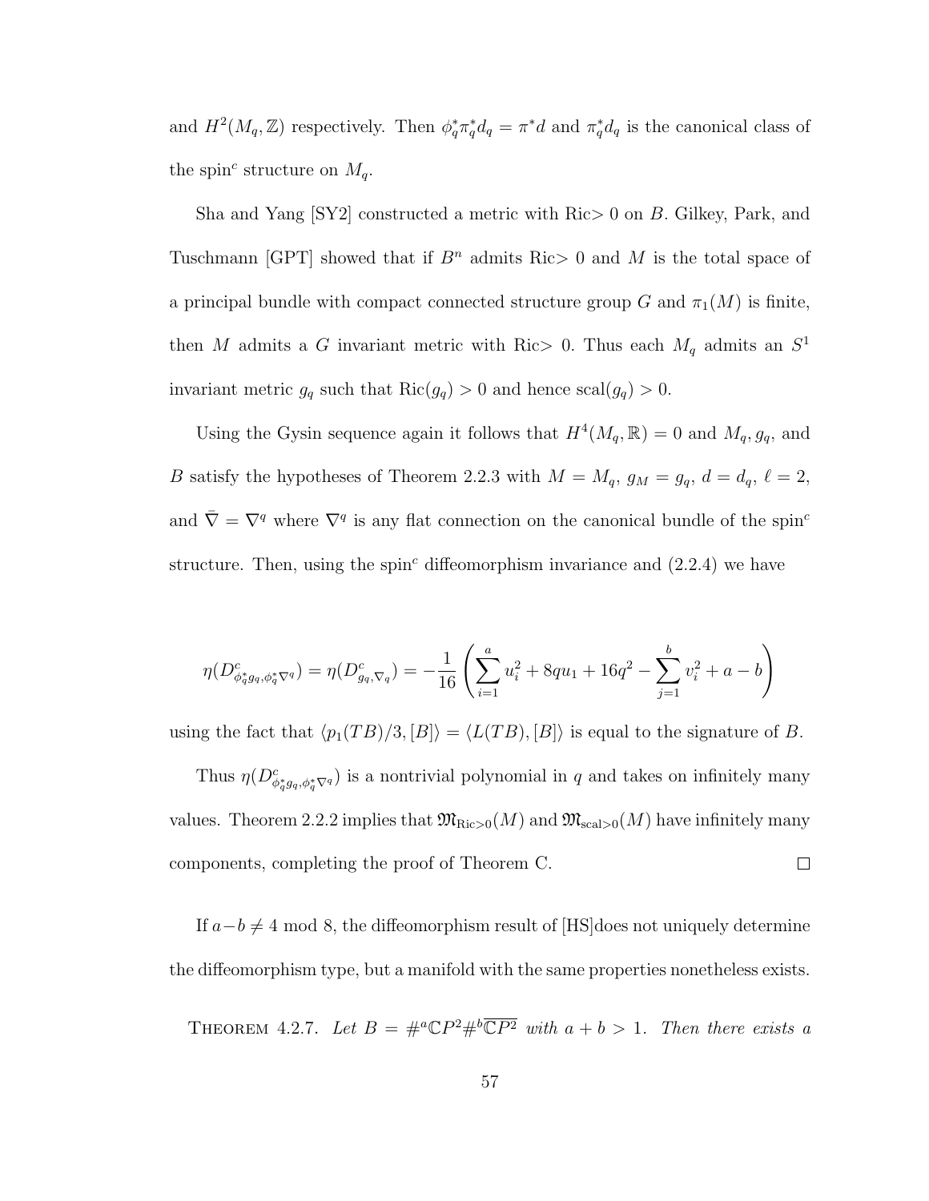and $H^2(M_q, \mathbb{Z})$ respectively. Then $\phi_q^* \pi_q^* d_q = \pi^* d$ and $\pi_q^* d_q$ is the canonical class of the spin$^c$ structure on $M_q$.

Sha and Yang [SY2] constructed a metric with Ric$> 0$ on $B$. Gilkey, Park, and Tuschmann [GPT] showed that if $B^n$ admits Ric$> 0$ and $M$ is the total space of a principal bundle with compact connected structure group $G$ and $\pi_1(M)$ is finite, then $M$ admits a $G$ invariant metric with Ric$> 0$. Thus each $M_q$ admits an $S^1$ invariant metric $g_q$ such that $\text{Ric}(g_q) > 0$ and hence $\text{scal}(g_q) > 0$.

Using the Gysin sequence again it follows that $H^4(M_q, \mathbb{R}) = 0$ and $M_q, g_q$, and $B$ satisfy the hypotheses of Theorem 2.2.3 with $M = M_q$, $g_M = g_q$, $d = d_q$, $\ell = 2$, and $\bar{\nabla} = \nabla^q$ where $\nabla^q$ is any flat connection on the canonical bundle of the spin$^c$ structure. Then, using the spin$^c$ diffeomorphism invariance and (2.2.4) we have

$$\eta(D^c_{\phi_q^* g_q, \phi_q^* \nabla^q}) = \eta(D^c_{g_q, \nabla_q}) = -\frac{1}{16}\left(\sum_{i=1}^{a} u_i^2 + 8qu_1 + 16q^2 - \sum_{j=1}^{b} v_i^2 + a - b\right)$$

using the fact that $\langle p_1(TB)/3, [B]\rangle = \langle L(TB), [B]\rangle$ is equal to the signature of $B$.

Thus $\eta(D^c_{\phi_q^* g_q, \phi_q^* \nabla^q})$ is a nontrivial polynomial in $q$ and takes on infinitely many values. Theorem 2.2.2 implies that $\mathfrak{M}_{\text{Ric}>0}(M)$ and $\mathfrak{M}_{\text{scal}>0}(M)$ have infinitely many components, completing the proof of Theorem C. $\square$

If $a - b \neq 4$ mod 8, the diffeomorphism result of [HS]does not uniquely determine the diffeomorphism type, but a manifold with the same properties nonetheless exists.

THEOREM 4.2.7. *Let $B = \#^a \mathbb{C}P^2 \#^b \overline{\mathbb{C}P^2}$ with $a + b > 1$. Then there exists a*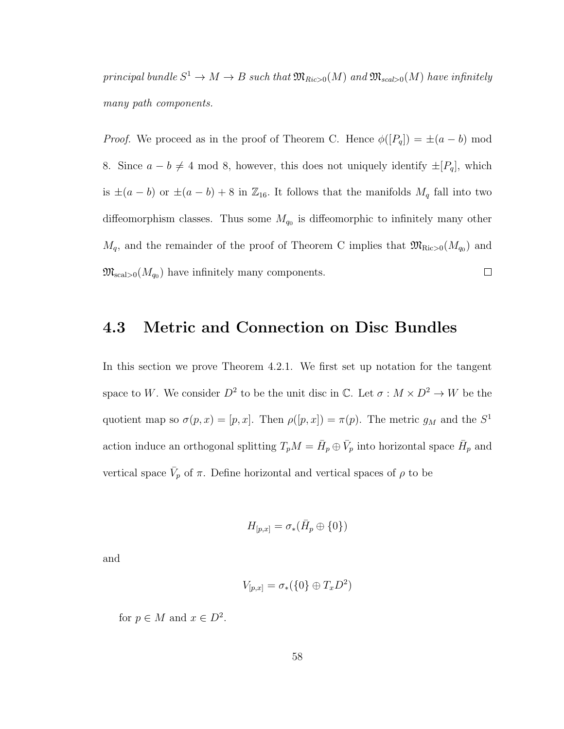*principal bundle $S^1 \to M \to B$ such that $\mathfrak{M}_{Ric>0}(M)$ and $\mathfrak{M}_{scal>0}(M)$ have infinitely many path components.*

*Proof.* We proceed as in the proof of Theorem C. Hence $\phi([P_q]) = \pm(a-b) \mod 8$. Since $a - b \neq 4 \mod 8$, however, this does not uniquely identify $\pm[P_q]$, which is $\pm(a-b)$ or $\pm(a-b)+8$ in $\mathbb{Z}_{16}$. It follows that the manifolds $M_q$ fall into two diffeomorphism classes. Thus some $M_{q_0}$ is diffeomorphic to infinitely many other $M_q$, and the remainder of the proof of Theorem C implies that $\mathfrak{M}_{\mathrm{Ric}>0}(M_{q_0})$ and $\mathfrak{M}_{\mathrm{scal}>0}(M_{q_0})$ have infinitely many components. $\square$

## 4.3 Metric and Connection on Disc Bundles

In this section we prove Theorem 4.2.1. We first set up notation for the tangent space to $W$. We consider $D^2$ to be the unit disc in $\mathbb{C}$. Let $\sigma : M \times D^2 \to W$ be the quotient map so $\sigma(p, x) = [p, x]$. Then $\rho([p, x]) = \pi(p)$. The metric $g_M$ and the $S^1$ action induce an orthogonal splitting $T_pM = \bar{H}_p \oplus \bar{V}_p$ into horizontal space $\bar{H}_p$ and vertical space $\bar{V}_p$ of $\pi$. Define horizontal and vertical spaces of $\rho$ to be

$$H_{[p,x]} = \sigma_*(\bar{H}_p \oplus \{0\})$$

and

$$V_{[p,x]} = \sigma_*(\{0\} \oplus T_x D^2)$$

for $p \in M$ and $x \in D^2$.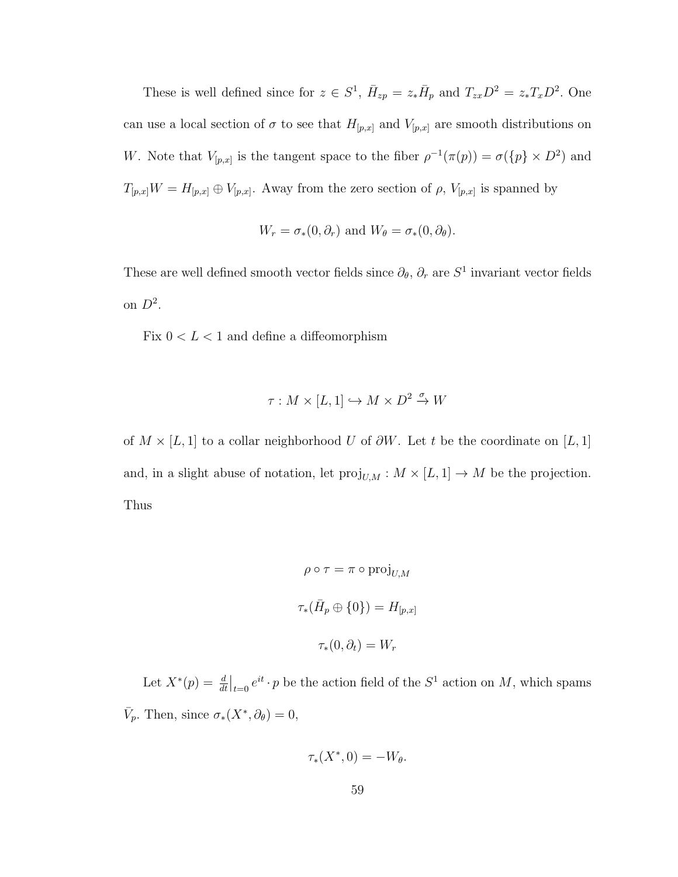These is well defined since for $z \in S^1$, $\bar{H}_{zp} = z_* \bar{H}_p$ and $T_{zx}D^2 = z_* T_x D^2$. One can use a local section of $\sigma$ to see that $H_{[p,x]}$ and $V_{[p,x]}$ are smooth distributions on $W$. Note that $V_{[p,x]}$ is the tangent space to the fiber $\rho^{-1}(\pi(p)) = \sigma(\{p\} \times D^2)$ and $T_{[p,x]}W = H_{[p,x]} \oplus V_{[p,x]}$. Away from the zero section of $\rho$, $V_{[p,x]}$ is spanned by

$$W_r = \sigma_*(0, \partial_r) \text{ and } W_\theta = \sigma_*(0, \partial_\theta).$$

These are well defined smooth vector fields since $\partial_\theta$, $\partial_r$ are $S^1$ invariant vector fields on $D^2$.

Fix $0 < L < 1$ and define a diffeomorphism

$$\tau : M \times [L, 1] \hookrightarrow M \times D^2 \xrightarrow{\sigma} W$$

of $M \times [L, 1]$ to a collar neighborhood $U$ of $\partial W$. Let $t$ be the coordinate on $[L, 1]$ and, in a slight abuse of notation, let $\text{proj}_{U,M} : M \times [L, 1] \to M$ be the projection. Thus

$$\rho \circ \tau = \pi \circ \text{proj}_{U,M}$$

$$\tau_*(\bar{H}_p \oplus \{0\}) = H_{[p,x]}$$

$$\tau_*(0, \partial_t) = W_r$$

Let $X^*(p) = \frac{d}{dt}\big|_{t=0} e^{it} \cdot p$ be the action field of the $S^1$ action on $M$, which spams $\bar{V}_p$. Then, since $\sigma_*(X^*, \partial_\theta) = 0$,

$$\tau_*(X^*, 0) = -W_\theta.$$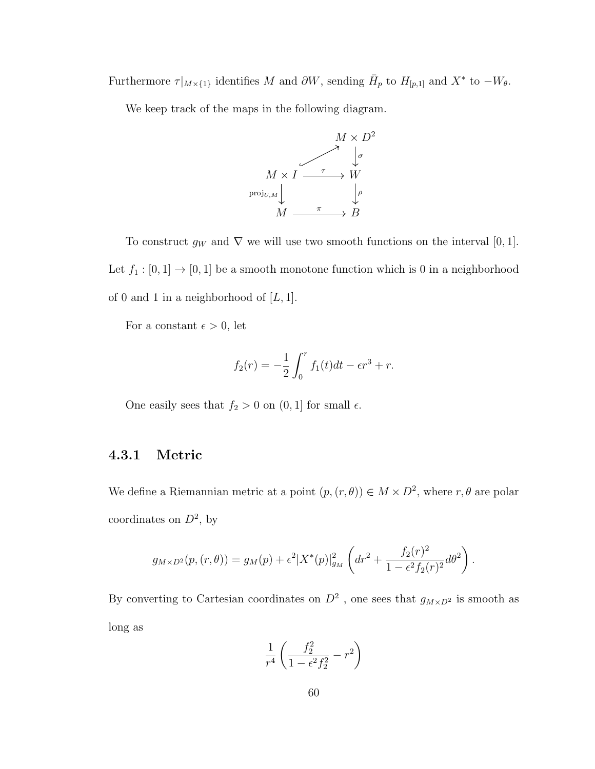Furthermore $\tau|_{M\times\{1\}}$ identifies $M$ and $\partial W$, sending $\bar{H}_p$ to $H_{[p,1]}$ and $X^*$ to $-W_\theta$.

We keep track of the maps in the following diagram.

$$
\begin{array}{ccc}
 & & M \times D^2 \\
 & \nearrow & \downarrow \sigma \\
M \times I & \xrightarrow{\tau} & W \\
\text{proj}_{U,M} \downarrow & & \downarrow \rho \\
M & \xrightarrow{\pi} & B
\end{array}
$$

To construct $g_W$ and $\nabla$ we will use two smooth functions on the interval $[0,1]$. Let $f_1 : [0,1] \to [0,1]$ be a smooth monotone function which is 0 in a neighborhood of 0 and 1 in a neighborhood of $[L,1]$.

For a constant $\epsilon > 0$, let

$$f_2(r) = -\frac{1}{2}\int_0^r f_1(t)dt - \epsilon r^3 + r.$$

One easily sees that $f_2 > 0$ on $(0,1]$ for small $\epsilon$.

### 4.3.1 Metric

We define a Riemannian metric at a point $(p,(r,\theta)) \in M \times D^2$, where $r, \theta$ are polar coordinates on $D^2$, by

$$g_{M\times D^2}(p,(r,\theta)) = g_M(p) + \epsilon^2 |X^*(p)|^2_{g_M}\left(dr^2 + \frac{f_2(r)^2}{1-\epsilon^2 f_2(r)^2}d\theta^2\right).$$

By converting to Cartesian coordinates on $D^2$ , one sees that $g_{M\times D^2}$ is smooth as long as

$$\frac{1}{r^4}\left(\frac{f_2^2}{1-\epsilon^2 f_2^2} - r^2\right)$$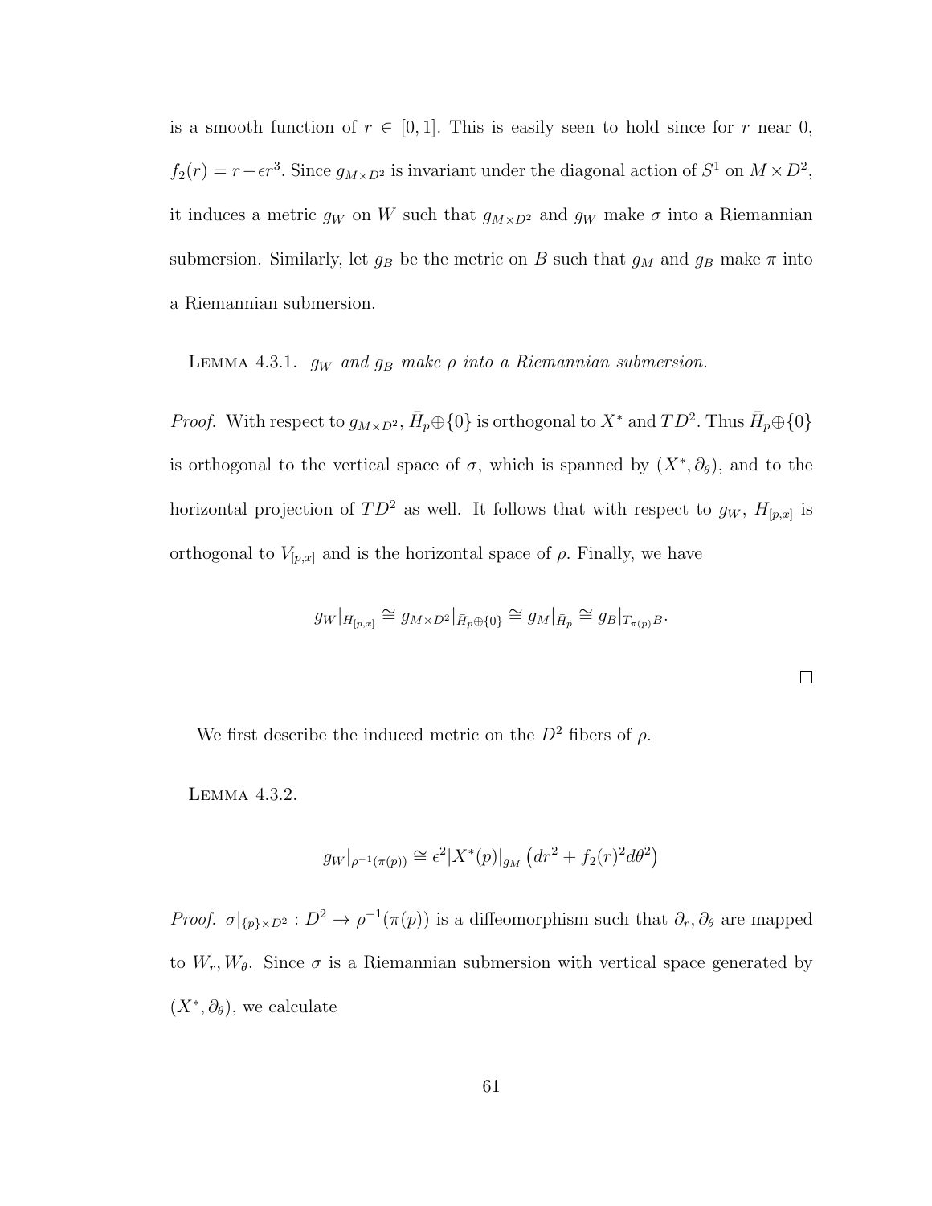is a smooth function of $r \in [0,1]$. This is easily seen to hold since for $r$ near 0, $f_2(r) = r - \epsilon r^3$. Since $g_{M\times D^2}$ is invariant under the diagonal action of $S^1$ on $M \times D^2$, it induces a metric $g_W$ on $W$ such that $g_{M\times D^2}$ and $g_W$ make $\sigma$ into a Riemannian submersion. Similarly, let $g_B$ be the metric on $B$ such that $g_M$ and $g_B$ make $\pi$ into a Riemannian submersion.

Lemma 4.3.1. *$g_W$ and $g_B$ make $\rho$ into a Riemannian submersion.*

*Proof.* With respect to $g_{M\times D^2}$, $\bar{H}_p \oplus \{0\}$ is orthogonal to $X^*$ and $TD^2$. Thus $\bar{H}_p \oplus \{0\}$ is orthogonal to the vertical space of $\sigma$, which is spanned by $(X^*, \partial_\theta)$, and to the horizontal projection of $TD^2$ as well. It follows that with respect to $g_W$, $H_{[p,x]}$ is orthogonal to $V_{[p,x]}$ and is the horizontal space of $\rho$. Finally, we have

$$g_W|_{H_{[p,x]}} \cong g_{M\times D^2}|_{\bar{H}_p \oplus \{0\}} \cong g_M|_{\bar{H}_p} \cong g_B|_{T_{\pi(p)}B}.$$

□

We first describe the induced metric on the $D^2$ fibers of $\rho$.

Lemma 4.3.2.

$$g_W|_{\rho^{-1}(\pi(p))} \cong \epsilon^2 |X^*(p)|_{g_M} \left(dr^2 + f_2(r)^2 d\theta^2\right)$$

*Proof.* $\sigma|_{\{p\}\times D^2} : D^2 \to \rho^{-1}(\pi(p))$ is a diffeomorphism such that $\partial_r, \partial_\theta$ are mapped to $W_r, W_\theta$. Since $\sigma$ is a Riemannian submersion with vertical space generated by $(X^*, \partial_\theta)$, we calculate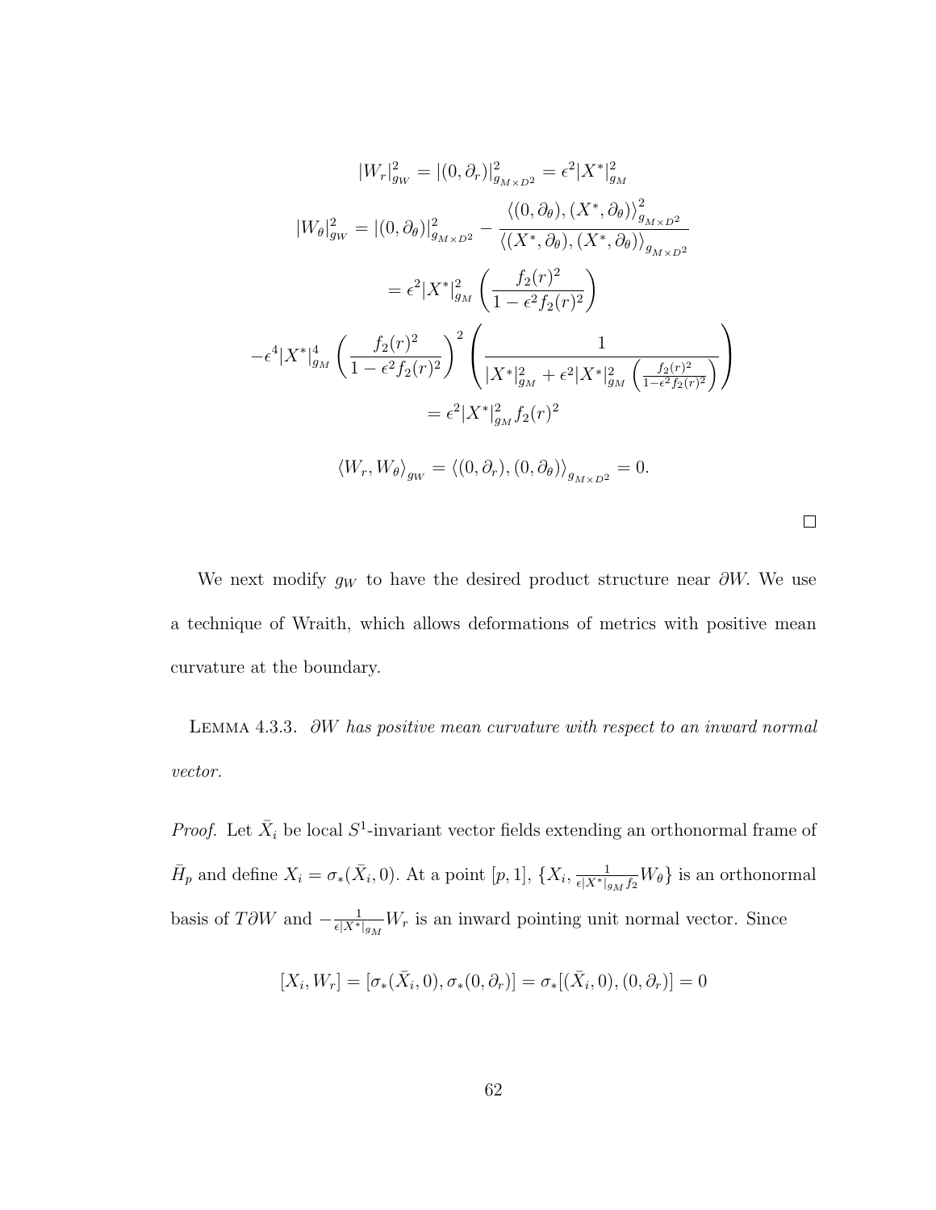$$|W_r|^2_{g_W} = |(0, \partial_r)|^2_{g_{M\times D^2}} = \epsilon^2 |X^*|^2_{g_M}$$

$$|W_\theta|^2_{g_W} = |(0, \partial_\theta)|^2_{g_{M\times D^2}} - \frac{\langle (0, \partial_\theta), (X^*, \partial_\theta)\rangle^2_{g_{M\times D^2}}}{\langle (X^*, \partial_\theta), (X^*, \partial_\theta)\rangle_{g_{M\times D^2}}}$$

$$= \epsilon^2 |X^*|^2_{g_M} \left( \frac{f_2(r)^2}{1 - \epsilon^2 f_2(r)^2} \right)$$

$$-\epsilon^4 |X^*|^4_{g_M} \left( \frac{f_2(r)^2}{1 - \epsilon^2 f_2(r)^2} \right)^2 \left( \frac{1}{|X^*|^2_{g_M} + \epsilon^2 |X^*|^2_{g_M} \left( \frac{f_2(r)^2}{1-\epsilon^2 f_2(r)^2} \right)} \right)$$

$$= \epsilon^2 |X^*|^2_{g_M} f_2(r)^2$$

$$\langle W_r, W_\theta \rangle_{g_W} = \langle (0, \partial_r), (0, \partial_\theta) \rangle_{g_{M\times D^2}} = 0.$$

□

We next modify $g_W$ to have the desired product structure near $\partial W$. We use a technique of Wraith, which allows deformations of metrics with positive mean curvature at the boundary.

LEMMA 4.3.3. *$\partial W$ has positive mean curvature with respect to an inward normal vector.*

*Proof.* Let $\bar{X}_i$ be local $S^1$-invariant vector fields extending an orthonormal frame of $\bar{H}_p$ and define $X_i = \sigma_*(\bar{X}_i, 0)$. At a point $[p, 1]$, $\{X_i, \frac{1}{\epsilon |X^*|_{g_M} f_2} W_\theta\}$ is an orthonormal basis of $T\partial W$ and $-\frac{1}{\epsilon |X^*|_{g_M}} W_r$ is an inward pointing unit normal vector. Since

$$[X_i, W_r] = [\sigma_*(\bar{X}_i, 0), \sigma_*(0, \partial_r)] = \sigma_*[(\bar{X}_i, 0), (0, \partial_r)] = 0$$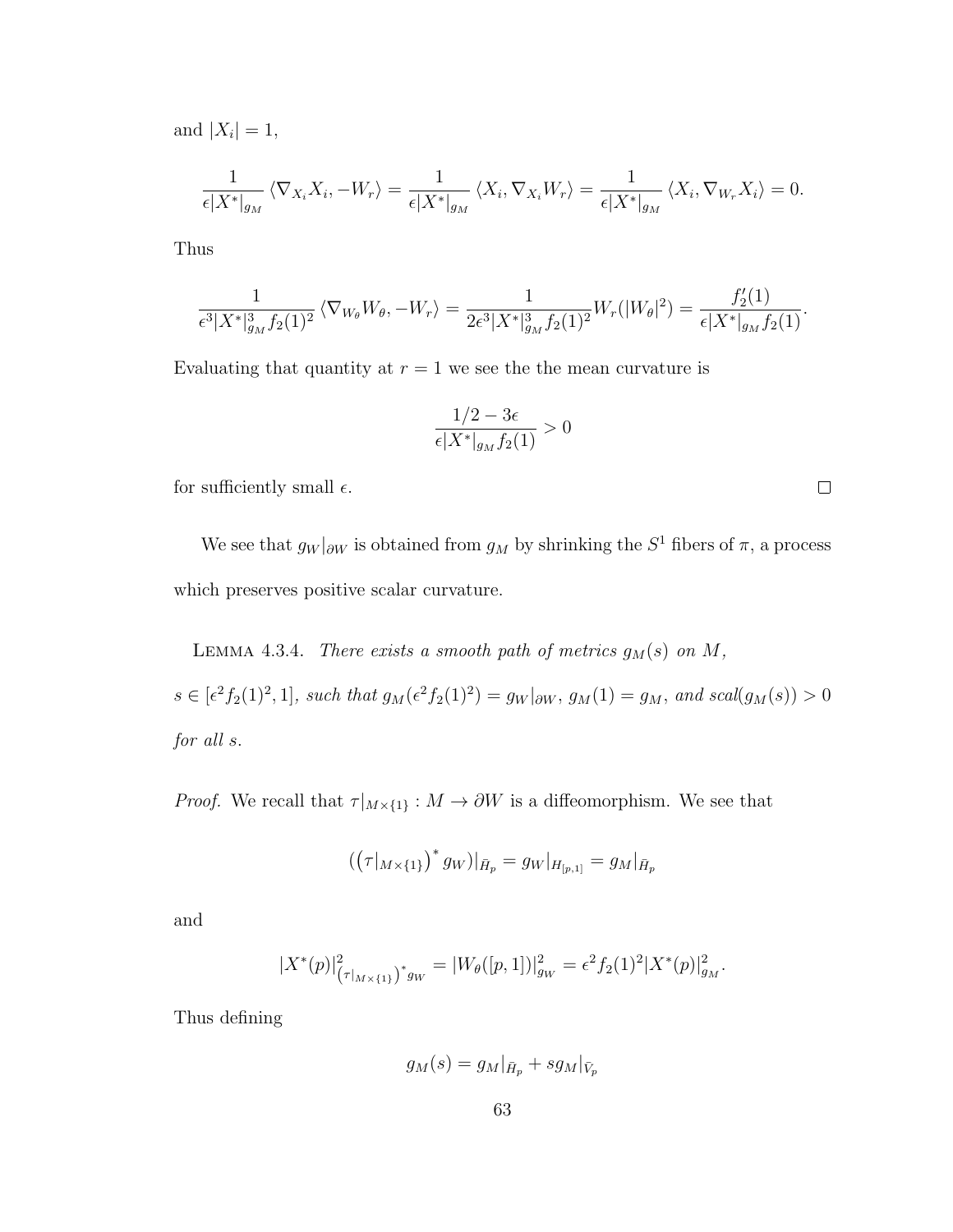and $|X_i| = 1$,

$$\frac{1}{\epsilon|X^*|_{g_M}} \langle \nabla_{X_i} X_i, -W_r \rangle = \frac{1}{\epsilon|X^*|_{g_M}} \langle X_i, \nabla_{X_i} W_r \rangle = \frac{1}{\epsilon|X^*|_{g_M}} \langle X_i, \nabla_{W_r} X_i \rangle = 0.$$

Thus

$$\frac{1}{\epsilon^3|X^*|^3_{g_M} f_2(1)^2} \langle \nabla_{W_\theta} W_\theta, -W_r \rangle = \frac{1}{2\epsilon^3|X^*|^3_{g_M} f_2(1)^2} W_r(|W_\theta|^2) = \frac{f_2'(1)}{\epsilon|X^*|_{g_M} f_2(1)}.$$

Evaluating that quantity at $r = 1$ we see the the mean curvature is

$$\frac{1/2 - 3\epsilon}{\epsilon|X^*|_{g_M} f_2(1)} > 0$$

for sufficiently small $\epsilon$. $\square$

We see that $g_W|_{\partial W}$ is obtained from $g_M$ by shrinking the $S^1$ fibers of $\pi$, a process which preserves positive scalar curvature.

Lemma 4.3.4. *There exists a smooth path of metrics $g_M(s)$ on $M$, $s \in [\epsilon^2 f_2(1)^2, 1]$, such that $g_M(\epsilon^2 f_2(1)^2) = g_W|_{\partial W}$, $g_M(1) = g_M$, and $scal(g_M(s)) > 0$ for all $s$.*

*Proof.* We recall that $\tau|_{M\times\{1\}} : M \to \partial W$ is a diffeomorphism. We see that

$$((\tau|_{M\times\{1\}})^* g_W)|_{\bar{H}_p} = g_W|_{H_{[p,1]}} = g_M|_{\bar{H}_p}$$

and

$$|X^*(p)|^2_{(\tau|_{M\times\{1\}})^* g_W} = |W_\theta([p,1])|^2_{g_W} = \epsilon^2 f_2(1)^2 |X^*(p)|^2_{g_M}.$$

Thus defining

$$g_M(s) = g_M|_{\bar{H}_p} + s g_M|_{\bar{V}_p}$$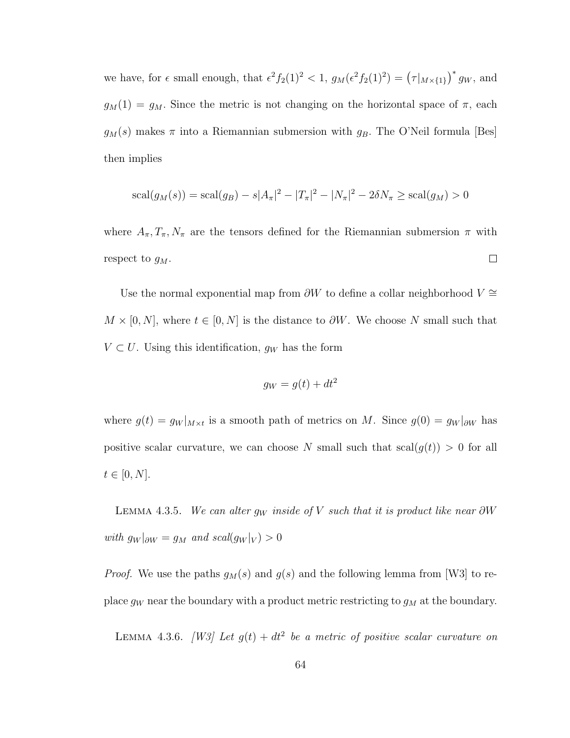we have, for $\epsilon$ small enough, that $\epsilon^2 f_2(1)^2 < 1$, $g_M(\epsilon^2 f_2(1)^2) = \left(\tau|_{M\times\{1\}}\right)^* g_W$, and $g_M(1) = g_M$. Since the metric is not changing on the horizontal space of $\pi$, each $g_M(s)$ makes $\pi$ into a Riemannian submersion with $g_B$. The O'Neil formula [Bes] then implies

$$\mathrm{scal}(g_M(s)) = \mathrm{scal}(g_B) - s|A_\pi|^2 - |T_\pi|^2 - |N_\pi|^2 - 2\delta N_\pi \geq \mathrm{scal}(g_M) > 0$$

where $A_\pi, T_\pi, N_\pi$ are the tensors defined for the Riemannian submersion $\pi$ with respect to $g_M$. □

Use the normal exponential map from $\partial W$ to define a collar neighborhood $V \cong M \times [0, N]$, where $t \in [0, N]$ is the distance to $\partial W$. We choose $N$ small such that $V \subset U$. Using this identification, $g_W$ has the form

$$g_W = g(t) + dt^2$$

where $g(t) = g_W|_{M\times t}$ is a smooth path of metrics on $M$. Since $g(0) = g_W|_{\partial W}$ has positive scalar curvature, we can choose $N$ small such that $\mathrm{scal}(g(t)) > 0$ for all $t \in [0, N]$.

Lemma 4.3.5. *We can alter $g_W$ inside of $V$ such that it is product like near $\partial W$ with $g_W|_{\partial W} = g_M$ and $scal(g_W|_V) > 0$*

*Proof.* We use the paths $g_M(s)$ and $g(s)$ and the following lemma from [W3] to replace $g_W$ near the boundary with a product metric restricting to $g_M$ at the boundary.

Lemma 4.3.6. *[W3] Let $g(t) + dt^2$ be a metric of positive scalar curvature on*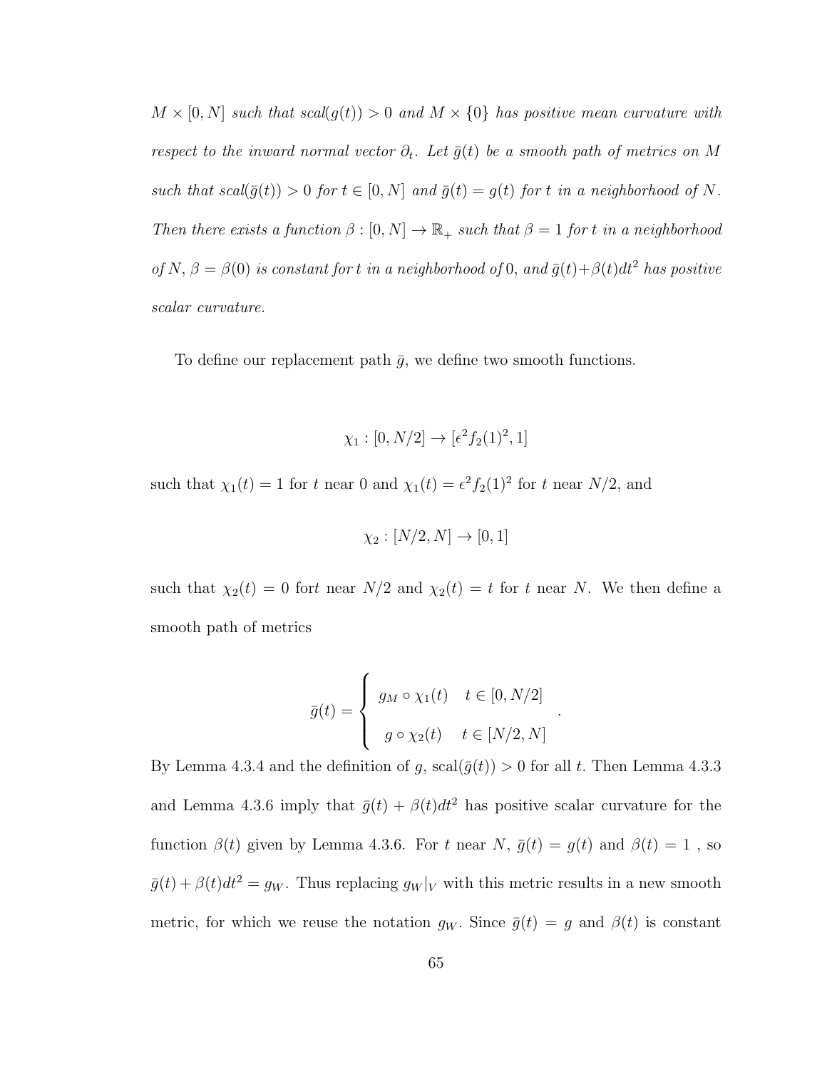*$M \times [0, N]$ such that $scal(g(t)) > 0$ and $M \times \{0\}$ has positive mean curvature with respect to the inward normal vector $\partial_t$. Let $\bar{g}(t)$ be a smooth path of metrics on $M$ such that $scal(\bar{g}(t)) > 0$ for $t \in [0, N]$ and $\bar{g}(t) = g(t)$ for $t$ in a neighborhood of $N$. Then there exists a function $\beta : [0, N] \to \mathbb{R}_+$ such that $\beta = 1$ for $t$ in a neighborhood of $N$, $\beta = \beta(0)$ is constant for $t$ in a neighborhood of $0$, and $\bar{g}(t) + \beta(t)dt^2$ has positive scalar curvature.*

To define our replacement path $\bar{g}$, we define two smooth functions.

$$\chi_1 : [0, N/2] \to [\epsilon^2 f_2(1)^2, 1]$$

such that $\chi_1(t) = 1$ for $t$ near $0$ and $\chi_1(t) = \epsilon^2 f_2(1)^2$ for $t$ near $N/2$, and

$$\chi_2 : [N/2, N] \to [0, 1]$$

such that $\chi_2(t) = 0$ fort near $N/2$ and $\chi_2(t) = t$ for $t$ near $N$. We then define a smooth path of metrics

$$\bar{g}(t) = \begin{cases} g_M \circ \chi_1(t) & t \in [0, N/2] \\ g \circ \chi_2(t) & t \in [N/2, N] \end{cases}.$$

By Lemma 4.3.4 and the definition of $g$, $\text{scal}(\bar{g}(t)) > 0$ for all $t$. Then Lemma 4.3.3 and Lemma 4.3.6 imply that $\bar{g}(t) + \beta(t)dt^2$ has positive scalar curvature for the function $\beta(t)$ given by Lemma 4.3.6. For $t$ near $N$, $\bar{g}(t) = g(t)$ and $\beta(t) = 1$ , so $\bar{g}(t) + \beta(t)dt^2 = g_W$. Thus replacing $g_W|_V$ with this metric results in a new smooth metric, for which we reuse the notation $g_W$. Since $\bar{g}(t) = g$ and $\beta(t)$ is constant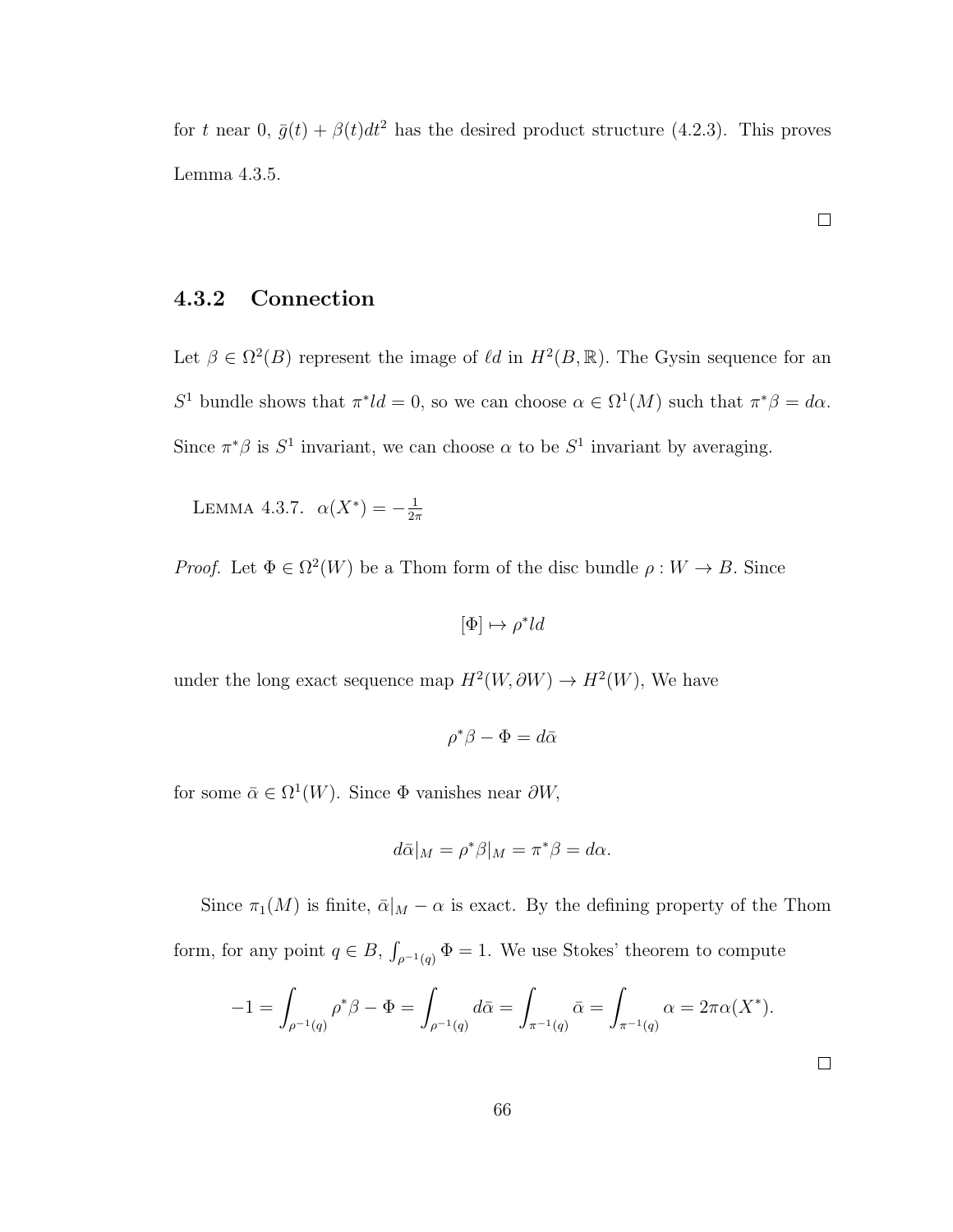for $t$ near 0, $\bar{g}(t) + \beta(t)dt^2$ has the desired product structure (4.2.3). This proves Lemma 4.3.5.

$\square$

### 4.3.2 Connection

Let $\beta \in \Omega^2(B)$ represent the image of $\ell d$ in $H^2(B, \mathbb{R})$. The Gysin sequence for an $S^1$ bundle shows that $\pi^* ld = 0$, so we can choose $\alpha \in \Omega^1(M)$ such that $\pi^*\beta = d\alpha$. Since $\pi^*\beta$ is $S^1$ invariant, we can choose $\alpha$ to be $S^1$ invariant by averaging.

LEMMA 4.3.7. $\alpha(X^*) = -\frac{1}{2\pi}$

*Proof.* Let $\Phi \in \Omega^2(W)$ be a Thom form of the disc bundle $\rho : W \to B$. Since

$$[\Phi] \mapsto \rho^* ld$$

under the long exact sequence map $H^2(W, \partial W) \to H^2(W)$, We have

$$\rho^*\beta - \Phi = d\bar{\alpha}$$

for some $\bar{\alpha} \in \Omega^1(W)$. Since $\Phi$ vanishes near $\partial W$,

$$d\bar{\alpha}|_M = \rho^*\beta|_M = \pi^*\beta = d\alpha.$$

Since $\pi_1(M)$ is finite, $\bar{\alpha}|_M - \alpha$ is exact. By the defining property of the Thom form, for any point $q \in B$, $\int_{\rho^{-1}(q)} \Phi = 1$. We use Stokes' theorem to compute

$$-1 = \int_{\rho^{-1}(q)} \rho^*\beta - \Phi = \int_{\rho^{-1}(q)} d\bar{\alpha} = \int_{\pi^{-1}(q)} \bar{\alpha} = \int_{\pi^{-1}(q)} \alpha = 2\pi\alpha(X^*).$$

$\square$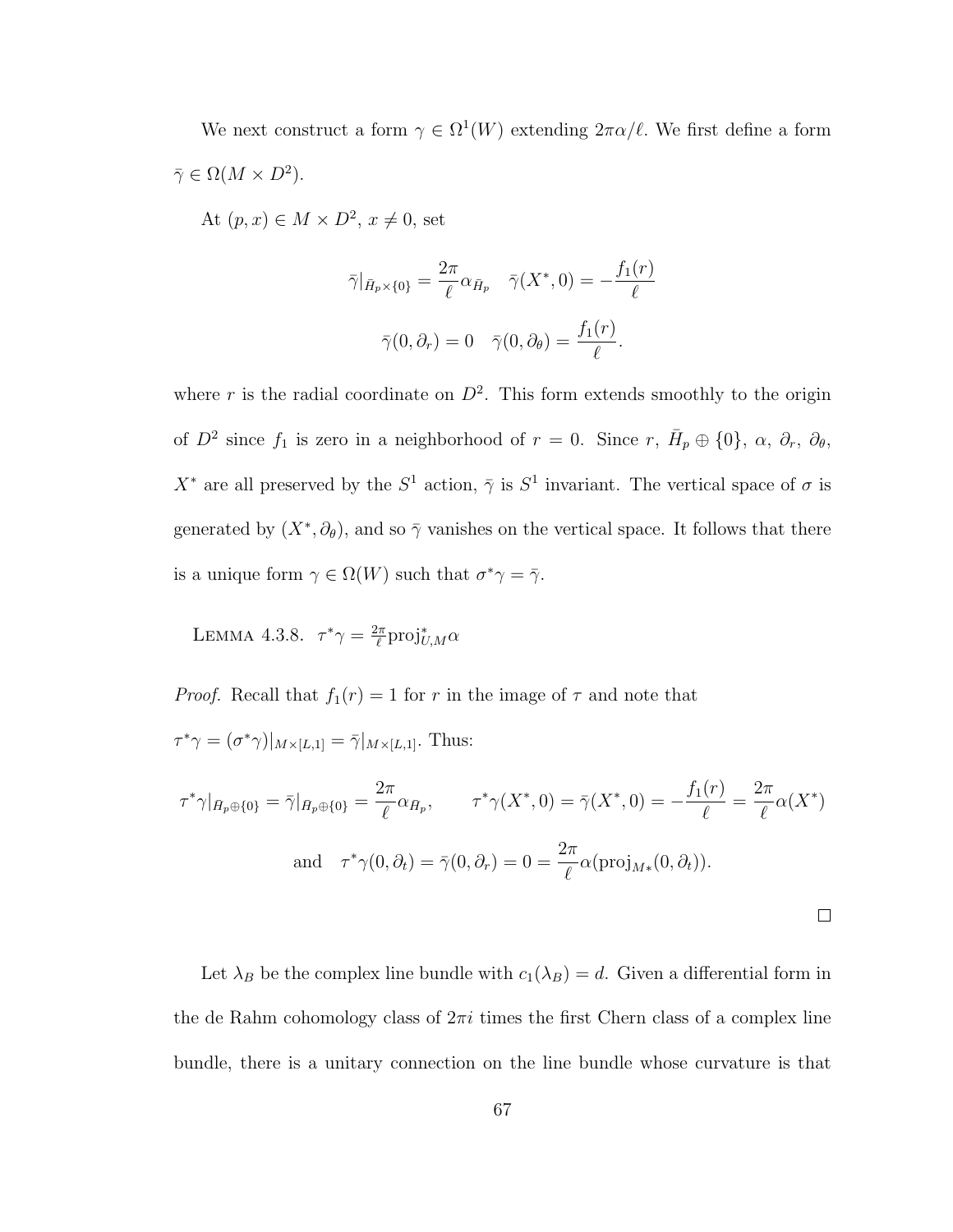We next construct a form $\gamma \in \Omega^1(W)$ extending $2\pi\alpha/\ell$. We first define a form $\bar{\gamma} \in \Omega(M \times D^2)$.

At $(p, x) \in M \times D^2$, $x \neq 0$, set

$$\bar{\gamma}|_{\bar{H}_p \times \{0\}} = \frac{2\pi}{\ell}\alpha_{\bar{H}_p} \quad \bar{\gamma}(X^*, 0) = -\frac{f_1(r)}{\ell}$$

$$\bar{\gamma}(0, \partial_r) = 0 \quad \bar{\gamma}(0, \partial_\theta) = \frac{f_1(r)}{\ell}.$$

where $r$ is the radial coordinate on $D^2$. This form extends smoothly to the origin of $D^2$ since $f_1$ is zero in a neighborhood of $r = 0$. Since $r$, $\bar{H}_p \oplus \{0\}$, $\alpha$, $\partial_r$, $\partial_\theta$, $X^*$ are all preserved by the $S^1$ action, $\bar{\gamma}$ is $S^1$ invariant. The vertical space of $\sigma$ is generated by $(X^*, \partial_\theta)$, and so $\bar{\gamma}$ vanishes on the vertical space. It follows that there is a unique form $\gamma \in \Omega(W)$ such that $\sigma^*\gamma = \bar{\gamma}$.

LEMMA 4.3.8. $\tau^*\gamma = \frac{2\pi}{\ell}\mathrm{proj}^*_{U,M}\alpha$

*Proof.* Recall that $f_1(r) = 1$ for $r$ in the image of $\tau$ and note that $\tau^*\gamma = (\sigma^*\gamma)|_{M \times [L,1]} = \bar{\gamma}|_{M \times [L,1]}$. Thus:

$$\tau^*\gamma|_{\bar{H}_p \oplus \{0\}} = \bar{\gamma}|_{\bar{H}_p \oplus \{0\}} = \frac{2\pi}{\ell}\alpha_{\bar{H}_p}, \qquad \tau^*\gamma(X^*, 0) = \bar{\gamma}(X^*, 0) = -\frac{f_1(r)}{\ell} = \frac{2\pi}{\ell}\alpha(X^*)$$

$$\text{and} \quad \tau^*\gamma(0, \partial_t) = \bar{\gamma}(0, \partial_r) = 0 = \frac{2\pi}{\ell}\alpha(\mathrm{proj}_{M*}(0, \partial_t)).$$

$\square$

Let $\lambda_B$ be the complex line bundle with $c_1(\lambda_B) = d$. Given a differential form in the de Rahm cohomology class of $2\pi i$ times the first Chern class of a complex line bundle, there is a unitary connection on the line bundle whose curvature is that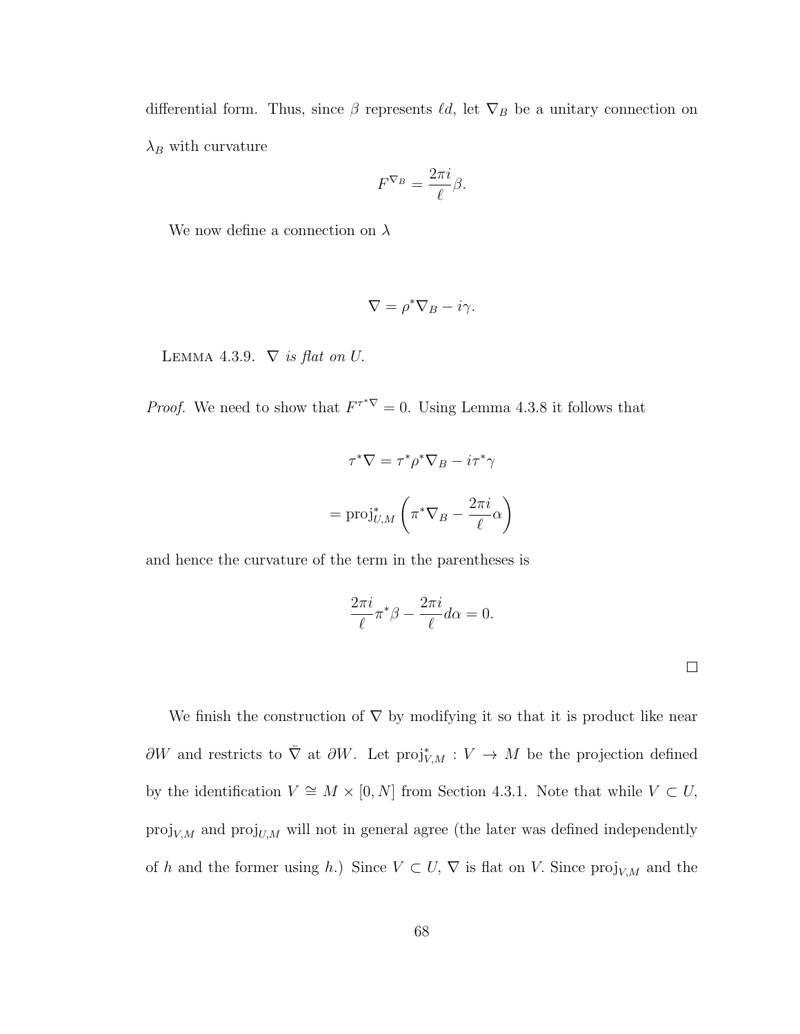differential form. Thus, since $\beta$ represents $\ell d$, let $\nabla_B$ be a unitary connection on $\lambda_B$ with curvature

$$F^{\nabla_B} = \frac{2\pi i}{\ell}\beta.$$

We now define a connection on $\lambda$

$$\nabla = \rho^*\nabla_B - i\gamma.$$

**Lemma 4.3.9.** *$\nabla$ is flat on $U$.*

*Proof.* We need to show that $F^{\tau^*\nabla} = 0$. Using Lemma 4.3.8 it follows that

$$\tau^*\nabla = \tau^*\rho^*\nabla_B - i\tau^*\gamma$$

$$= \mathrm{proj}^*_{U,M}\left(\pi^*\nabla_B - \frac{2\pi i}{\ell}\alpha\right)$$

and hence the curvature of the term in the parentheses is

$$\frac{2\pi i}{\ell}\pi^*\beta - \frac{2\pi i}{\ell}d\alpha = 0.$$

□

We finish the construction of $\nabla$ by modifying it so that it is product like near $\partial W$ and restricts to $\bar{\nabla}$ at $\partial W$. Let $\mathrm{proj}^*_{V,M} : V \to M$ be the projection defined by the identification $V \cong M \times [0, N]$ from Section 4.3.1. Note that while $V \subset U$, $\mathrm{proj}_{V,M}$ and $\mathrm{proj}_{U,M}$ will not in general agree (the later was defined independently of $h$ and the former using $h$.) Since $V \subset U$, $\nabla$ is flat on $V$. Since $\mathrm{proj}_{V,M}$ and the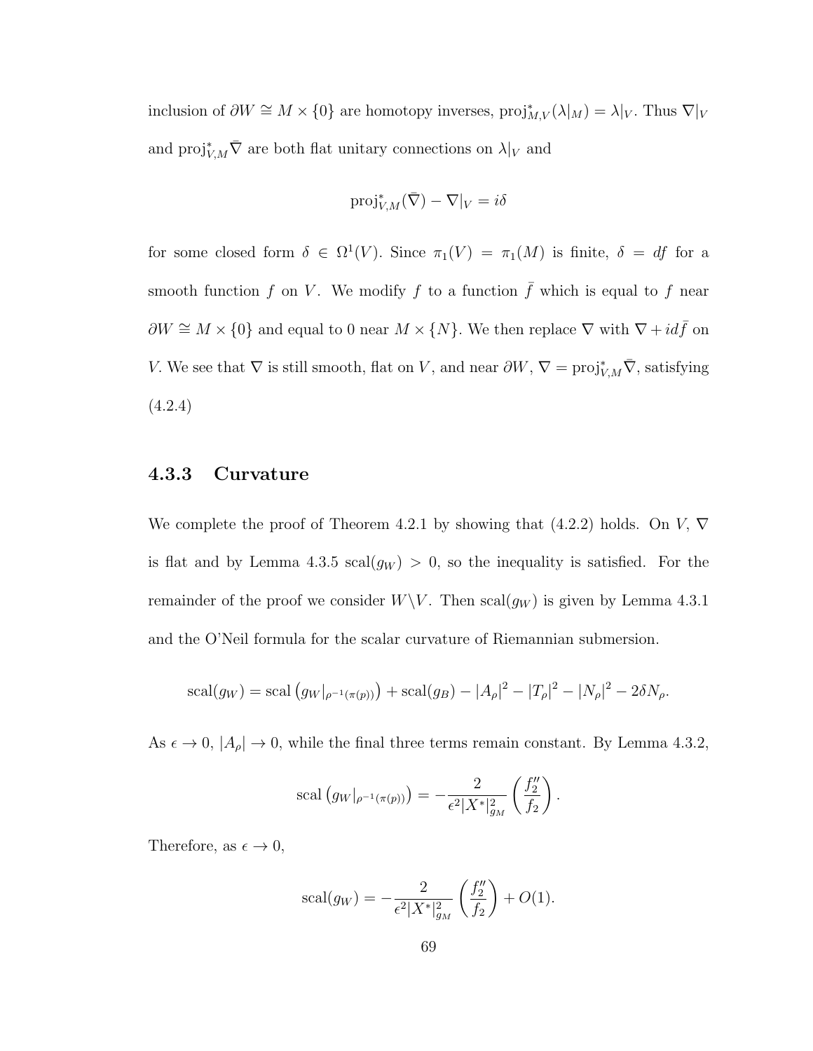inclusion of $\partial W \cong M \times \{0\}$ are homotopy inverses, $\mathrm{proj}^*_{M,V}(\lambda|_M) = \lambda|_V$. Thus $\nabla|_V$ and $\mathrm{proj}^*_{V,M}\bar{\nabla}$ are both flat unitary connections on $\lambda|_V$ and

$$\mathrm{proj}^*_{V,M}(\bar{\nabla}) - \nabla|_V = i\delta$$

for some closed form $\delta \in \Omega^1(V)$. Since $\pi_1(V) = \pi_1(M)$ is finite, $\delta = df$ for a smooth function $f$ on $V$. We modify $f$ to a function $\bar{f}$ which is equal to $f$ near $\partial W \cong M \times \{0\}$ and equal to 0 near $M \times \{N\}$. We then replace $\nabla$ with $\nabla + id\bar{f}$ on $V$. We see that $\nabla$ is still smooth, flat on $V$, and near $\partial W$, $\nabla = \mathrm{proj}^*_{V,M}\bar{\nabla}$, satisfying (4.2.4)

### 4.3.3 Curvature

We complete the proof of Theorem 4.2.1 by showing that (4.2.2) holds. On $V$, $\nabla$ is flat and by Lemma 4.3.5 $\mathrm{scal}(g_W) > 0$, so the inequality is satisfied. For the remainder of the proof we consider $W \backslash V$. Then $\mathrm{scal}(g_W)$ is given by Lemma 4.3.1 and the O'Neil formula for the scalar curvature of Riemannian submersion.

$$\mathrm{scal}(g_W) = \mathrm{scal}\left(g_W|_{\rho^{-1}(\pi(p))}\right) + \mathrm{scal}(g_B) - |A_\rho|^2 - |T_\rho|^2 - |N_\rho|^2 - 2\delta N_\rho.$$

As $\epsilon \to 0$, $|A_\rho| \to 0$, while the final three terms remain constant. By Lemma 4.3.2,

$$\mathrm{scal}\left(g_W|_{\rho^{-1}(\pi(p))}\right) = -\frac{2}{\epsilon^2 |X^*|^2_{g_M}} \left(\frac{f_2''}{f_2}\right).$$

Therefore, as $\epsilon \to 0$,

$$\mathrm{scal}(g_W) = -\frac{2}{\epsilon^2 |X^*|^2_{g_M}} \left(\frac{f_2''}{f_2}\right) + O(1).$$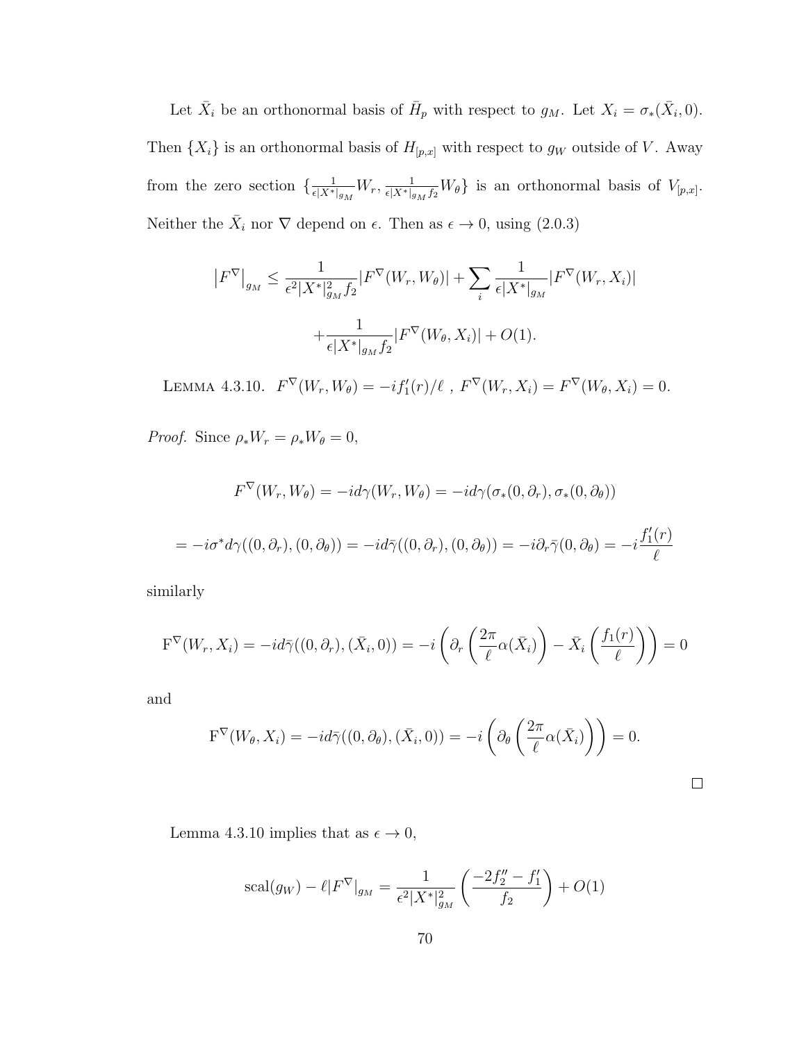Let $\bar{X}_i$ be an orthonormal basis of $\bar{H}_p$ with respect to $g_M$. Let $X_i = \sigma_*(\bar{X}_i, 0)$. Then $\{X_i\}$ is an orthonormal basis of $H_{[p,x]}$ with respect to $g_W$ outside of $V$. Away from the zero section $\{\frac{1}{\epsilon|X^*|_{g_M}} W_r, \frac{1}{\epsilon|X^*|_{g_M} f_2} W_\theta\}$ is an orthonormal basis of $V_{[p,x]}$. Neither the $\bar{X}_i$ nor $\nabla$ depend on $\epsilon$. Then as $\epsilon \to 0$, using (2.0.3)

$$\left|F^\nabla\right|_{g_M} \leq \frac{1}{\epsilon^2 |X^*|^2_{g_M} f_2} |F^\nabla(W_r, W_\theta)| + \sum_i \frac{1}{\epsilon |X^*|_{g_M}} |F^\nabla(W_r, X_i)|$$

$$+ \frac{1}{\epsilon |X^*|_{g_M} f_2} |F^\nabla(W_\theta, X_i)| + O(1).$$

LEMMA 4.3.10. $F^\nabla(W_r, W_\theta) = -i f_1'(r)/\ell$ , $F^\nabla(W_r, X_i) = F^\nabla(W_\theta, X_i) = 0$.

*Proof.* Since $\rho_* W_r = \rho_* W_\theta = 0$,

$$F^\nabla(W_r, W_\theta) = -i d\gamma(W_r, W_\theta) = -i d\gamma(\sigma_*(0, \partial_r), \sigma_*(0, \partial_\theta))$$

$$= -i \sigma^* d\gamma((0, \partial_r), (0, \partial_\theta)) = -i d\bar{\gamma}((0, \partial_r), (0, \partial_\theta)) = -i \partial_r \bar{\gamma}(0, \partial_\theta) = -i \frac{f_1'(r)}{\ell}$$

similarly

$$\mathrm{F}^\nabla(W_r, X_i) = -i d\bar{\gamma}((0, \partial_r), (\bar{X}_i, 0)) = -i \left( \partial_r \left( \frac{2\pi}{\ell} \alpha(\bar{X}_i) \right) - \bar{X}_i \left( \frac{f_1(r)}{\ell} \right) \right) = 0$$

and

$$\mathrm{F}^\nabla(W_\theta, X_i) = -i d\bar{\gamma}((0, \partial_\theta), (\bar{X}_i, 0)) = -i \left( \partial_\theta \left( \frac{2\pi}{\ell} \alpha(\bar{X}_i) \right) \right) = 0.$$

$\square$

Lemma 4.3.10 implies that as $\epsilon \to 0$,

$$\mathrm{scal}(g_W) - \ell |F^\nabla|_{g_M} = \frac{1}{\epsilon^2 |X^*|^2_{g_M}} \left( \frac{-2f_2'' - f_1'}{f_2} \right) + O(1)$$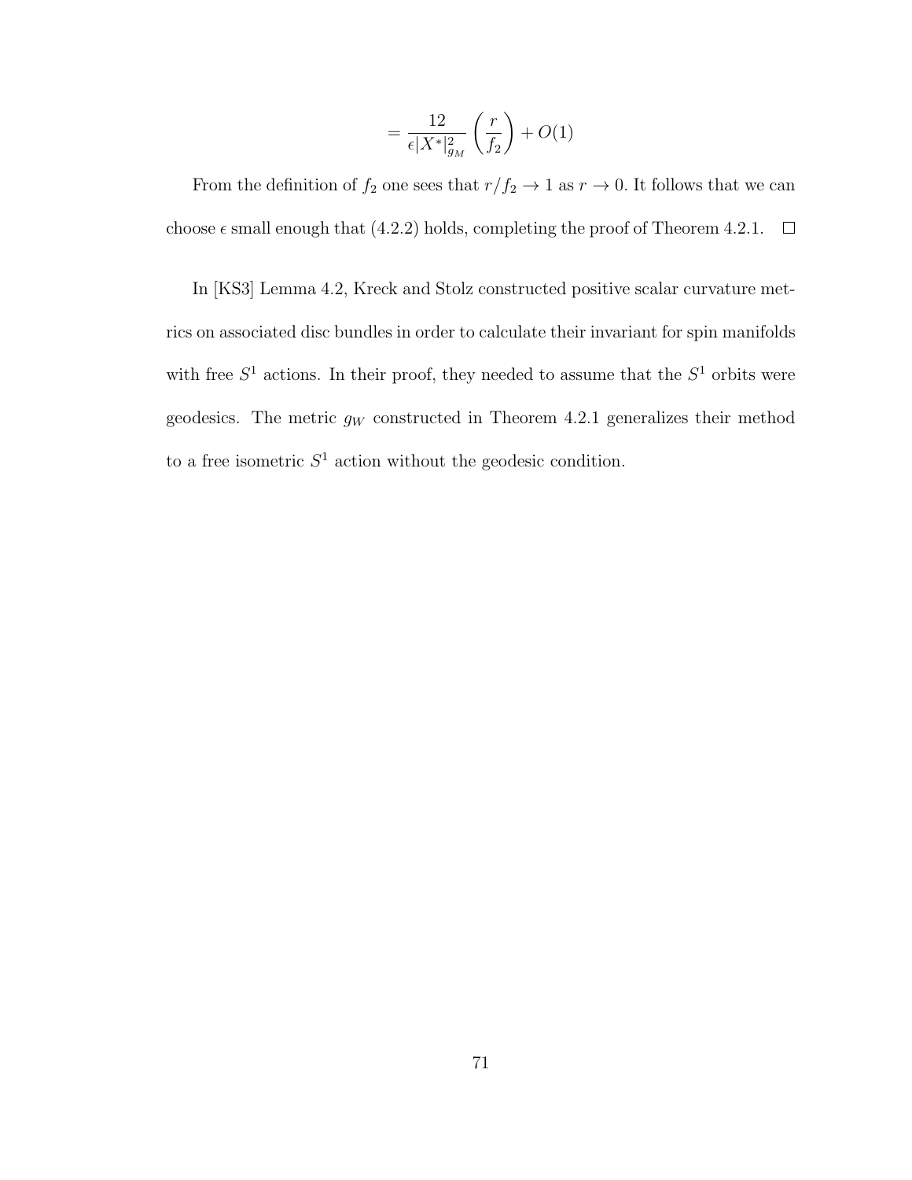$$= \frac{12}{\epsilon |X^*|^2_{g_M}} \left( \frac{r}{f_2} \right) + O(1)$$

From the definition of $f_2$ one sees that $r/f_2 \to 1$ as $r \to 0$. It follows that we can choose $\epsilon$ small enough that (4.2.2) holds, completing the proof of Theorem 4.2.1. $\square$

In [KS3] Lemma 4.2, Kreck and Stolz constructed positive scalar curvature metrics on associated disc bundles in order to calculate their invariant for spin manifolds with free $S^1$ actions. In their proof, they needed to assume that the $S^1$ orbits were geodesics. The metric $g_W$ constructed in Theorem 4.2.1 generalizes their method to a free isometric $S^1$ action without the geodesic condition.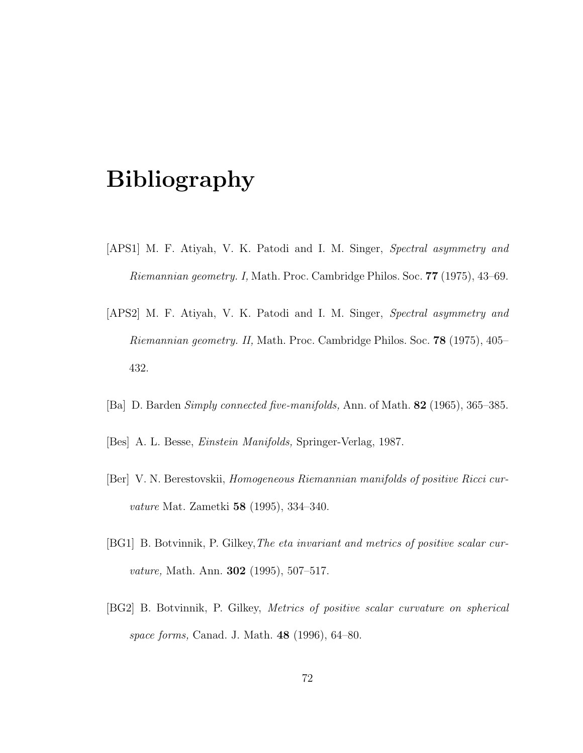# Bibliography

[APS1] M. F. Atiyah, V. K. Patodi and I. M. Singer, *Spectral asymmetry and Riemannian geometry. I,* Math. Proc. Cambridge Philos. Soc. **77** (1975), 43–69.

[APS2] M. F. Atiyah, V. K. Patodi and I. M. Singer, *Spectral asymmetry and Riemannian geometry. II,* Math. Proc. Cambridge Philos. Soc. **78** (1975), 405–432.

[Ba] D. Barden *Simply connected five-manifolds,* Ann. of Math. **82** (1965), 365–385.

[Bes] A. L. Besse, *Einstein Manifolds,* Springer-Verlag, 1987.

[Ber] V. N. Berestovskii, *Homogeneous Riemannian manifolds of positive Ricci curvature* Mat. Zametki **58** (1995), 334–340.

[BG1] B. Botvinnik, P. Gilkey, *The eta invariant and metrics of positive scalar curvature,* Math. Ann. **302** (1995), 507–517.

[BG2] B. Botvinnik, P. Gilkey, *Metrics of positive scalar curvature on spherical space forms,* Canad. J. Math. **48** (1996), 64–80.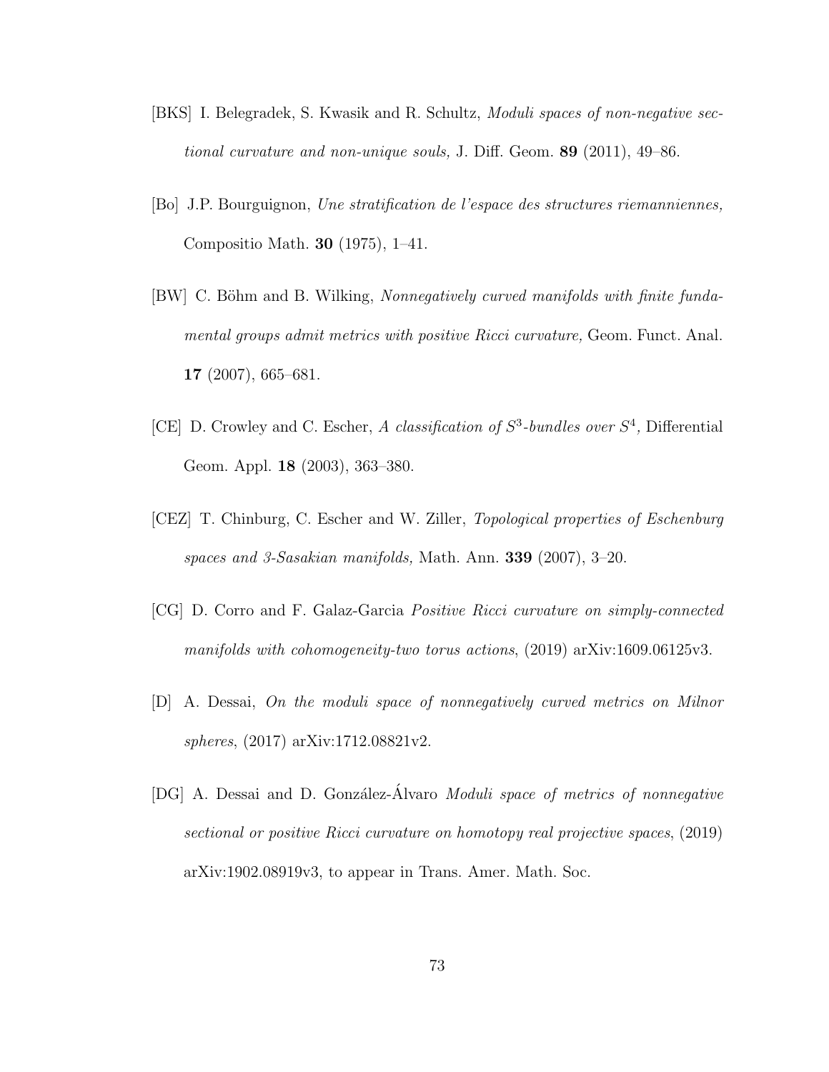[BKS] I. Belegradek, S. Kwasik and R. Schultz, *Moduli spaces of non-negative sectional curvature and non-unique souls,* J. Diff. Geom. **89** (2011), 49–86.

[Bo] J.P. Bourguignon, *Une stratification de l'espace des structures riemanniennes,* Compositio Math. **30** (1975), 1–41.

[BW] C. Böhm and B. Wilking, *Nonnegatively curved manifolds with finite fundamental groups admit metrics with positive Ricci curvature,* Geom. Funct. Anal. **17** (2007), 665–681.

[CE] D. Crowley and C. Escher, *A classification of $S^3$-bundles over $S^4$,* Differential Geom. Appl. **18** (2003), 363–380.

[CEZ] T. Chinburg, C. Escher and W. Ziller, *Topological properties of Eschenburg spaces and 3-Sasakian manifolds,* Math. Ann. **339** (2007), 3–20.

[CG] D. Corro and F. Galaz-Garcia *Positive Ricci curvature on simply-connected manifolds with cohomogeneity-two torus actions*, (2019) arXiv:1609.06125v3.

[D] A. Dessai, *On the moduli space of nonnegatively curved metrics on Milnor spheres*, (2017) arXiv:1712.08821v2.

[DG] A. Dessai and D. González-Álvaro *Moduli space of metrics of nonnegative sectional or positive Ricci curvature on homotopy real projective spaces*, (2019) arXiv:1902.08919v3, to appear in Trans. Amer. Math. Soc.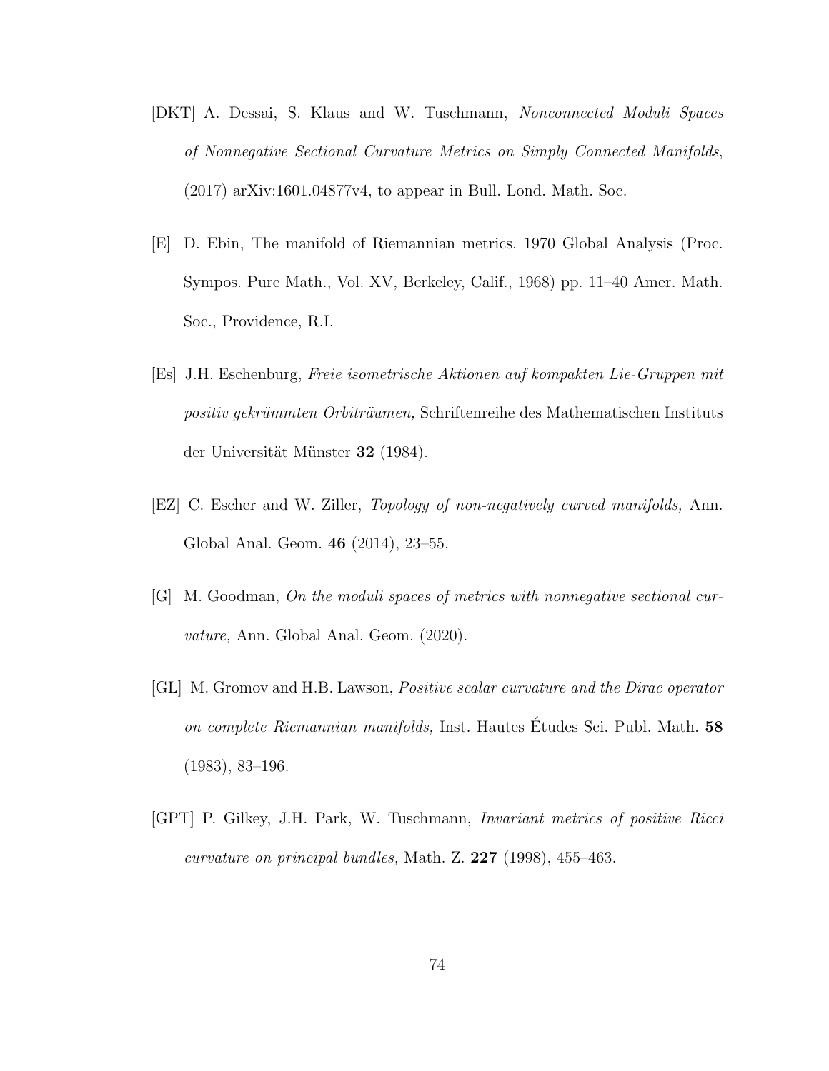[DKT] A. Dessai, S. Klaus and W. Tuschmann, *Nonconnected Moduli Spaces of Nonnegative Sectional Curvature Metrics on Simply Connected Manifolds*, (2017) arXiv:1601.04877v4, to appear in Bull. Lond. Math. Soc.

[E] D. Ebin, The manifold of Riemannian metrics. 1970 Global Analysis (Proc. Sympos. Pure Math., Vol. XV, Berkeley, Calif., 1968) pp. 11–40 Amer. Math. Soc., Providence, R.I.

[Es] J.H. Eschenburg, *Freie isometrische Aktionen auf kompakten Lie-Gruppen mit positiv gekrümmten Orbiträumen,* Schriftenreihe des Mathematischen Instituts der Universität Münster **32** (1984).

[EZ] C. Escher and W. Ziller, *Topology of non-negatively curved manifolds,* Ann. Global Anal. Geom. **46** (2014), 23–55.

[G] M. Goodman, *On the moduli spaces of metrics with nonnegative sectional curvature,* Ann. Global Anal. Geom. (2020).

[GL] M. Gromov and H.B. Lawson, *Positive scalar curvature and the Dirac operator on complete Riemannian manifolds,* Inst. Hautes Études Sci. Publ. Math. **58** (1983), 83–196.

[GPT] P. Gilkey, J.H. Park, W. Tuschmann, *Invariant metrics of positive Ricci curvature on principal bundles,* Math. Z. **227** (1998), 455–463.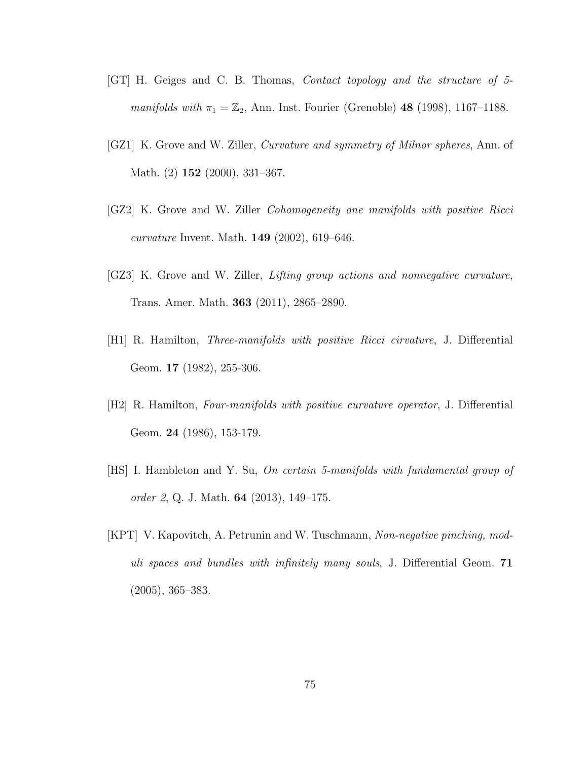[GT] H. Geiges and C. B. Thomas, *Contact topology and the structure of 5-manifolds with $\pi_1 = \mathbb{Z}_2$*, Ann. Inst. Fourier (Grenoble) **48** (1998), 1167–1188.

[GZ1] K. Grove and W. Ziller, *Curvature and symmetry of Milnor spheres*, Ann. of Math. (2) **152** (2000), 331–367.

[GZ2] K. Grove and W. Ziller *Cohomogeneity one manifolds with positive Ricci curvature* Invent. Math. **149** (2002), 619–646.

[GZ3] K. Grove and W. Ziller, *Lifting group actions and nonnegative curvature*, Trans. Amer. Math. **363** (2011), 2865–2890.

[H1] R. Hamilton, *Three-manifolds with positive Ricci cirvature*, J. Differential Geom. **17** (1982), 255-306.

[H2] R. Hamilton, *Four-manifolds with positive curvature operator*, J. Differential Geom. **24** (1986), 153-179.

[HS] I. Hambleton and Y. Su, *On certain 5-manifolds with fundamental group of order 2*, Q. J. Math. **64** (2013), 149–175.

[KPT] V. Kapovitch, A. Petrunin and W. Tuschmann, *Non-negative pinching, moduli spaces and bundles with infinitely many souls*, J. Differential Geom. **71** (2005), 365–383.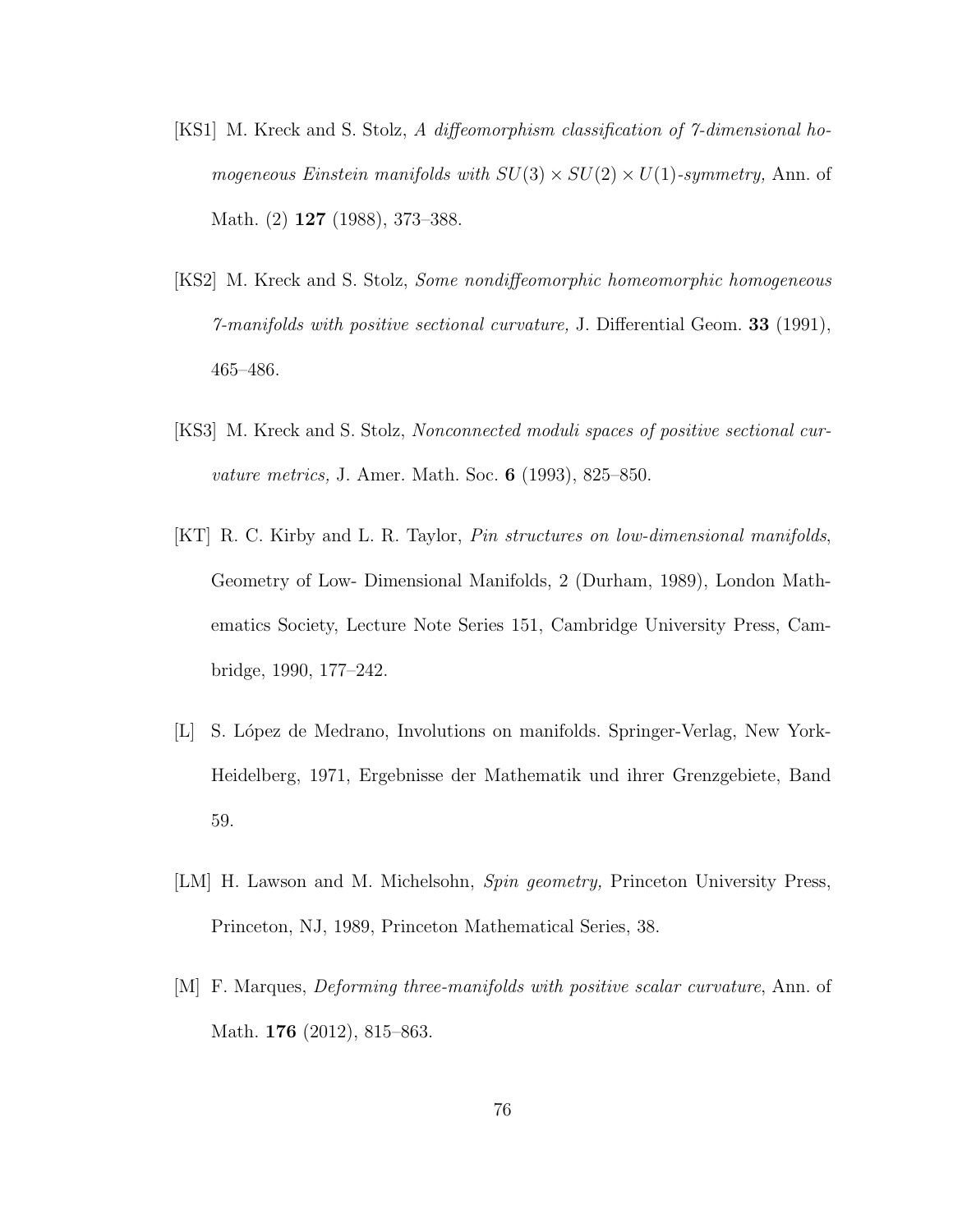[KS1] M. Kreck and S. Stolz, *A diffeomorphism classification of 7-dimensional homogeneous Einstein manifolds with $SU(3) \times SU(2) \times U(1)$-symmetry,* Ann. of Math. (2) **127** (1988), 373–388.

[KS2] M. Kreck and S. Stolz, *Some nondiffeomorphic homeomorphic homogeneous 7-manifolds with positive sectional curvature,* J. Differential Geom. **33** (1991), 465–486.

[KS3] M. Kreck and S. Stolz, *Nonconnected moduli spaces of positive sectional curvature metrics,* J. Amer. Math. Soc. **6** (1993), 825–850.

[KT] R. C. Kirby and L. R. Taylor, *Pin structures on low-dimensional manifolds*, Geometry of Low- Dimensional Manifolds, 2 (Durham, 1989), London Mathematics Society, Lecture Note Series 151, Cambridge University Press, Cambridge, 1990, 177–242.

[L] S. López de Medrano, Involutions on manifolds. Springer-Verlag, New York-Heidelberg, 1971, Ergebnisse der Mathematik und ihrer Grenzgebiete, Band 59.

[LM] H. Lawson and M. Michelsohn, *Spin geometry,* Princeton University Press, Princeton, NJ, 1989, Princeton Mathematical Series, 38.

[M] F. Marques, *Deforming three-manifolds with positive scalar curvature*, Ann. of Math. **176** (2012), 815–863.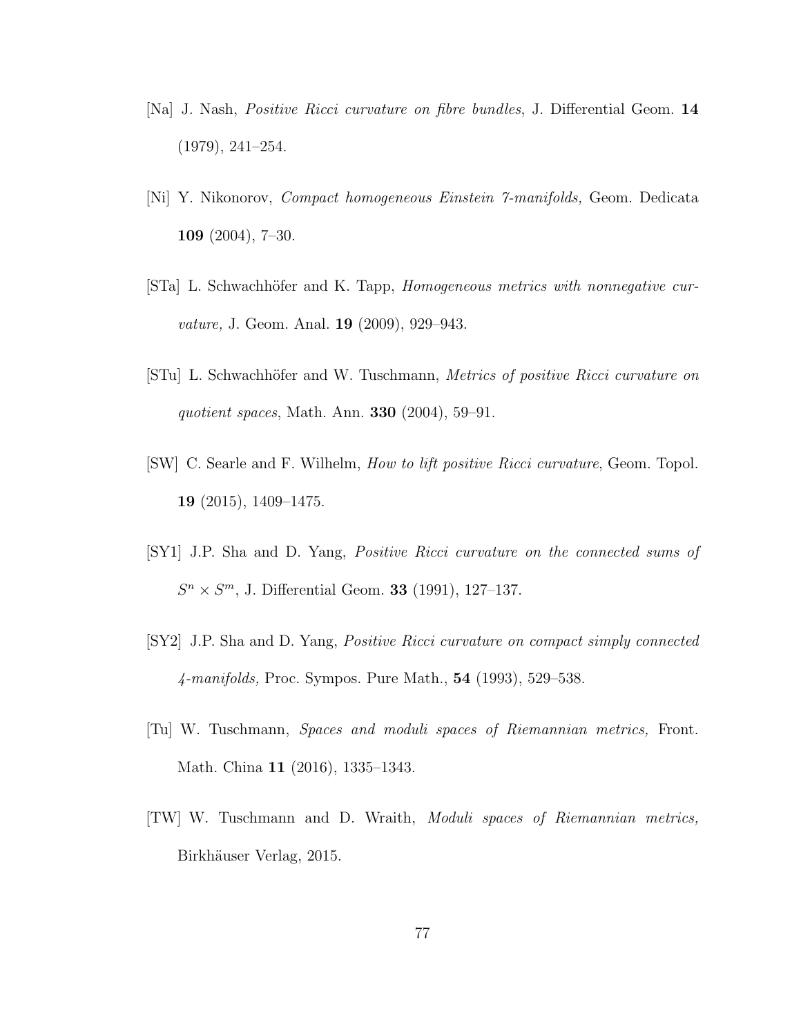[Na] J. Nash, *Positive Ricci curvature on fibre bundles*, J. Differential Geom. **14** (1979), 241–254.

[Ni] Y. Nikonorov, *Compact homogeneous Einstein 7-manifolds,* Geom. Dedicata **109** (2004), 7–30.

[STa] L. Schwachhöfer and K. Tapp, *Homogeneous metrics with nonnegative curvature,* J. Geom. Anal. **19** (2009), 929–943.

[STu] L. Schwachhöfer and W. Tuschmann, *Metrics of positive Ricci curvature on quotient spaces*, Math. Ann. **330** (2004), 59–91.

[SW] C. Searle and F. Wilhelm, *How to lift positive Ricci curvature*, Geom. Topol. **19** (2015), 1409–1475.

[SY1] J.P. Sha and D. Yang, *Positive Ricci curvature on the connected sums of* $S^n \times S^m$, J. Differential Geom. **33** (1991), 127–137.

[SY2] J.P. Sha and D. Yang, *Positive Ricci curvature on compact simply connected 4-manifolds,* Proc. Sympos. Pure Math., **54** (1993), 529–538.

[Tu] W. Tuschmann, *Spaces and moduli spaces of Riemannian metrics,* Front. Math. China **11** (2016), 1335–1343.

[TW] W. Tuschmann and D. Wraith, *Moduli spaces of Riemannian metrics,* Birkhäuser Verlag, 2015.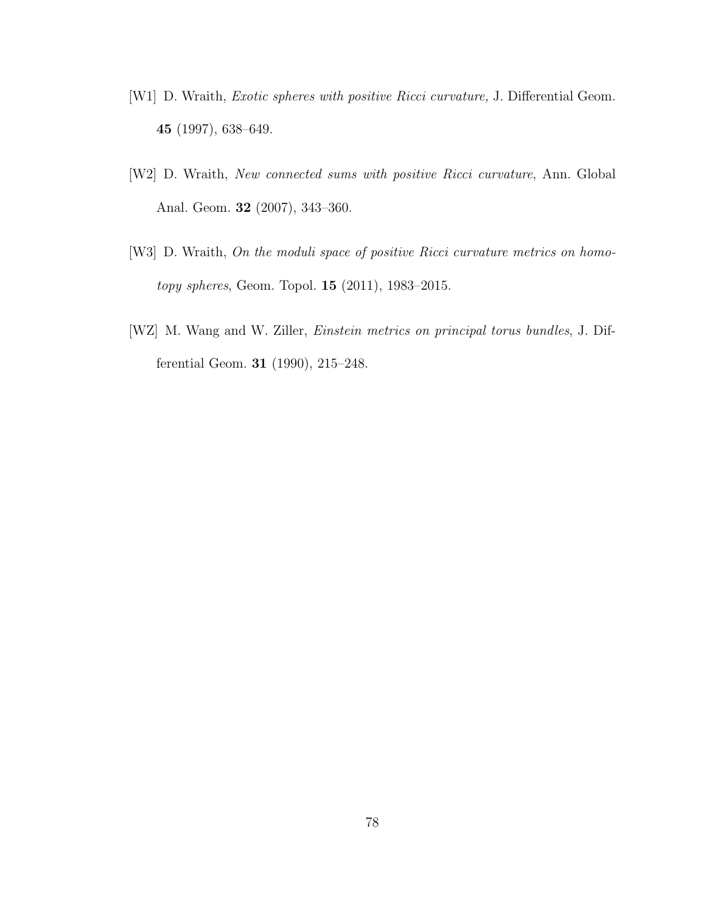[W1] D. Wraith, *Exotic spheres with positive Ricci curvature,* J. Differential Geom. **45** (1997), 638–649.

[W2] D. Wraith, *New connected sums with positive Ricci curvature*, Ann. Global Anal. Geom. **32** (2007), 343–360.

[W3] D. Wraith, *On the moduli space of positive Ricci curvature metrics on homotopy spheres*, Geom. Topol. **15** (2011), 1983–2015.

[WZ] M. Wang and W. Ziller, *Einstein metrics on principal torus bundles*, J. Differential Geom. **31** (1990), 215–248.